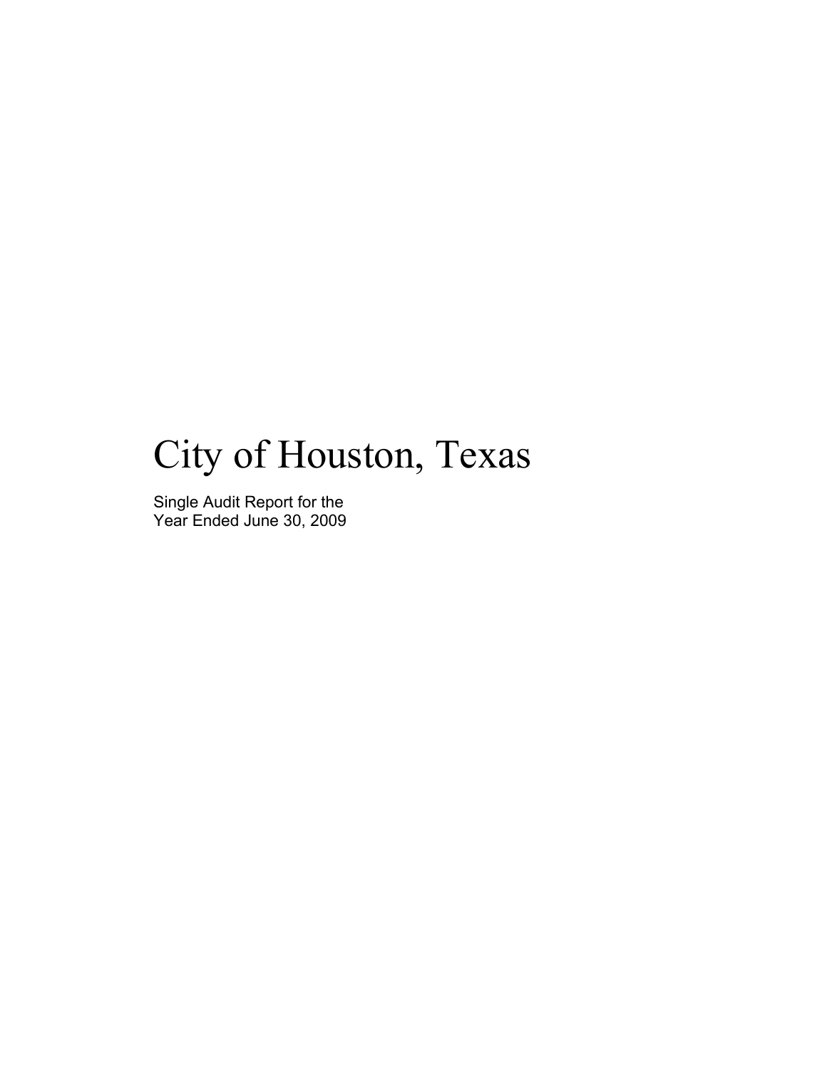# City of Houston, Texas

Single Audit Report for the
Year Ended June 30, 2009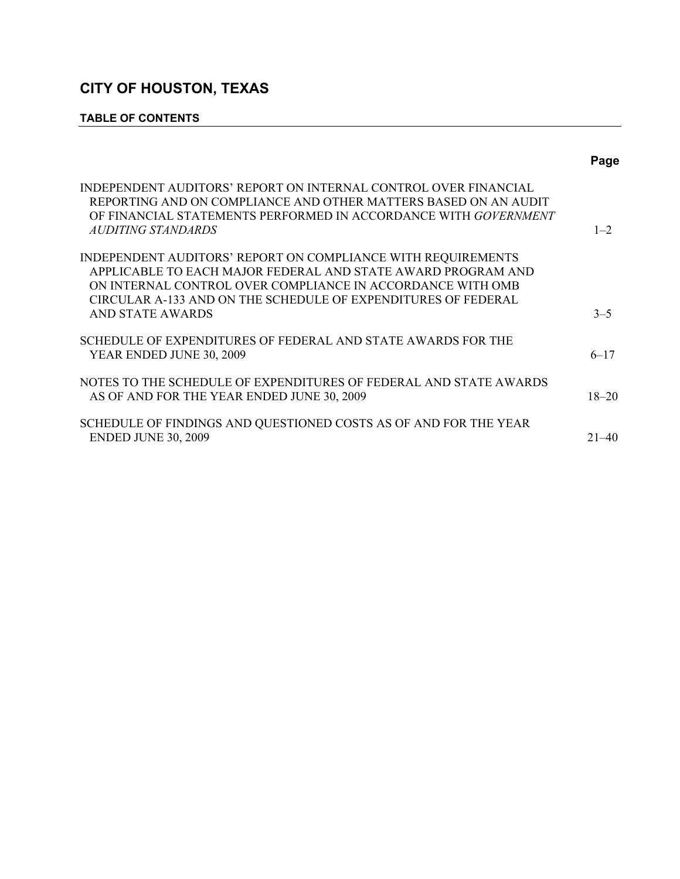# CITY OF HOUSTON, TEXAS

## TABLE OF CONTENTS

| | Page |
|---|---|
| INDEPENDENT AUDITORS' REPORT ON INTERNAL CONTROL OVER FINANCIAL REPORTING AND ON COMPLIANCE AND OTHER MATTERS BASED ON AN AUDIT OF FINANCIAL STATEMENTS PERFORMED IN ACCORDANCE WITH *GOVERNMENT AUDITING STANDARDS* | 1–2 |
| INDEPENDENT AUDITORS' REPORT ON COMPLIANCE WITH REQUIREMENTS APPLICABLE TO EACH MAJOR FEDERAL AND STATE AWARD PROGRAM AND ON INTERNAL CONTROL OVER COMPLIANCE IN ACCORDANCE WITH OMB CIRCULAR A-133 AND ON THE SCHEDULE OF EXPENDITURES OF FEDERAL AND STATE AWARDS | 3–5 |
| SCHEDULE OF EXPENDITURES OF FEDERAL AND STATE AWARDS FOR THE YEAR ENDED JUNE 30, 2009 | 6–17 |
| NOTES TO THE SCHEDULE OF EXPENDITURES OF FEDERAL AND STATE AWARDS AS OF AND FOR THE YEAR ENDED JUNE 30, 2009 | 18–20 |
| SCHEDULE OF FINDINGS AND QUESTIONED COSTS AS OF AND FOR THE YEAR ENDED JUNE 30, 2009 | 21–40 |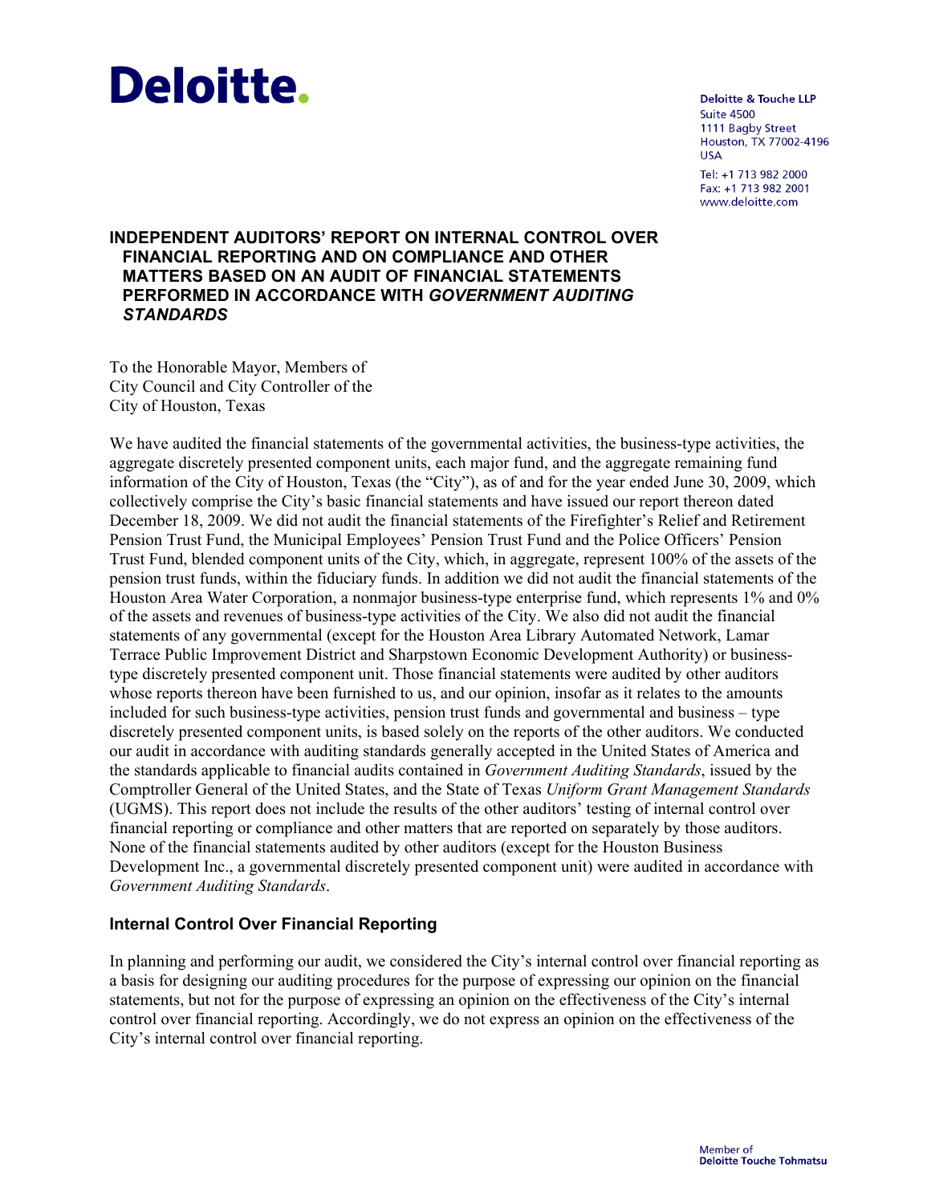Deloitte.

Deloitte & Touche LLP
Suite 4500
1111 Bagby Street
Houston, TX 77002-4196
USA

Tel: +1 713 982 2000
Fax: +1 713 982 2001
www.deloitte.com

## INDEPENDENT AUDITORS' REPORT ON INTERNAL CONTROL OVER FINANCIAL REPORTING AND ON COMPLIANCE AND OTHER MATTERS BASED ON AN AUDIT OF FINANCIAL STATEMENTS PERFORMED IN ACCORDANCE WITH *GOVERNMENT AUDITING STANDARDS*

To the Honorable Mayor, Members of
City Council and City Controller of the
City of Houston, Texas

We have audited the financial statements of the governmental activities, the business-type activities, the aggregate discretely presented component units, each major fund, and the aggregate remaining fund information of the City of Houston, Texas (the "City"), as of and for the year ended June 30, 2009, which collectively comprise the City's basic financial statements and have issued our report thereon dated December 18, 2009. We did not audit the financial statements of the Firefighter's Relief and Retirement Pension Trust Fund, the Municipal Employees' Pension Trust Fund and the Police Officers' Pension Trust Fund, blended component units of the City, which, in aggregate, represent 100% of the assets of the pension trust funds, within the fiduciary funds. In addition we did not audit the financial statements of the Houston Area Water Corporation, a nonmajor business-type enterprise fund, which represents 1% and 0% of the assets and revenues of business-type activities of the City. We also did not audit the financial statements of any governmental (except for the Houston Area Library Automated Network, Lamar Terrace Public Improvement District and Sharpstown Economic Development Authority) or business-type discretely presented component unit. Those financial statements were audited by other auditors whose reports thereon have been furnished to us, and our opinion, insofar as it relates to the amounts included for such business-type activities, pension trust funds and governmental and business – type discretely presented component units, is based solely on the reports of the other auditors. We conducted our audit in accordance with auditing standards generally accepted in the United States of America and the standards applicable to financial audits contained in *Government Auditing Standards*, issued by the Comptroller General of the United States, and the State of Texas *Uniform Grant Management Standards* (UGMS). This report does not include the results of the other auditors' testing of internal control over financial reporting or compliance and other matters that are reported on separately by those auditors. None of the financial statements audited by other auditors (except for the Houston Business Development Inc., a governmental discretely presented component unit) were audited in accordance with *Government Auditing Standards*.

### Internal Control Over Financial Reporting

In planning and performing our audit, we considered the City's internal control over financial reporting as a basis for designing our auditing procedures for the purpose of expressing our opinion on the financial statements, but not for the purpose of expressing an opinion on the effectiveness of the City's internal control over financial reporting. Accordingly, we do not express an opinion on the effectiveness of the City's internal control over financial reporting.

Member of
Deloitte Touche Tohmatsu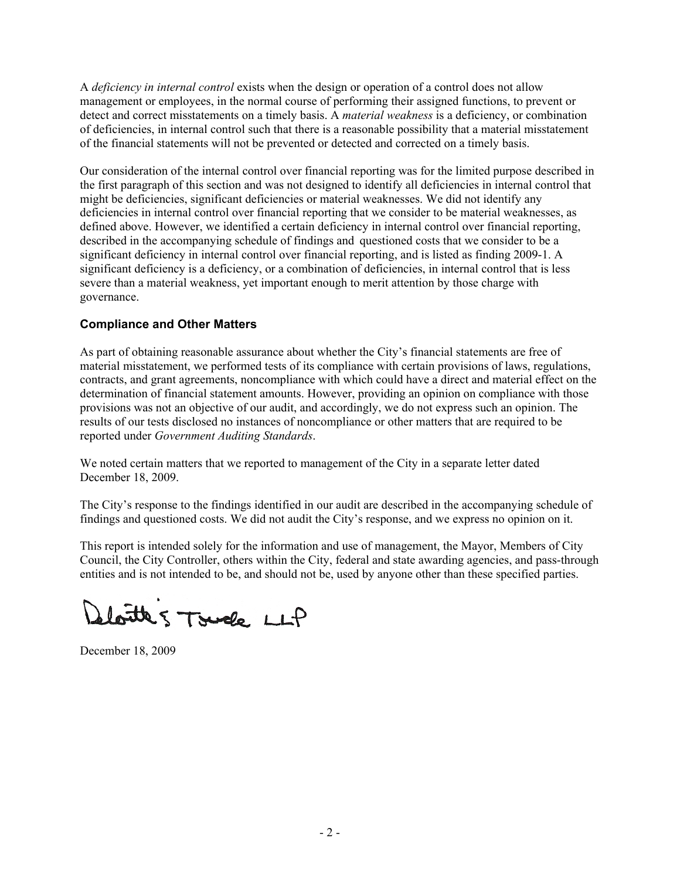A *deficiency in internal control* exists when the design or operation of a control does not allow management or employees, in the normal course of performing their assigned functions, to prevent or detect and correct misstatements on a timely basis. A *material weakness* is a deficiency, or combination of deficiencies, in internal control such that there is a reasonable possibility that a material misstatement of the financial statements will not be prevented or detected and corrected on a timely basis.

Our consideration of the internal control over financial reporting was for the limited purpose described in the first paragraph of this section and was not designed to identify all deficiencies in internal control that might be deficiencies, significant deficiencies or material weaknesses. We did not identify any deficiencies in internal control over financial reporting that we consider to be material weaknesses, as defined above. However, we identified a certain deficiency in internal control over financial reporting, described in the accompanying schedule of findings and questioned costs that we consider to be a significant deficiency in internal control over financial reporting, and is listed as finding 2009-1. A significant deficiency is a deficiency, or a combination of deficiencies, in internal control that is less severe than a material weakness, yet important enough to merit attention by those charge with governance.

## Compliance and Other Matters

As part of obtaining reasonable assurance about whether the City's financial statements are free of material misstatement, we performed tests of its compliance with certain provisions of laws, regulations, contracts, and grant agreements, noncompliance with which could have a direct and material effect on the determination of financial statement amounts. However, providing an opinion on compliance with those provisions was not an objective of our audit, and accordingly, we do not express such an opinion. The results of our tests disclosed no instances of noncompliance or other matters that are required to be reported under *Government Auditing Standards*.

We noted certain matters that we reported to management of the City in a separate letter dated December 18, 2009.

The City's response to the findings identified in our audit are described in the accompanying schedule of findings and questioned costs. We did not audit the City's response, and we express no opinion on it.

This report is intended solely for the information and use of management, the Mayor, Members of City Council, the City Controller, others within the City, federal and state awarding agencies, and pass-through entities and is not intended to be, and should not be, used by anyone other than these specified parties.

Deloitte & Touche LLP

December 18, 2009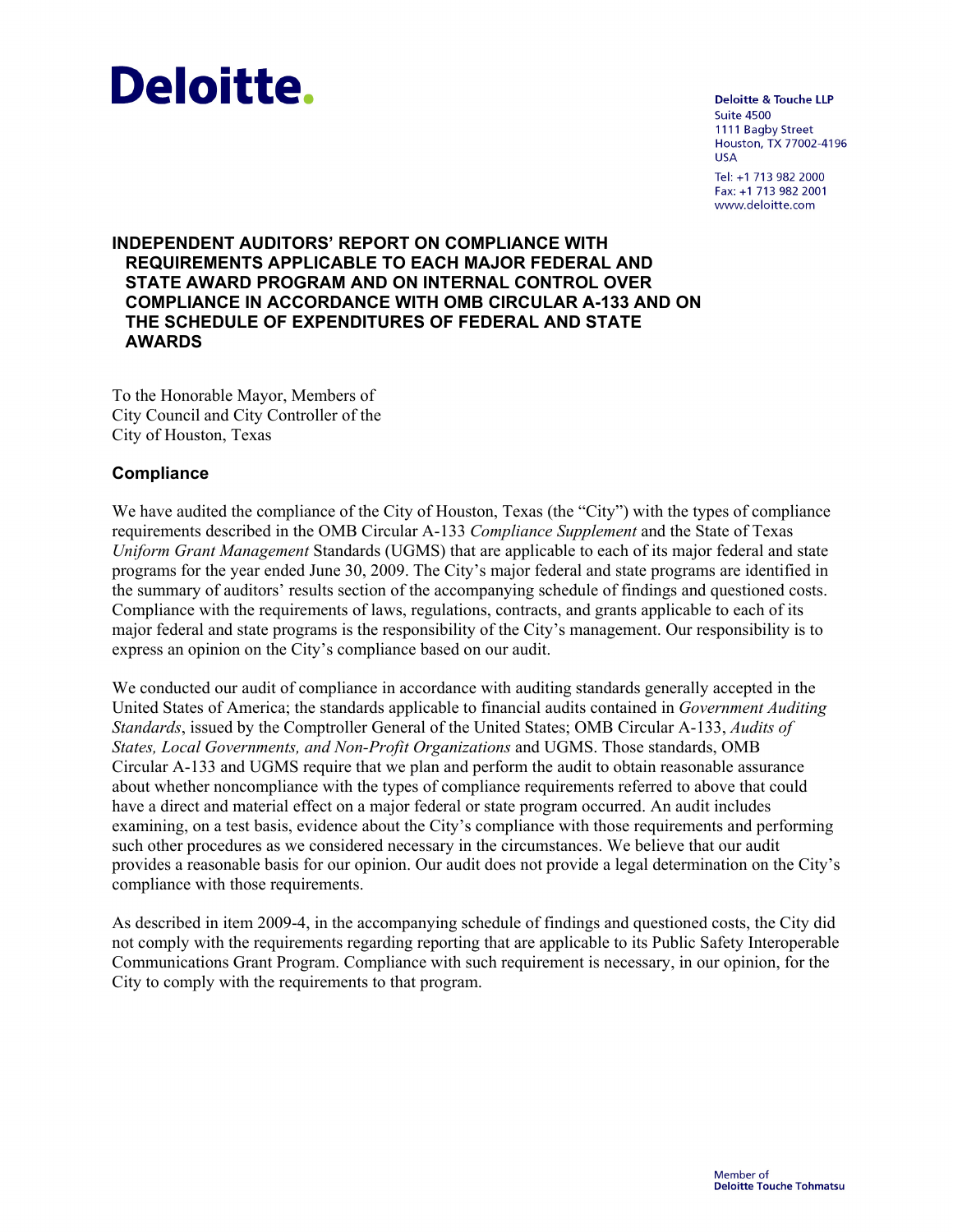**Deloitte.**

Deloitte & Touche LLP
Suite 4500
1111 Bagby Street
Houston, TX 77002-4196
USA

Tel: +1 713 982 2000
Fax: +1 713 982 2001
www.deloitte.com

# INDEPENDENT AUDITORS' REPORT ON COMPLIANCE WITH REQUIREMENTS APPLICABLE TO EACH MAJOR FEDERAL AND STATE AWARD PROGRAM AND ON INTERNAL CONTROL OVER COMPLIANCE IN ACCORDANCE WITH OMB CIRCULAR A-133 AND ON THE SCHEDULE OF EXPENDITURES OF FEDERAL AND STATE AWARDS

To the Honorable Mayor, Members of City Council and City Controller of the City of Houston, Texas

## Compliance

We have audited the compliance of the City of Houston, Texas (the "City") with the types of compliance requirements described in the OMB Circular A-133 *Compliance Supplement* and the State of Texas *Uniform Grant Management* Standards (UGMS) that are applicable to each of its major federal and state programs for the year ended June 30, 2009. The City's major federal and state programs are identified in the summary of auditors' results section of the accompanying schedule of findings and questioned costs. Compliance with the requirements of laws, regulations, contracts, and grants applicable to each of its major federal and state programs is the responsibility of the City's management. Our responsibility is to express an opinion on the City's compliance based on our audit.

We conducted our audit of compliance in accordance with auditing standards generally accepted in the United States of America; the standards applicable to financial audits contained in *Government Auditing Standards*, issued by the Comptroller General of the United States; OMB Circular A-133, *Audits of States, Local Governments, and Non-Profit Organizations* and UGMS. Those standards, OMB Circular A-133 and UGMS require that we plan and perform the audit to obtain reasonable assurance about whether noncompliance with the types of compliance requirements referred to above that could have a direct and material effect on a major federal or state program occurred. An audit includes examining, on a test basis, evidence about the City's compliance with those requirements and performing such other procedures as we considered necessary in the circumstances. We believe that our audit provides a reasonable basis for our opinion. Our audit does not provide a legal determination on the City's compliance with those requirements.

As described in item 2009-4, in the accompanying schedule of findings and questioned costs, the City did not comply with the requirements regarding reporting that are applicable to its Public Safety Interoperable Communications Grant Program. Compliance with such requirement is necessary, in our opinion, for the City to comply with the requirements to that program.

Member of
Deloitte Touche Tohmatsu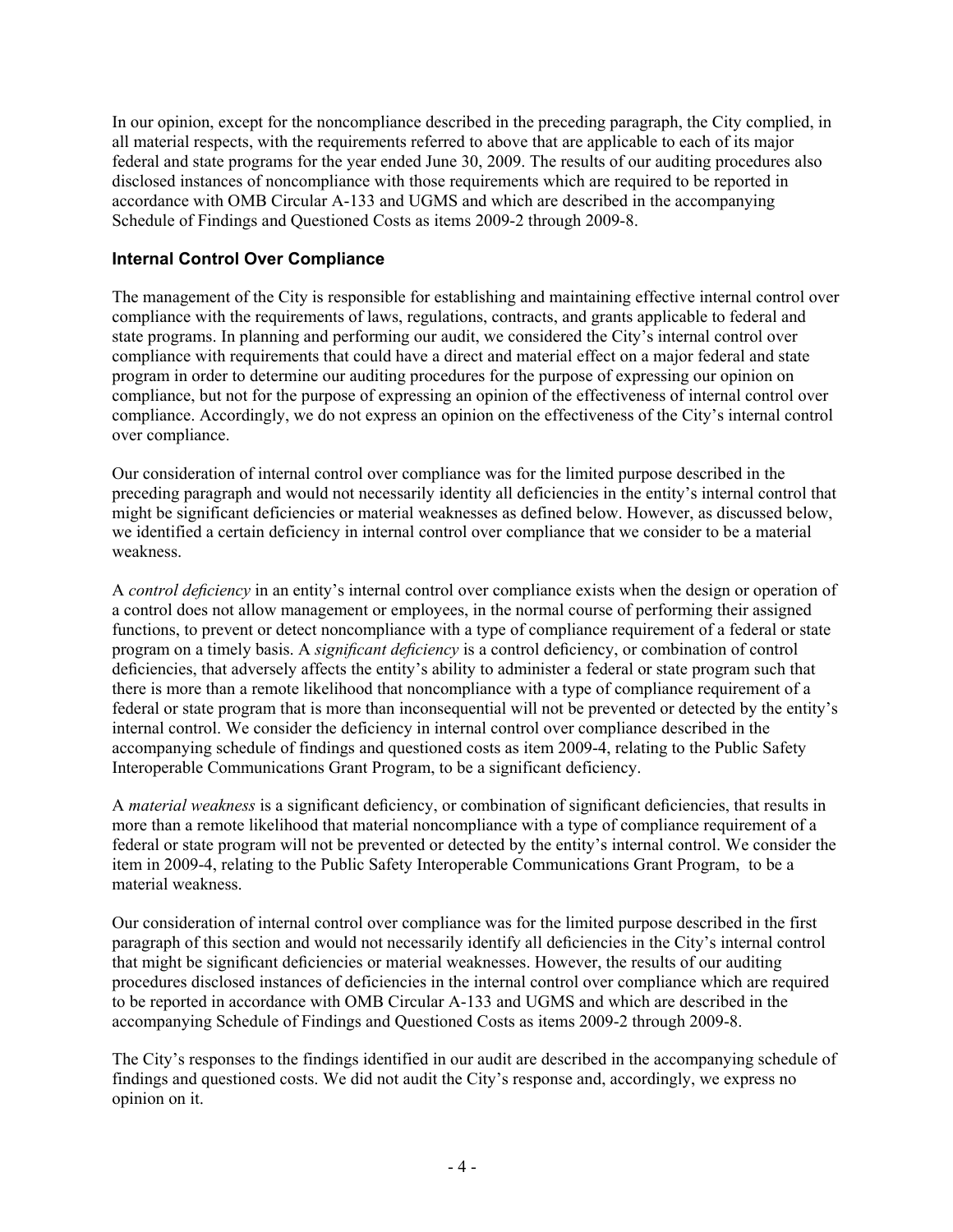In our opinion, except for the noncompliance described in the preceding paragraph, the City complied, in all material respects, with the requirements referred to above that are applicable to each of its major federal and state programs for the year ended June 30, 2009. The results of our auditing procedures also disclosed instances of noncompliance with those requirements which are required to be reported in accordance with OMB Circular A-133 and UGMS and which are described in the accompanying Schedule of Findings and Questioned Costs as items 2009-2 through 2009-8.

## Internal Control Over Compliance

The management of the City is responsible for establishing and maintaining effective internal control over compliance with the requirements of laws, regulations, contracts, and grants applicable to federal and state programs. In planning and performing our audit, we considered the City's internal control over compliance with requirements that could have a direct and material effect on a major federal and state program in order to determine our auditing procedures for the purpose of expressing our opinion on compliance, but not for the purpose of expressing an opinion of the effectiveness of internal control over compliance. Accordingly, we do not express an opinion on the effectiveness of the City's internal control over compliance.

Our consideration of internal control over compliance was for the limited purpose described in the preceding paragraph and would not necessarily identity all deficiencies in the entity's internal control that might be significant deficiencies or material weaknesses as defined below. However, as discussed below, we identified a certain deficiency in internal control over compliance that we consider to be a material weakness.

A *control deficiency* in an entity's internal control over compliance exists when the design or operation of a control does not allow management or employees, in the normal course of performing their assigned functions, to prevent or detect noncompliance with a type of compliance requirement of a federal or state program on a timely basis. A *significant deficiency* is a control deficiency, or combination of control deficiencies, that adversely affects the entity's ability to administer a federal or state program such that there is more than a remote likelihood that noncompliance with a type of compliance requirement of a federal or state program that is more than inconsequential will not be prevented or detected by the entity's internal control. We consider the deficiency in internal control over compliance described in the accompanying schedule of findings and questioned costs as item 2009-4, relating to the Public Safety Interoperable Communications Grant Program, to be a significant deficiency.

A *material weakness* is a significant deficiency, or combination of significant deficiencies, that results in more than a remote likelihood that material noncompliance with a type of compliance requirement of a federal or state program will not be prevented or detected by the entity's internal control. We consider the item in 2009-4, relating to the Public Safety Interoperable Communications Grant Program, to be a material weakness.

Our consideration of internal control over compliance was for the limited purpose described in the first paragraph of this section and would not necessarily identify all deficiencies in the City's internal control that might be significant deficiencies or material weaknesses. However, the results of our auditing procedures disclosed instances of deficiencies in the internal control over compliance which are required to be reported in accordance with OMB Circular A-133 and UGMS and which are described in the accompanying Schedule of Findings and Questioned Costs as items 2009-2 through 2009-8.

The City's responses to the findings identified in our audit are described in the accompanying schedule of findings and questioned costs. We did not audit the City's response and, accordingly, we express no opinion on it.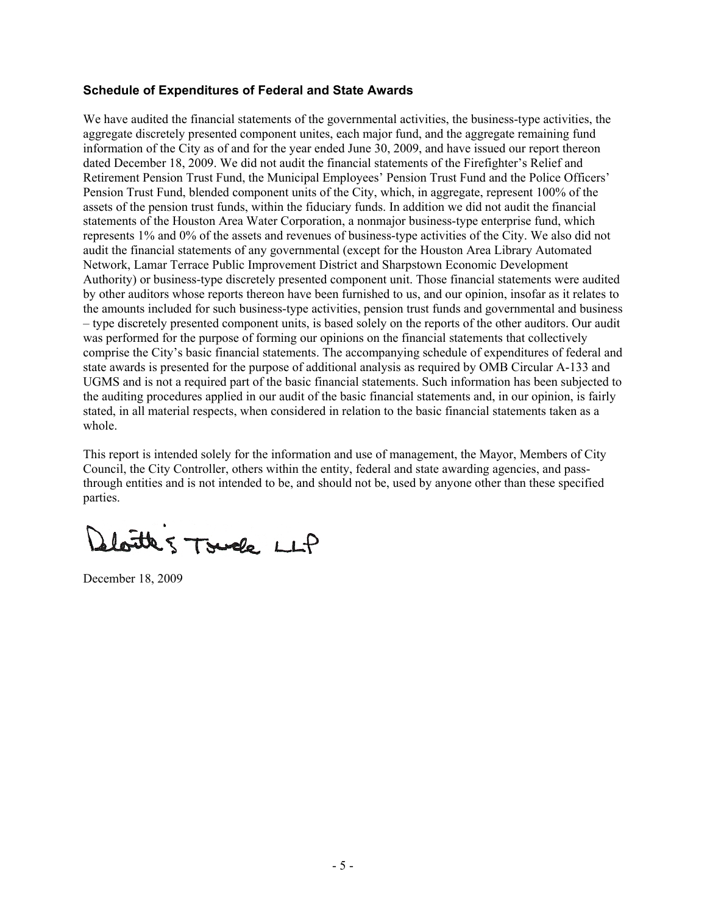### Schedule of Expenditures of Federal and State Awards

We have audited the financial statements of the governmental activities, the business-type activities, the aggregate discretely presented component unites, each major fund, and the aggregate remaining fund information of the City as of and for the year ended June 30, 2009, and have issued our report thereon dated December 18, 2009. We did not audit the financial statements of the Firefighter's Relief and Retirement Pension Trust Fund, the Municipal Employees' Pension Trust Fund and the Police Officers' Pension Trust Fund, blended component units of the City, which, in aggregate, represent 100% of the assets of the pension trust funds, within the fiduciary funds. In addition we did not audit the financial statements of the Houston Area Water Corporation, a nonmajor business-type enterprise fund, which represents 1% and 0% of the assets and revenues of business-type activities of the City. We also did not audit the financial statements of any governmental (except for the Houston Area Library Automated Network, Lamar Terrace Public Improvement District and Sharpstown Economic Development Authority) or business-type discretely presented component unit. Those financial statements were audited by other auditors whose reports thereon have been furnished to us, and our opinion, insofar as it relates to the amounts included for such business-type activities, pension trust funds and governmental and business – type discretely presented component units, is based solely on the reports of the other auditors. Our audit was performed for the purpose of forming our opinions on the financial statements that collectively comprise the City's basic financial statements. The accompanying schedule of expenditures of federal and state awards is presented for the purpose of additional analysis as required by OMB Circular A-133 and UGMS and is not a required part of the basic financial statements. Such information has been subjected to the auditing procedures applied in our audit of the basic financial statements and, in our opinion, is fairly stated, in all material respects, when considered in relation to the basic financial statements taken as a whole.

This report is intended solely for the information and use of management, the Mayor, Members of City Council, the City Controller, others within the entity, federal and state awarding agencies, and pass-through entities and is not intended to be, and should not be, used by anyone other than these specified parties.

Deloitte & Touche LLP

December 18, 2009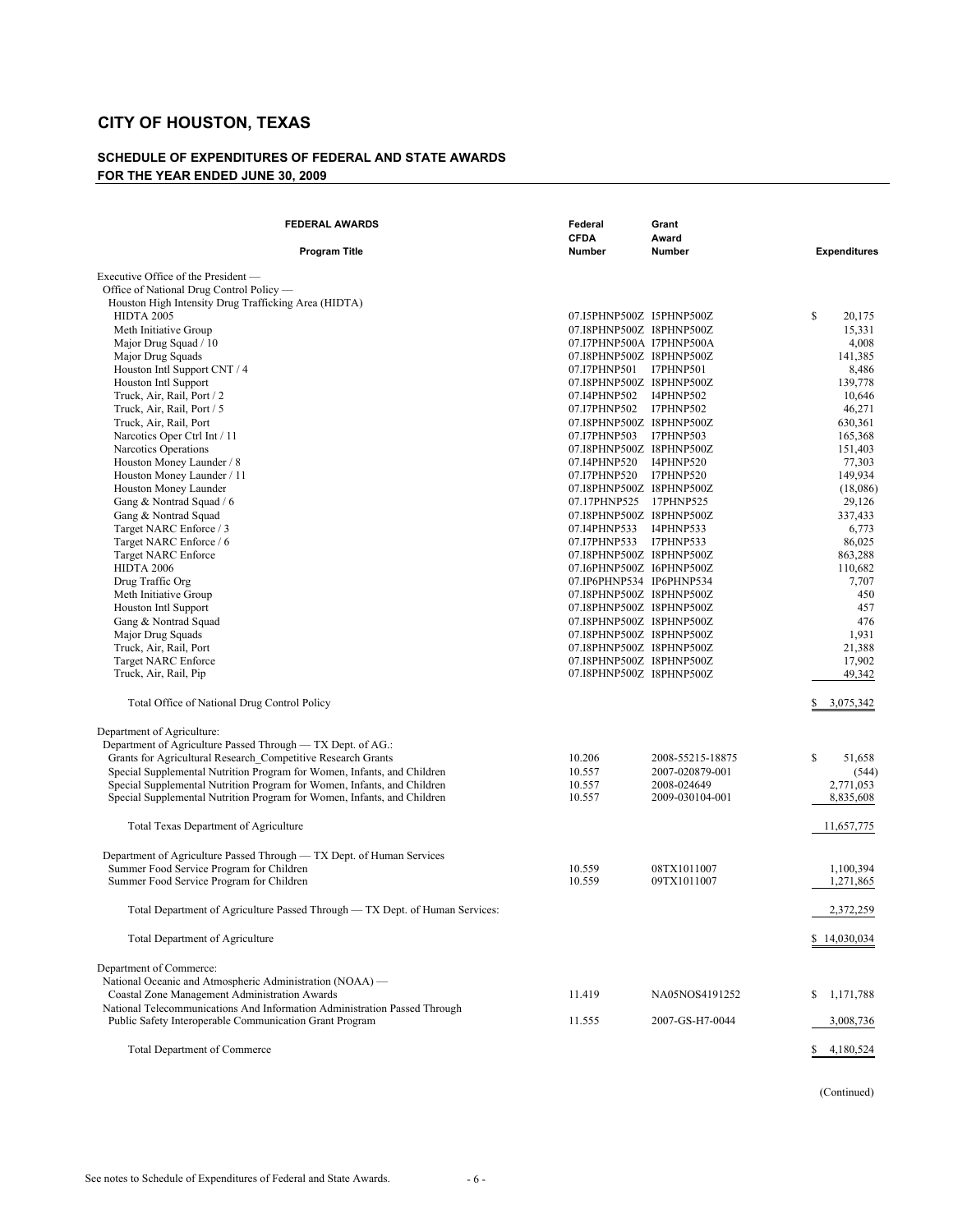# CITY OF HOUSTON, TEXAS

## SCHEDULE OF EXPENDITURES OF FEDERAL AND STATE AWARDS
## FOR THE YEAR ENDED JUNE 30, 2009

| FEDERAL AWARDS<br>Program Title | Federal CFDA Number | Grant Award Number | Expenditures |
|---|---|---|---|
| Executive Office of the President — | | | |
| Office of National Drug Control Policy — | | | |
| Houston High Intensity Drug Trafficking Area (HIDTA) | | | |
| HIDTA 2005 | 07.I5PHNP500Z | I5PHNP500Z | $ 20,175 |
| Meth Initiative Group | 07.I8PHNP500Z | I8PHNP500Z | 15,331 |
| Major Drug Squad / 10 | 07.I7PHNP500A | I7PHNP500A | 4,008 |
| Major Drug Squads | 07.I8PHNP500Z | I8PHNP500Z | 141,385 |
| Houston Intl Support CNT / 4 | 07.I7PHNP501 | I7PHNP501 | 8,486 |
| Houston Intl Support | 07.I8PHNP500Z | I8PHNP500Z | 139,778 |
| Truck, Air, Rail, Port / 2 | 07.I4PHNP502 | I4PHNP502 | 10,646 |
| Truck, Air, Rail, Port / 5 | 07.I7PHNP502 | I7PHNP502 | 46,271 |
| Truck, Air, Rail, Port | 07.I8PHNP500Z | I8PHNP500Z | 630,361 |
| Narcotics Oper Ctrl Int / 11 | 07.I7PHNP503 | I7PHNP503 | 165,368 |
| Narcotics Operations | 07.I8PHNP500Z | I8PHNP500Z | 151,403 |
| Houston Money Launder / 8 | 07.I4PHNP520 | I4PHNP520 | 77,303 |
| Houston Money Launder / 11 | 07.I7PHNP520 | I7PHNP520 | 149,934 |
| Houston Money Launder | 07.I8PHNP500Z | I8PHNP500Z | (18,086) |
| Gang & Nontrad Squad / 6 | 07.17PHNP525 | 17PHNP525 | 29,126 |
| Gang & Nontrad Squad | 07.I8PHNP500Z | I8PHNP500Z | 337,433 |
| Target NARC Enforce / 3 | 07.I4PHNP533 | I4PHNP533 | 6,773 |
| Target NARC Enforce / 6 | 07.I7PHNP533 | I7PHNP533 | 86,025 |
| Target NARC Enforce | 07.I8PHNP500Z | I8PHNP500Z | 863,288 |
| HIDTA 2006 | 07.I6PHNP500Z | I6PHNP500Z | 110,682 |
| Drug Traffic Org | 07.IP6PHNP534 | IP6PHNP534 | 7,707 |
| Meth Initiative Group | 07.I8PHNP500Z | I8PHNP500Z | 450 |
| Houston Intl Support | 07.I8PHNP500Z | I8PHNP500Z | 457 |
| Gang & Nontrad Squad | 07.I8PHNP500Z | I8PHNP500Z | 476 |
| Major Drug Squads | 07.I8PHNP500Z | I8PHNP500Z | 1,931 |
| Truck, Air, Rail, Port | 07.I8PHNP500Z | I8PHNP500Z | 21,388 |
| Target NARC Enforce | 07.I8PHNP500Z | I8PHNP500Z | 17,902 |
| Truck, Air, Rail, Pip | 07.I8PHNP500Z | I8PHNP500Z | 49,342 |
| Total Office of National Drug Control Policy | | | $ 3,075,342 |
| Department of Agriculture: | | | |
| Department of Agriculture Passed Through — TX Dept. of AG.: | | | |
| Grants for Agricultural Research_Competitive Research Grants | 10.206 | 2008-55215-18875 | $ 51,658 |
| Special Supplemental Nutrition Program for Women, Infants, and Children | 10.557 | 2007-020879-001 | (544) |
| Special Supplemental Nutrition Program for Women, Infants, and Children | 10.557 | 2008-024649 | 2,771,053 |
| Special Supplemental Nutrition Program for Women, Infants, and Children | 10.557 | 2009-030104-001 | 8,835,608 |
| Total Texas Department of Agriculture | | | 11,657,775 |
| Department of Agriculture Passed Through — TX Dept. of Human Services | | | |
| Summer Food Service Program for Children | 10.559 | 08TX1011007 | 1,100,394 |
| Summer Food Service Program for Children | 10.559 | 09TX1011007 | 1,271,865 |
| Total Department of Agriculture Passed Through — TX Dept. of Human Services: | | | 2,372,259 |
| Total Department of Agriculture | | | $ 14,030,034 |
| Department of Commerce: | | | |
| National Oceanic and Atmospheric Administration (NOAA) — | | | |
| Coastal Zone Management Administration Awards | 11.419 | NA05NOS4191252 | $ 1,171,788 |
| National Telecommunications And Information Administration Passed Through | | | |
| Public Safety Interoperable Communication Grant Program | 11.555 | 2007-GS-H7-0044 | 3,008,736 |
| Total Department of Commerce | | | $ 4,180,524 |

(Continued)

See notes to Schedule of Expenditures of Federal and State Awards.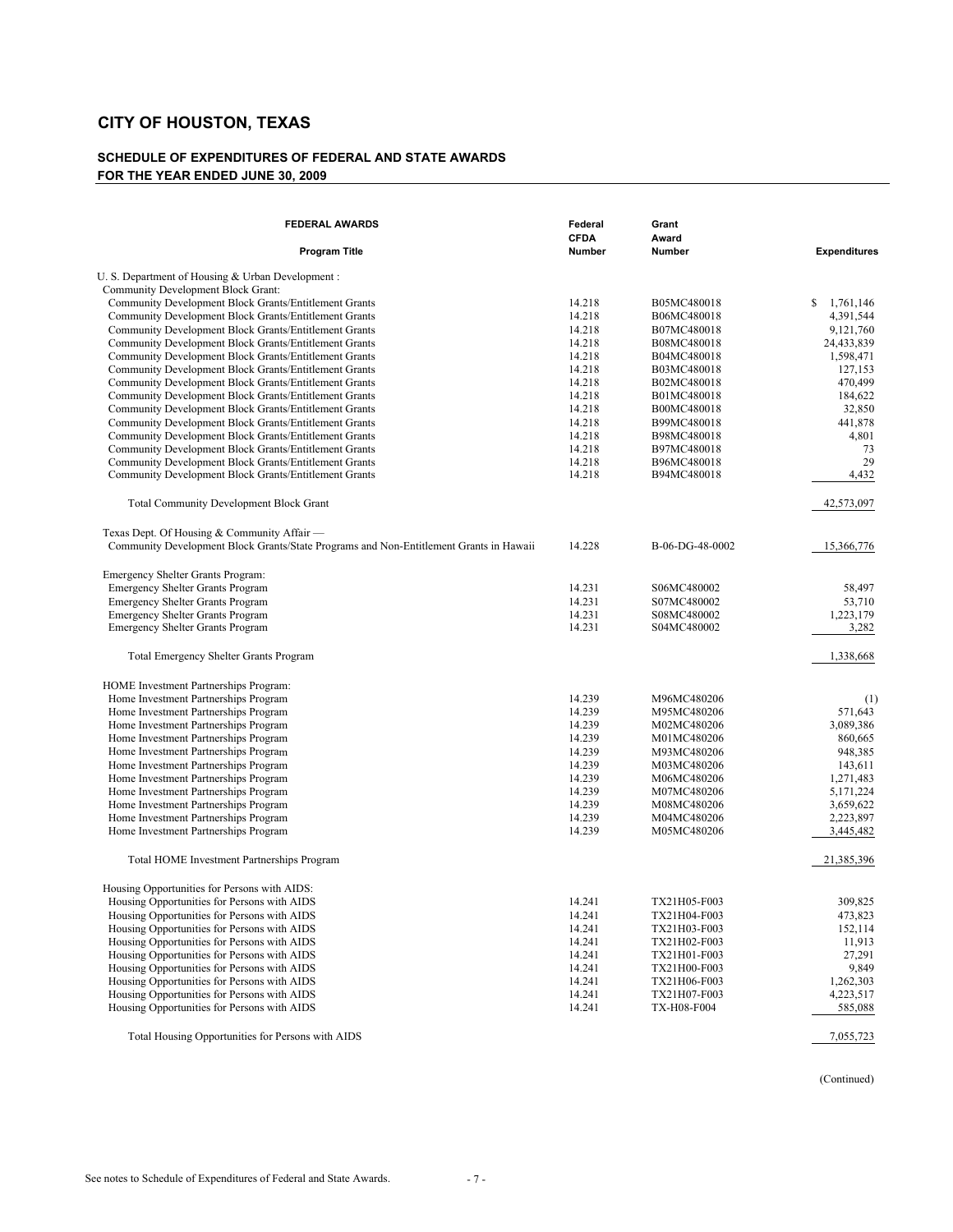# CITY OF HOUSTON, TEXAS

## SCHEDULE OF EXPENDITURES OF FEDERAL AND STATE AWARDS
## FOR THE YEAR ENDED JUNE 30, 2009

| FEDERAL AWARDS<br>Program Title | Federal CFDA Number | Grant Award Number | Expenditures |
|---|---|---|---|
| U. S. Department of Housing & Urban Development : | | | |
| Community Development Block Grant: | | | |
| Community Development Block Grants/Entitlement Grants | 14.218 | B05MC480018 | $ 1,761,146 |
| Community Development Block Grants/Entitlement Grants | 14.218 | B06MC480018 | 4,391,544 |
| Community Development Block Grants/Entitlement Grants | 14.218 | B07MC480018 | 9,121,760 |
| Community Development Block Grants/Entitlement Grants | 14.218 | B08MC480018 | 24,433,839 |
| Community Development Block Grants/Entitlement Grants | 14.218 | B04MC480018 | 1,598,471 |
| Community Development Block Grants/Entitlement Grants | 14.218 | B03MC480018 | 127,153 |
| Community Development Block Grants/Entitlement Grants | 14.218 | B02MC480018 | 470,499 |
| Community Development Block Grants/Entitlement Grants | 14.218 | B01MC480018 | 184,622 |
| Community Development Block Grants/Entitlement Grants | 14.218 | B00MC480018 | 32,850 |
| Community Development Block Grants/Entitlement Grants | 14.218 | B99MC480018 | 441,878 |
| Community Development Block Grants/Entitlement Grants | 14.218 | B98MC480018 | 4,801 |
| Community Development Block Grants/Entitlement Grants | 14.218 | B97MC480018 | 73 |
| Community Development Block Grants/Entitlement Grants | 14.218 | B96MC480018 | 29 |
| Community Development Block Grants/Entitlement Grants | 14.218 | B94MC480018 | 4,432 |
| Total Community Development Block Grant | | | 42,573,097 |
| Texas Dept. Of Housing & Community Affair — | | | |
| Community Development Block Grants/State Programs and Non-Entitlement Grants in Hawaii | 14.228 | B-06-DG-48-0002 | 15,366,776 |
| Emergency Shelter Grants Program: | | | |
| Emergency Shelter Grants Program | 14.231 | S06MC480002 | 58,497 |
| Emergency Shelter Grants Program | 14.231 | S07MC480002 | 53,710 |
| Emergency Shelter Grants Program | 14.231 | S08MC480002 | 1,223,179 |
| Emergency Shelter Grants Program | 14.231 | S04MC480002 | 3,282 |
| Total Emergency Shelter Grants Program | | | 1,338,668 |
| HOME Investment Partnerships Program: | | | |
| Home Investment Partnerships Program | 14.239 | M96MC480206 | (1) |
| Home Investment Partnerships Program | 14.239 | M95MC480206 | 571,643 |
| Home Investment Partnerships Program | 14.239 | M02MC480206 | 3,089,386 |
| Home Investment Partnerships Program | 14.239 | M01MC480206 | 860,665 |
| Home Investment Partnerships Program | 14.239 | M93MC480206 | 948,385 |
| Home Investment Partnerships Program | 14.239 | M03MC480206 | 143,611 |
| Home Investment Partnerships Program | 14.239 | M06MC480206 | 1,271,483 |
| Home Investment Partnerships Program | 14.239 | M07MC480206 | 5,171,224 |
| Home Investment Partnerships Program | 14.239 | M08MC480206 | 3,659,622 |
| Home Investment Partnerships Program | 14.239 | M04MC480206 | 2,223,897 |
| Home Investment Partnerships Program | 14.239 | M05MC480206 | 3,445,482 |
| Total HOME Investment Partnerships Program | | | 21,385,396 |
| Housing Opportunities for Persons with AIDS: | | | |
| Housing Opportunities for Persons with AIDS | 14.241 | TX21H05-F003 | 309,825 |
| Housing Opportunities for Persons with AIDS | 14.241 | TX21H04-F003 | 473,823 |
| Housing Opportunities for Persons with AIDS | 14.241 | TX21H03-F003 | 152,114 |
| Housing Opportunities for Persons with AIDS | 14.241 | TX21H02-F003 | 11,913 |
| Housing Opportunities for Persons with AIDS | 14.241 | TX21H01-F003 | 27,291 |
| Housing Opportunities for Persons with AIDS | 14.241 | TX21H00-F003 | 9,849 |
| Housing Opportunities for Persons with AIDS | 14.241 | TX21H06-F003 | 1,262,303 |
| Housing Opportunities for Persons with AIDS | 14.241 | TX21H07-F003 | 4,223,517 |
| Housing Opportunities for Persons with AIDS | 14.241 | TX-H08-F004 | 585,088 |
| Total Housing Opportunities for Persons with AIDS | | | 7,055,723 |

(Continued)

See notes to Schedule of Expenditures of Federal and State Awards.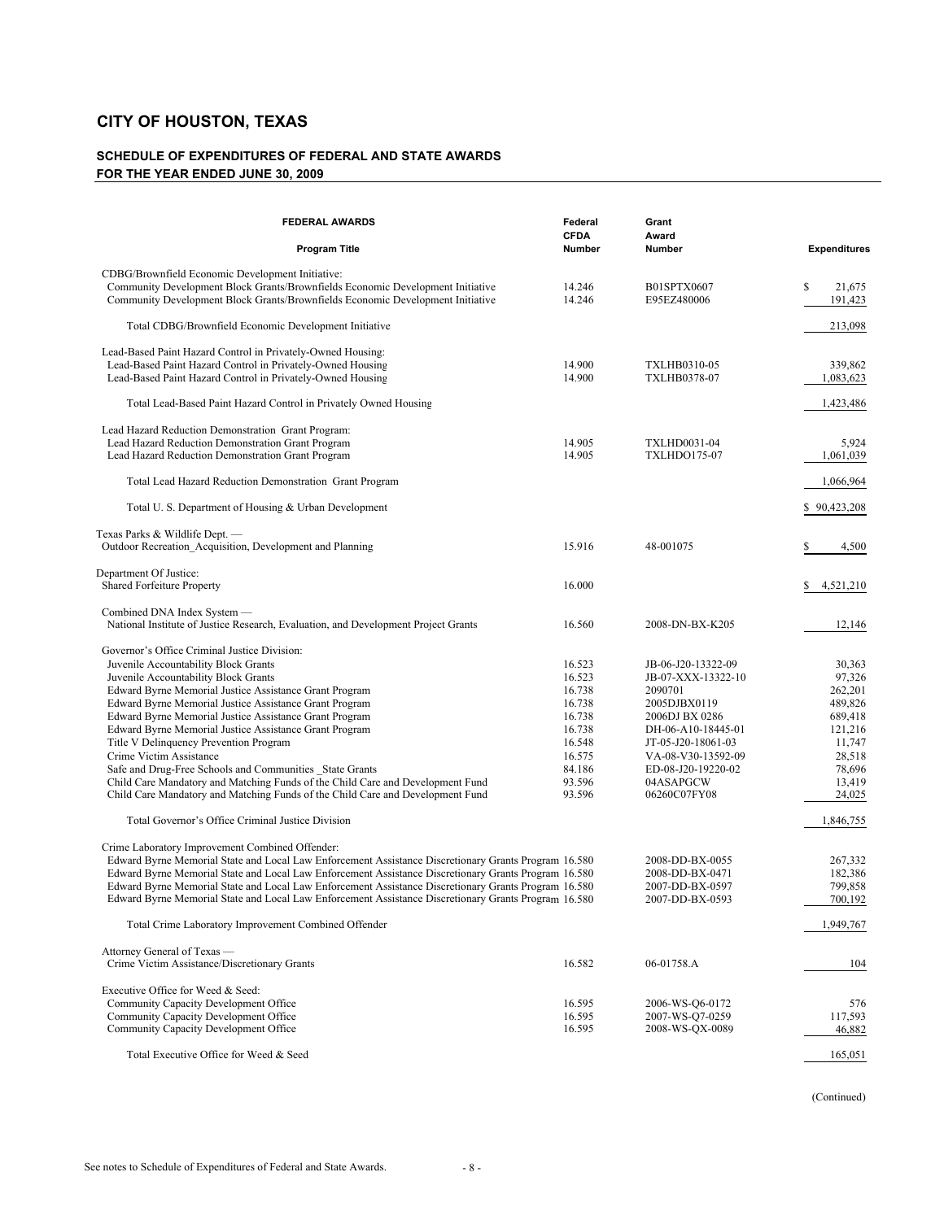# CITY OF HOUSTON, TEXAS

## SCHEDULE OF EXPENDITURES OF FEDERAL AND STATE AWARDS
## FOR THE YEAR ENDED JUNE 30, 2009

| FEDERAL AWARDS<br>Program Title | Federal CFDA Number | Grant Award Number | Expenditures |
|---|---|---|---|
| CDBG/Brownfield Economic Development Initiative: | | | |
| Community Development Block Grants/Brownfields Economic Development Initiative | 14.246 | B01SPTX0607 | $ 21,675 |
| Community Development Block Grants/Brownfields Economic Development Initiative | 14.246 | E95EZ480006 | 191,423 |
| Total CDBG/Brownfield Economic Development Initiative | | | 213,098 |
| Lead-Based Paint Hazard Control in Privately-Owned Housing: | | | |
| Lead-Based Paint Hazard Control in Privately-Owned Housing | 14.900 | TXLHB0310-05 | 339,862 |
| Lead-Based Paint Hazard Control in Privately-Owned Housing | 14.900 | TXLHB0378-07 | 1,083,623 |
| Total Lead-Based Paint Hazard Control in Privately Owned Housing | | | 1,423,486 |
| Lead Hazard Reduction Demonstration Grant Program: | | | |
| Lead Hazard Reduction Demonstration Grant Program | 14.905 | TXLHD0031-04 | 5,924 |
| Lead Hazard Reduction Demonstration Grant Program | 14.905 | TXLHDO175-07 | 1,061,039 |
| Total Lead Hazard Reduction Demonstration Grant Program | | | 1,066,964 |
| Total U. S. Department of Housing & Urban Development | | | $ 90,423,208 |
| Texas Parks & Wildlife Dept. — | | | |
| Outdoor Recreation_Acquisition, Development and Planning | 15.916 | 48-001075 | $ 4,500 |
| Department Of Justice: | | | |
| Shared Forfeiture Property | 16.000 | | $ 4,521,210 |
| Combined DNA Index System — | | | |
| National Institute of Justice Research, Evaluation, and Development Project Grants | 16.560 | 2008-DN-BX-K205 | 12,146 |
| Governor's Office Criminal Justice Division: | | | |
| Juvenile Accountability Block Grants | 16.523 | JB-06-J20-13322-09 | 30,363 |
| Juvenile Accountability Block Grants | 16.523 | JB-07-XXX-13322-10 | 97,326 |
| Edward Byrne Memorial Justice Assistance Grant Program | 16.738 | 2090701 | 262,201 |
| Edward Byrne Memorial Justice Assistance Grant Program | 16.738 | 2005DJBX0119 | 489,826 |
| Edward Byrne Memorial Justice Assistance Grant Program | 16.738 | 2006DJ BX 0286 | 689,418 |
| Edward Byrne Memorial Justice Assistance Grant Program | 16.738 | DH-06-A10-18445-01 | 121,216 |
| Title V Delinquency Prevention Program | 16.548 | JT-05-J20-18061-03 | 11,747 |
| Crime Victim Assistance | 16.575 | VA-08-V30-13592-09 | 28,518 |
| Safe and Drug-Free Schools and Communities _State Grants | 84.186 | ED-08-J20-19220-02 | 78,696 |
| Child Care Mandatory and Matching Funds of the Child Care and Development Fund | 93.596 | 04ASAPGCW | 13,419 |
| Child Care Mandatory and Matching Funds of the Child Care and Development Fund | 93.596 | 06260C07FY08 | 24,025 |
| Total Governor's Office Criminal Justice Division | | | 1,846,755 |
| Crime Laboratory Improvement Combined Offender: | | | |
| Edward Byrne Memorial State and Local Law Enforcement Assistance Discretionary Grants Program | 16.580 | 2008-DD-BX-0055 | 267,332 |
| Edward Byrne Memorial State and Local Law Enforcement Assistance Discretionary Grants Program | 16.580 | 2008-DD-BX-0471 | 182,386 |
| Edward Byrne Memorial State and Local Law Enforcement Assistance Discretionary Grants Program | 16.580 | 2007-DD-BX-0597 | 799,858 |
| Edward Byrne Memorial State and Local Law Enforcement Assistance Discretionary Grants Program | 16.580 | 2007-DD-BX-0593 | 700,192 |
| Total Crime Laboratory Improvement Combined Offender | | | 1,949,767 |
| Attorney General of Texas — | | | |
| Crime Victim Assistance/Discretionary Grants | 16.582 | 06-01758.A | 104 |
| Executive Office for Weed & Seed: | | | |
| Community Capacity Development Office | 16.595 | 2006-WS-Q6-0172 | 576 |
| Community Capacity Development Office | 16.595 | 2007-WS-Q7-0259 | 117,593 |
| Community Capacity Development Office | 16.595 | 2008-WS-QX-0089 | 46,882 |
| Total Executive Office for Weed & Seed | | | 165,051 |

(Continued)

See notes to Schedule of Expenditures of Federal and State Awards.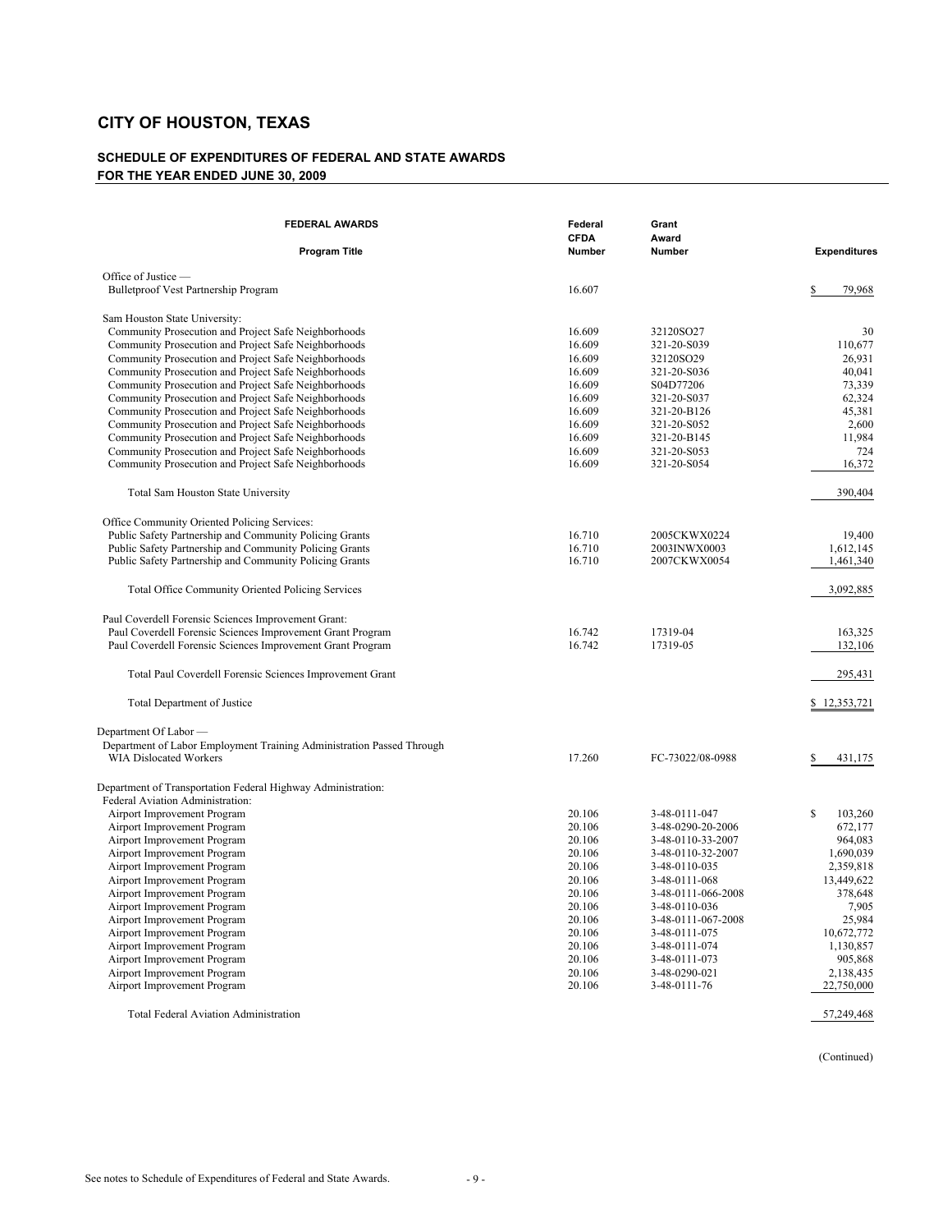# CITY OF HOUSTON, TEXAS

## SCHEDULE OF EXPENDITURES OF FEDERAL AND STATE AWARDS
## FOR THE YEAR ENDED JUNE 30, 2009

| FEDERAL AWARDS<br>Program Title | Federal CFDA Number | Grant Award Number | Expenditures |
|---|---|---|---|
| Office of Justice — | | | |
| Bulletproof Vest Partnership Program | 16.607 | | $ 79,968 |
| Sam Houston State University: | | | |
| Community Prosecution and Project Safe Neighborhoods | 16.609 | 32120SO27 | 30 |
| Community Prosecution and Project Safe Neighborhoods | 16.609 | 321-20-S039 | 110,677 |
| Community Prosecution and Project Safe Neighborhoods | 16.609 | 32120SO29 | 26,931 |
| Community Prosecution and Project Safe Neighborhoods | 16.609 | 321-20-S036 | 40,041 |
| Community Prosecution and Project Safe Neighborhoods | 16.609 | S04D77206 | 73,339 |
| Community Prosecution and Project Safe Neighborhoods | 16.609 | 321-20-S037 | 62,324 |
| Community Prosecution and Project Safe Neighborhoods | 16.609 | 321-20-B126 | 45,381 |
| Community Prosecution and Project Safe Neighborhoods | 16.609 | 321-20-S052 | 2,600 |
| Community Prosecution and Project Safe Neighborhoods | 16.609 | 321-20-B145 | 11,984 |
| Community Prosecution and Project Safe Neighborhoods | 16.609 | 321-20-S053 | 724 |
| Community Prosecution and Project Safe Neighborhoods | 16.609 | 321-20-S054 | 16,372 |
| Total Sam Houston State University | | | 390,404 |
| Office Community Oriented Policing Services: | | | |
| Public Safety Partnership and Community Policing Grants | 16.710 | 2005CKWX0224 | 19,400 |
| Public Safety Partnership and Community Policing Grants | 16.710 | 2003INWX0003 | 1,612,145 |
| Public Safety Partnership and Community Policing Grants | 16.710 | 2007CKWX0054 | 1,461,340 |
| Total Office Community Oriented Policing Services | | | 3,092,885 |
| Paul Coverdell Forensic Sciences Improvement Grant: | | | |
| Paul Coverdell Forensic Sciences Improvement Grant Program | 16.742 | 17319-04 | 163,325 |
| Paul Coverdell Forensic Sciences Improvement Grant Program | 16.742 | 17319-05 | 132,106 |
| Total Paul Coverdell Forensic Sciences Improvement Grant | | | 295,431 |
| Total Department of Justice | | | $ 12,353,721 |
| Department Of Labor — | | | |
| Department of Labor Employment Training Administration Passed Through WIA Dislocated Workers | 17.260 | FC-73022/08-0988 | $ 431,175 |
| Department of Transportation Federal Highway Administration: | | | |
| Federal Aviation Administration: | | | |
| Airport Improvement Program | 20.106 | 3-48-0111-047 | $ 103,260 |
| Airport Improvement Program | 20.106 | 3-48-0290-20-2006 | 672,177 |
| Airport Improvement Program | 20.106 | 3-48-0110-33-2007 | 964,083 |
| Airport Improvement Program | 20.106 | 3-48-0110-32-2007 | 1,690,039 |
| Airport Improvement Program | 20.106 | 3-48-0110-035 | 2,359,818 |
| Airport Improvement Program | 20.106 | 3-48-0111-068 | 13,449,622 |
| Airport Improvement Program | 20.106 | 3-48-0111-066-2008 | 378,648 |
| Airport Improvement Program | 20.106 | 3-48-0110-036 | 7,905 |
| Airport Improvement Program | 20.106 | 3-48-0111-067-2008 | 25,984 |
| Airport Improvement Program | 20.106 | 3-48-0111-075 | 10,672,772 |
| Airport Improvement Program | 20.106 | 3-48-0111-074 | 1,130,857 |
| Airport Improvement Program | 20.106 | 3-48-0111-073 | 905,868 |
| Airport Improvement Program | 20.106 | 3-48-0290-021 | 2,138,435 |
| Airport Improvement Program | 20.106 | 3-48-0111-76 | 22,750,000 |
| Total Federal Aviation Administration | | | 57,249,468 |

(Continued)

See notes to Schedule of Expenditures of Federal and State Awards.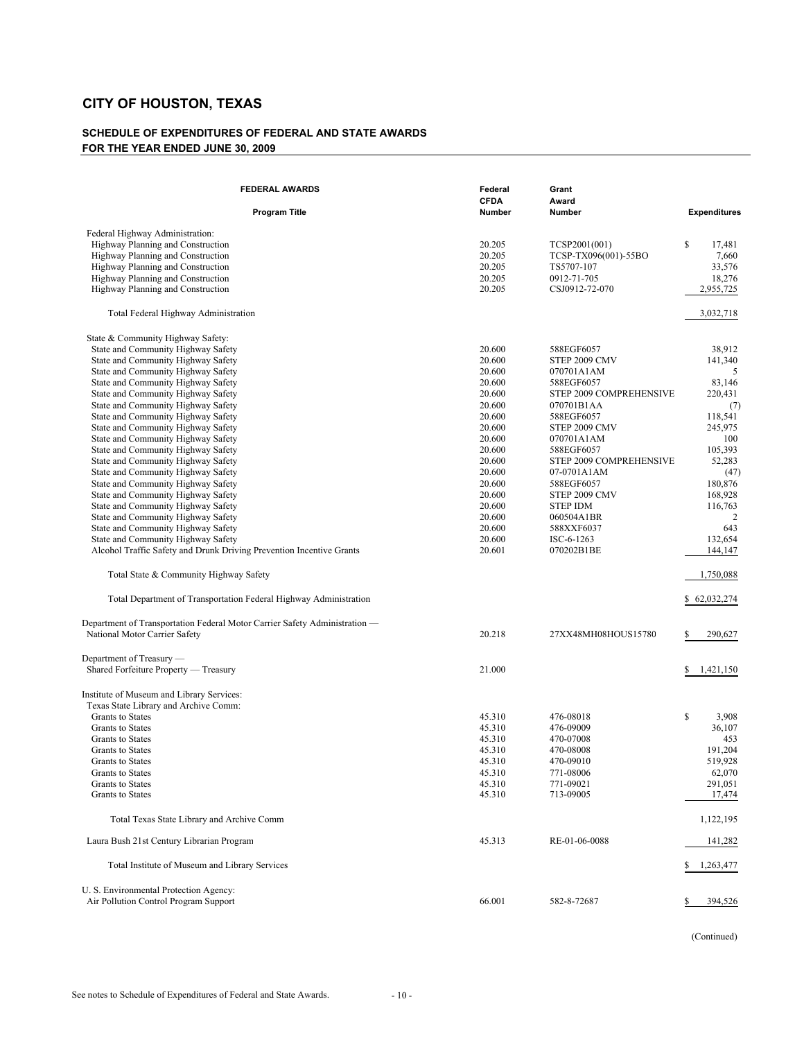# CITY OF HOUSTON, TEXAS

## SCHEDULE OF EXPENDITURES OF FEDERAL AND STATE AWARDS
## FOR THE YEAR ENDED JUNE 30, 2009

| FEDERAL AWARDS<br>Program Title | Federal CFDA Number | Grant Award Number | Expenditures |
|---|---|---|---|
| Federal Highway Administration: | | | |
| Highway Planning and Construction | 20.205 | TCSP2001(001) | $ 17,481 |
| Highway Planning and Construction | 20.205 | TCSP-TX096(001)-55BO | 7,660 |
| Highway Planning and Construction | 20.205 | TS5707-107 | 33,576 |
| Highway Planning and Construction | 20.205 | 0912-71-705 | 18,276 |
| Highway Planning and Construction | 20.205 | CSJ0912-72-070 | 2,955,725 |
| Total Federal Highway Administration | | | 3,032,718 |
| State & Community Highway Safety: | | | |
| State and Community Highway Safety | 20.600 | 588EGF6057 | 38,912 |
| State and Community Highway Safety | 20.600 | STEP 2009 CMV | 141,340 |
| State and Community Highway Safety | 20.600 | 070701A1AM | 5 |
| State and Community Highway Safety | 20.600 | 588EGF6057 | 83,146 |
| State and Community Highway Safety | 20.600 | STEP 2009 COMPREHENSIVE | 220,431 |
| State and Community Highway Safety | 20.600 | 070701B1AA | (7) |
| State and Community Highway Safety | 20.600 | 588EGF6057 | 118,541 |
| State and Community Highway Safety | 20.600 | STEP 2009 CMV | 245,975 |
| State and Community Highway Safety | 20.600 | 070701A1AM | 100 |
| State and Community Highway Safety | 20.600 | 588EGF6057 | 105,393 |
| State and Community Highway Safety | 20.600 | STEP 2009 COMPREHENSIVE | 52,283 |
| State and Community Highway Safety | 20.600 | 07-0701A1AM | (47) |
| State and Community Highway Safety | 20.600 | 588EGF6057 | 180,876 |
| State and Community Highway Safety | 20.600 | STEP 2009 CMV | 168,928 |
| State and Community Highway Safety | 20.600 | STEP IDM | 116,763 |
| State and Community Highway Safety | 20.600 | 060504A1BR | 2 |
| State and Community Highway Safety | 20.600 | 588XXF6037 | 643 |
| State and Community Highway Safety | 20.600 | ISC-6-1263 | 132,654 |
| Alcohol Traffic Safety and Drunk Driving Prevention Incentive Grants | 20.601 | 070202B1BE | 144,147 |
| Total State & Community Highway Safety | | | 1,750,088 |
| Total Department of Transportation Federal Highway Administration | | | $ 62,032,274 |
| Department of Transportation Federal Motor Carrier Safety Administration — National Motor Carrier Safety | 20.218 | 27XX48MH08HOUS15780 | $ 290,627 |
| Department of Treasury — Shared Forfeiture Property — Treasury | 21.000 | | $ 1,421,150 |
| Institute of Museum and Library Services: | | | |
| Texas State Library and Archive Comm: | | | |
| Grants to States | 45.310 | 476-08018 | $ 3,908 |
| Grants to States | 45.310 | 476-09009 | 36,107 |
| Grants to States | 45.310 | 470-07008 | 453 |
| Grants to States | 45.310 | 470-08008 | 191,204 |
| Grants to States | 45.310 | 470-09010 | 519,928 |
| Grants to States | 45.310 | 771-08006 | 62,070 |
| Grants to States | 45.310 | 771-09021 | 291,051 |
| Grants to States | 45.310 | 713-09005 | 17,474 |
| Total Texas State Library and Archive Comm | | | 1,122,195 |
| Laura Bush 21st Century Librarian Program | 45.313 | RE-01-06-0088 | 141,282 |
| Total Institute of Museum and Library Services | | | $ 1,263,477 |
| U. S. Environmental Protection Agency: | | | |
| Air Pollution Control Program Support | 66.001 | 582-8-72687 | $ 394,526 |

(Continued)

See notes to Schedule of Expenditures of Federal and State Awards.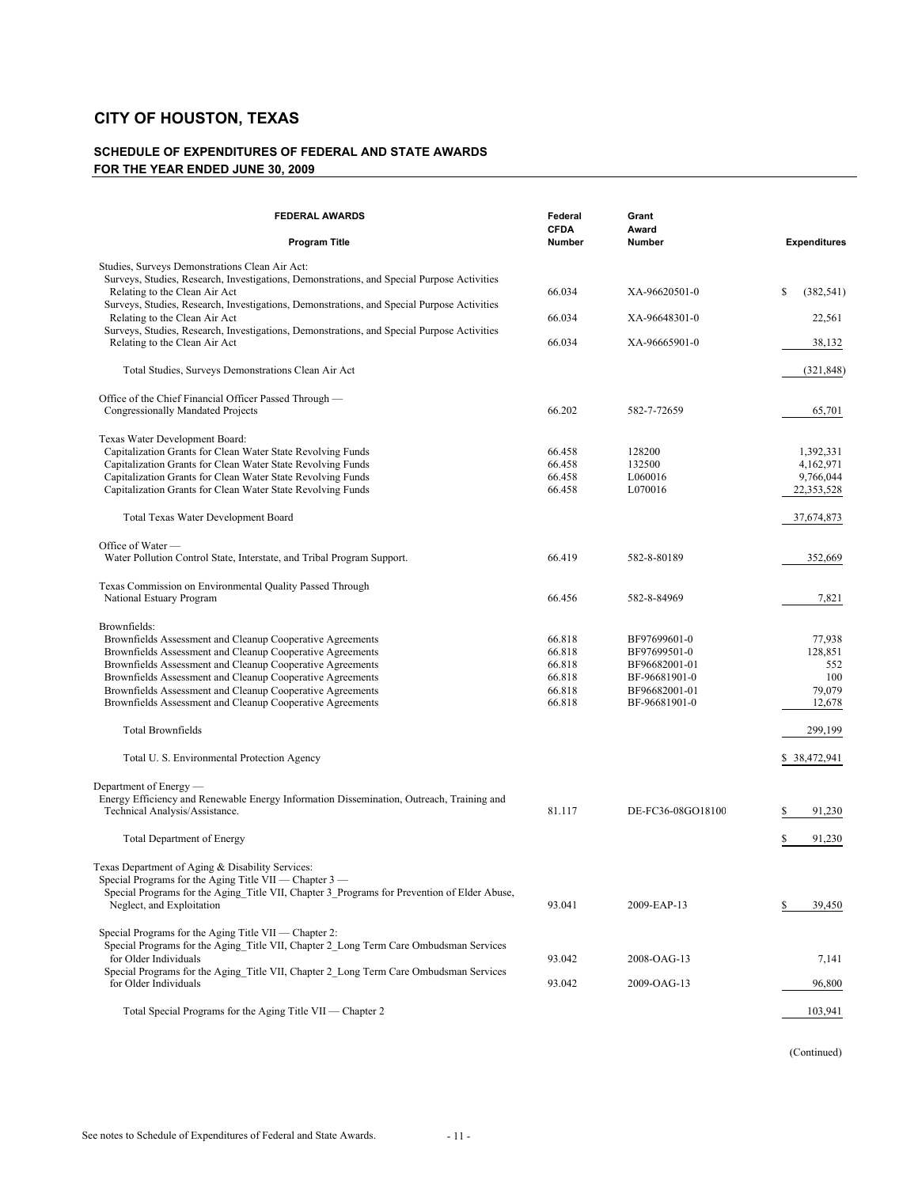# CITY OF HOUSTON, TEXAS

## SCHEDULE OF EXPENDITURES OF FEDERAL AND STATE AWARDS
## FOR THE YEAR ENDED JUNE 30, 2009

| FEDERAL AWARDS<br>Program Title | Federal CFDA Number | Grant Award Number | Expenditures |
|---|---|---|---|
| Studies, Surveys Demonstrations Clean Air Act: | | | |
| Surveys, Studies, Research, Investigations, Demonstrations, and Special Purpose Activities Relating to the Clean Air Act | 66.034 | XA-96620501-0 | $ (382,541) |
| Surveys, Studies, Research, Investigations, Demonstrations, and Special Purpose Activities Relating to the Clean Air Act | 66.034 | XA-96648301-0 | 22,561 |
| Surveys, Studies, Research, Investigations, Demonstrations, and Special Purpose Activities Relating to the Clean Air Act | 66.034 | XA-96665901-0 | 38,132 |
| Total Studies, Surveys Demonstrations Clean Air Act | | | (321,848) |
| Office of the Chief Financial Officer Passed Through — Congressionally Mandated Projects | 66.202 | 582-7-72659 | 65,701 |
| Texas Water Development Board: | | | |
| Capitalization Grants for Clean Water State Revolving Funds | 66.458 | 128200 | 1,392,331 |
| Capitalization Grants for Clean Water State Revolving Funds | 66.458 | 132500 | 4,162,971 |
| Capitalization Grants for Clean Water State Revolving Funds | 66.458 | L060016 | 9,766,044 |
| Capitalization Grants for Clean Water State Revolving Funds | 66.458 | L070016 | 22,353,528 |
| Total Texas Water Development Board | | | 37,674,873 |
| Office of Water — Water Pollution Control State, Interstate, and Tribal Program Support. | 66.419 | 582-8-80189 | 352,669 |
| Texas Commission on Environmental Quality Passed Through National Estuary Program | 66.456 | 582-8-84969 | 7,821 |
| Brownfields: | | | |
| Brownfields Assessment and Cleanup Cooperative Agreements | 66.818 | BF97699601-0 | 77,938 |
| Brownfields Assessment and Cleanup Cooperative Agreements | 66.818 | BF97699501-0 | 128,851 |
| Brownfields Assessment and Cleanup Cooperative Agreements | 66.818 | BF96682001-01 | 552 |
| Brownfields Assessment and Cleanup Cooperative Agreements | 66.818 | BF-96681901-0 | 100 |
| Brownfields Assessment and Cleanup Cooperative Agreements | 66.818 | BF96682001-01 | 79,079 |
| Brownfields Assessment and Cleanup Cooperative Agreements | 66.818 | BF-96681901-0 | 12,678 |
| Total Brownfields | | | 299,199 |
| Total U. S. Environmental Protection Agency | | | $ 38,472,941 |
| Department of Energy — Energy Efficiency and Renewable Energy Information Dissemination, Outreach, Training and Technical Analysis/Assistance. | 81.117 | DE-FC36-08GO18100 | $ 91,230 |
| Total Department of Energy | | | $ 91,230 |
| Texas Department of Aging & Disability Services: | | | |
| Special Programs for the Aging Title VII — Chapter 3 — | | | |
| Special Programs for the Aging_Title VII, Chapter 3_Programs for Prevention of Elder Abuse, Neglect, and Exploitation | 93.041 | 2009-EAP-13 | $ 39,450 |
| Special Programs for the Aging Title VII — Chapter 2: | | | |
| Special Programs for the Aging_Title VII, Chapter 2_Long Term Care Ombudsman Services for Older Individuals | 93.042 | 2008-OAG-13 | 7,141 |
| Special Programs for the Aging_Title VII, Chapter 2_Long Term Care Ombudsman Services for Older Individuals | 93.042 | 2009-OAG-13 | 96,800 |
| Total Special Programs for the Aging Title VII — Chapter 2 | | | 103,941 |

(Continued)

See notes to Schedule of Expenditures of Federal and State Awards.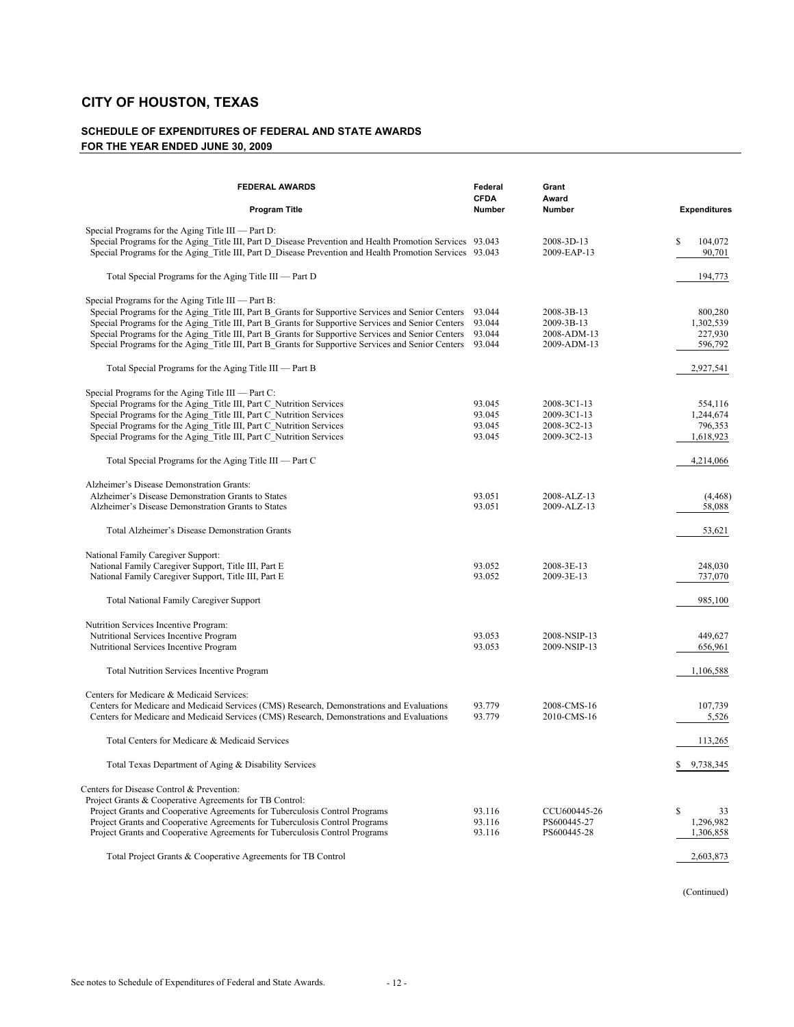# CITY OF HOUSTON, TEXAS

## SCHEDULE OF EXPENDITURES OF FEDERAL AND STATE AWARDS
## FOR THE YEAR ENDED JUNE 30, 2009

| FEDERAL AWARDS<br>Program Title | Federal CFDA Number | Grant Award Number | Expenditures |
|---|---|---|---|
| Special Programs for the Aging Title III — Part D: | | | |
| Special Programs for the Aging_Title III, Part D_Disease Prevention and Health Promotion Services | 93.043 | 2008-3D-13 | $ 104,072 |
| Special Programs for the Aging_Title III, Part D_Disease Prevention and Health Promotion Services | 93.043 | 2009-EAP-13 | 90,701 |
| Total Special Programs for the Aging Title III — Part D | | | 194,773 |
| Special Programs for the Aging Title III — Part B: | | | |
| Special Programs for the Aging_Title III, Part B_Grants for Supportive Services and Senior Centers | 93.044 | 2008-3B-13 | 800,280 |
| Special Programs for the Aging_Title III, Part B_Grants for Supportive Services and Senior Centers | 93.044 | 2009-3B-13 | 1,302,539 |
| Special Programs for the Aging_Title III, Part B_Grants for Supportive Services and Senior Centers | 93.044 | 2008-ADM-13 | 227,930 |
| Special Programs for the Aging_Title III, Part B_Grants for Supportive Services and Senior Centers | 93.044 | 2009-ADM-13 | 596,792 |
| Total Special Programs for the Aging Title III — Part B | | | 2,927,541 |
| Special Programs for the Aging Title III — Part C: | | | |
| Special Programs for the Aging_Title III, Part C_Nutrition Services | 93.045 | 2008-3C1-13 | 554,116 |
| Special Programs for the Aging_Title III, Part C_Nutrition Services | 93.045 | 2009-3C1-13 | 1,244,674 |
| Special Programs for the Aging_Title III, Part C_Nutrition Services | 93.045 | 2008-3C2-13 | 796,353 |
| Special Programs for the Aging_Title III, Part C_Nutrition Services | 93.045 | 2009-3C2-13 | 1,618,923 |
| Total Special Programs for the Aging Title III — Part C | | | 4,214,066 |
| Alzheimer's Disease Demonstration Grants: | | | |
| Alzheimer's Disease Demonstration Grants to States | 93.051 | 2008-ALZ-13 | (4,468) |
| Alzheimer's Disease Demonstration Grants to States | 93.051 | 2009-ALZ-13 | 58,088 |
| Total Alzheimer's Disease Demonstration Grants | | | 53,621 |
| National Family Caregiver Support: | | | |
| National Family Caregiver Support, Title III, Part E | 93.052 | 2008-3E-13 | 248,030 |
| National Family Caregiver Support, Title III, Part E | 93.052 | 2009-3E-13 | 737,070 |
| Total National Family Caregiver Support | | | 985,100 |
| Nutrition Services Incentive Program: | | | |
| Nutritional Services Incentive Program | 93.053 | 2008-NSIP-13 | 449,627 |
| Nutritional Services Incentive Program | 93.053 | 2009-NSIP-13 | 656,961 |
| Total Nutrition Services Incentive Program | | | 1,106,588 |
| Centers for Medicare & Medicaid Services: | | | |
| Centers for Medicare and Medicaid Services (CMS) Research, Demonstrations and Evaluations | 93.779 | 2008-CMS-16 | 107,739 |
| Centers for Medicare and Medicaid Services (CMS) Research, Demonstrations and Evaluations | 93.779 | 2010-CMS-16 | 5,526 |
| Total Centers for Medicare & Medicaid Services | | | 113,265 |
| Total Texas Department of Aging & Disability Services | | | $ 9,738,345 |
| Centers for Disease Control & Prevention: | | | |
| Project Grants & Cooperative Agreements for TB Control: | | | |
| Project Grants and Cooperative Agreements for Tuberculosis Control Programs | 93.116 | CCU600445-26 | $ 33 |
| Project Grants and Cooperative Agreements for Tuberculosis Control Programs | 93.116 | PS600445-27 | 1,296,982 |
| Project Grants and Cooperative Agreements for Tuberculosis Control Programs | 93.116 | PS600445-28 | 1,306,858 |
| Total Project Grants & Cooperative Agreements for TB Control | | | 2,603,873 |

(Continued)

See notes to Schedule of Expenditures of Federal and State Awards.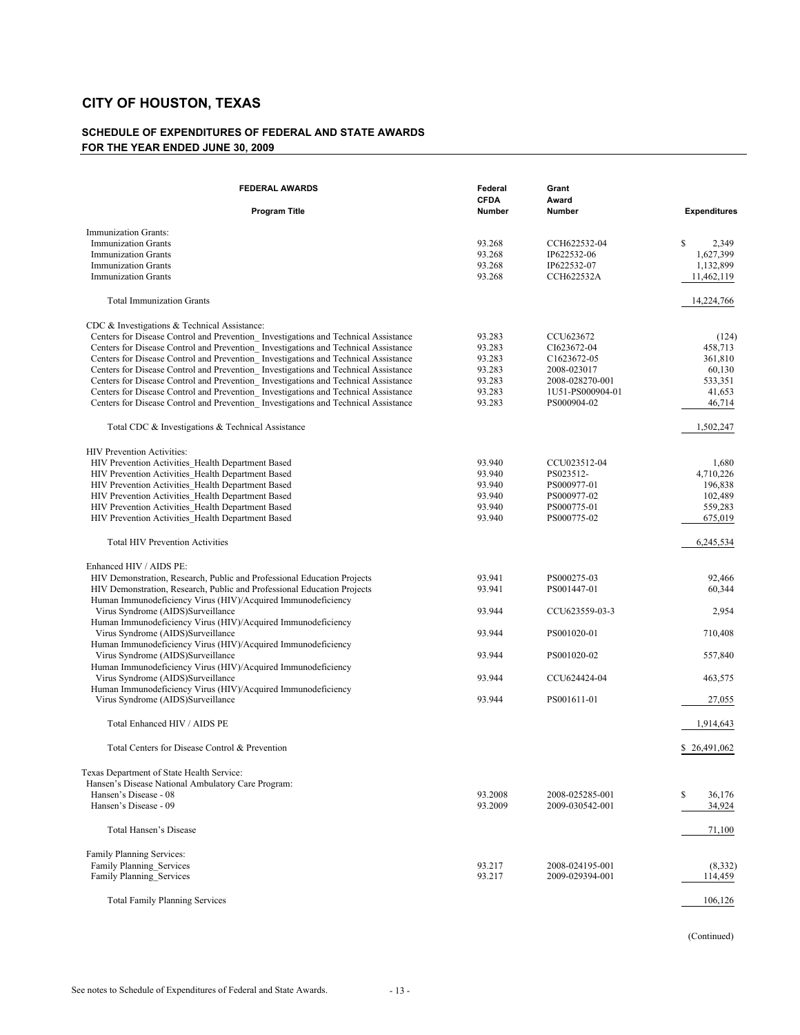# CITY OF HOUSTON, TEXAS

## SCHEDULE OF EXPENDITURES OF FEDERAL AND STATE AWARDS
## FOR THE YEAR ENDED JUNE 30, 2009

| FEDERAL AWARDS<br>Program Title | Federal CFDA Number | Grant Award Number | Expenditures |
|---|---|---|---|
| Immunization Grants: | | | |
| Immunization Grants | 93.268 | CCH622532-04 | $ 2,349 |
| Immunization Grants | 93.268 | IP622532-06 | 1,627,399 |
| Immunization Grants | 93.268 | IP622532-07 | 1,132,899 |
| Immunization Grants | 93.268 | CCH622532A | 11,462,119 |
| Total Immunization Grants | | | 14,224,766 |
| CDC & Investigations & Technical Assistance: | | | |
| Centers for Disease Control and Prevention_ Investigations and Technical Assistance | 93.283 | CCU623672 | (124) |
| Centers for Disease Control and Prevention_ Investigations and Technical Assistance | 93.283 | CI623672-04 | 458,713 |
| Centers for Disease Control and Prevention_ Investigations and Technical Assistance | 93.283 | C1623672-05 | 361,810 |
| Centers for Disease Control and Prevention_ Investigations and Technical Assistance | 93.283 | 2008-023017 | 60,130 |
| Centers for Disease Control and Prevention_ Investigations and Technical Assistance | 93.283 | 2008-028270-001 | 533,351 |
| Centers for Disease Control and Prevention_ Investigations and Technical Assistance | 93.283 | 1U51-PS000904-01 | 41,653 |
| Centers for Disease Control and Prevention_ Investigations and Technical Assistance | 93.283 | PS000904-02 | 46,714 |
| Total CDC & Investigations & Technical Assistance | | | 1,502,247 |
| HIV Prevention Activities: | | | |
| HIV Prevention Activities_Health Department Based | 93.940 | CCU023512-04 | 1,680 |
| HIV Prevention Activities_Health Department Based | 93.940 | PS023512- | 4,710,226 |
| HIV Prevention Activities_Health Department Based | 93.940 | PS000977-01 | 196,838 |
| HIV Prevention Activities_Health Department Based | 93.940 | PS000977-02 | 102,489 |
| HIV Prevention Activities_Health Department Based | 93.940 | PS000775-01 | 559,283 |
| HIV Prevention Activities_Health Department Based | 93.940 | PS000775-02 | 675,019 |
| Total HIV Prevention Activities | | | 6,245,534 |
| Enhanced HIV / AIDS PE: | | | |
| HIV Demonstration, Research, Public and Professional Education Projects | 93.941 | PS000275-03 | 92,466 |
| HIV Demonstration, Research, Public and Professional Education Projects | 93.941 | PS001447-01 | 60,344 |
| Human Immunodeficiency Virus (HIV)/Acquired Immunodeficiency Virus Syndrome (AIDS)Surveillance | 93.944 | CCU623559-03-3 | 2,954 |
| Human Immunodeficiency Virus (HIV)/Acquired Immunodeficiency Virus Syndrome (AIDS)Surveillance | 93.944 | PS001020-01 | 710,408 |
| Human Immunodeficiency Virus (HIV)/Acquired Immunodeficiency Virus Syndrome (AIDS)Surveillance | 93.944 | PS001020-02 | 557,840 |
| Human Immunodeficiency Virus (HIV)/Acquired Immunodeficiency Virus Syndrome (AIDS)Surveillance | 93.944 | CCU624424-04 | 463,575 |
| Human Immunodeficiency Virus (HIV)/Acquired Immunodeficiency Virus Syndrome (AIDS)Surveillance | 93.944 | PS001611-01 | 27,055 |
| Total Enhanced HIV / AIDS PE | | | 1,914,643 |
| Total Centers for Disease Control & Prevention | | | $ 26,491,062 |
| Texas Department of State Health Service: | | | |
| Hansen's Disease National Ambulatory Care Program: | | | |
| Hansen's Disease - 08 | 93.2008 | 2008-025285-001 | $ 36,176 |
| Hansen's Disease - 09 | 93.2009 | 2009-030542-001 | 34,924 |
| Total Hansen's Disease | | | 71,100 |
| Family Planning Services: | | | |
| Family Planning_Services | 93.217 | 2008-024195-001 | (8,332) |
| Family Planning_Services | 93.217 | 2009-029394-001 | 114,459 |
| Total Family Planning Services | | | 106,126 |

(Continued)

See notes to Schedule of Expenditures of Federal and State Awards.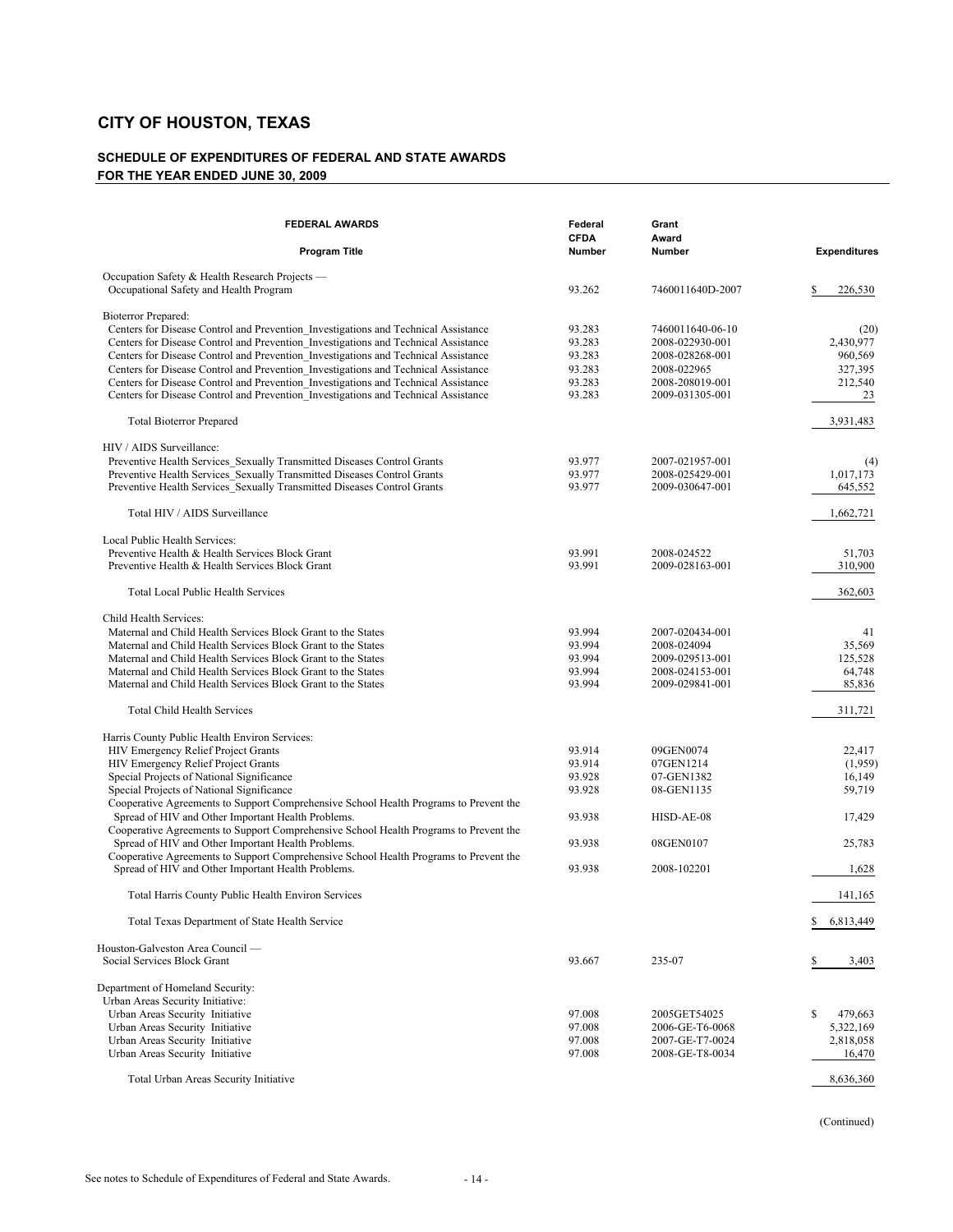# CITY OF HOUSTON, TEXAS

## SCHEDULE OF EXPENDITURES OF FEDERAL AND STATE AWARDS
## FOR THE YEAR ENDED JUNE 30, 2009

| FEDERAL AWARDS<br>Program Title | Federal CFDA Number | Grant Award Number | Expenditures |
|---|---|---|---|
| Occupation Safety & Health Research Projects — | | | |
| Occupational Safety and Health Program | 93.262 | 7460011640D-2007 | $ 226,530 |
| Bioterror Prepared: | | | |
| Centers for Disease Control and Prevention_Investigations and Technical Assistance | 93.283 | 7460011640-06-10 | (20) |
| Centers for Disease Control and Prevention_Investigations and Technical Assistance | 93.283 | 2008-022930-001 | 2,430,977 |
| Centers for Disease Control and Prevention_Investigations and Technical Assistance | 93.283 | 2008-028268-001 | 960,569 |
| Centers for Disease Control and Prevention_Investigations and Technical Assistance | 93.283 | 2008-022965 | 327,395 |
| Centers for Disease Control and Prevention_Investigations and Technical Assistance | 93.283 | 2008-208019-001 | 212,540 |
| Centers for Disease Control and Prevention_Investigations and Technical Assistance | 93.283 | 2009-031305-001 | 23 |
| Total Bioterror Prepared | | | 3,931,483 |
| HIV / AIDS Surveillance: | | | |
| Preventive Health Services_Sexually Transmitted Diseases Control Grants | 93.977 | 2007-021957-001 | (4) |
| Preventive Health Services_Sexually Transmitted Diseases Control Grants | 93.977 | 2008-025429-001 | 1,017,173 |
| Preventive Health Services_Sexually Transmitted Diseases Control Grants | 93.977 | 2009-030647-001 | 645,552 |
| Total HIV / AIDS Surveillance | | | 1,662,721 |
| Local Public Health Services: | | | |
| Preventive Health & Health Services Block Grant | 93.991 | 2008-024522 | 51,703 |
| Preventive Health & Health Services Block Grant | 93.991 | 2009-028163-001 | 310,900 |
| Total Local Public Health Services | | | 362,603 |
| Child Health Services: | | | |
| Maternal and Child Health Services Block Grant to the States | 93.994 | 2007-020434-001 | 41 |
| Maternal and Child Health Services Block Grant to the States | 93.994 | 2008-024094 | 35,569 |
| Maternal and Child Health Services Block Grant to the States | 93.994 | 2009-029513-001 | 125,528 |
| Maternal and Child Health Services Block Grant to the States | 93.994 | 2008-024153-001 | 64,748 |
| Maternal and Child Health Services Block Grant to the States | 93.994 | 2009-029841-001 | 85,836 |
| Total Child Health Services | | | 311,721 |
| Harris County Public Health Environ Services: | | | |
| HIV Emergency Relief Project Grants | 93.914 | 09GEN0074 | 22,417 |
| HIV Emergency Relief Project Grants | 93.914 | 07GEN1214 | (1,959) |
| Special Projects of National Significance | 93.928 | 07-GEN1382 | 16,149 |
| Special Projects of National Significance | 93.928 | 08-GEN1135 | 59,719 |
| Cooperative Agreements to Support Comprehensive School Health Programs to Prevent the Spread of HIV and Other Important Health Problems. | 93.938 | HISD-AE-08 | 17,429 |
| Cooperative Agreements to Support Comprehensive School Health Programs to Prevent the Spread of HIV and Other Important Health Problems. | 93.938 | 08GEN0107 | 25,783 |
| Cooperative Agreements to Support Comprehensive School Health Programs to Prevent the Spread of HIV and Other Important Health Problems. | 93.938 | 2008-102201 | 1,628 |
| Total Harris County Public Health Environ Services | | | 141,165 |
| Total Texas Department of State Health Service | | | $ 6,813,449 |
| Houston-Galveston Area Council — | | | |
| Social Services Block Grant | 93.667 | 235-07 | $ 3,403 |
| Department of Homeland Security: | | | |
| Urban Areas Security Initiative: | | | |
| Urban Areas Security Initiative | 97.008 | 2005GET54025 | $ 479,663 |
| Urban Areas Security Initiative | 97.008 | 2006-GE-T6-0068 | 5,322,169 |
| Urban Areas Security Initiative | 97.008 | 2007-GE-T7-0024 | 2,818,058 |
| Urban Areas Security Initiative | 97.008 | 2008-GE-T8-0034 | 16,470 |
| Total Urban Areas Security Initiative | | | 8,636,360 |

(Continued)

See notes to Schedule of Expenditures of Federal and State Awards.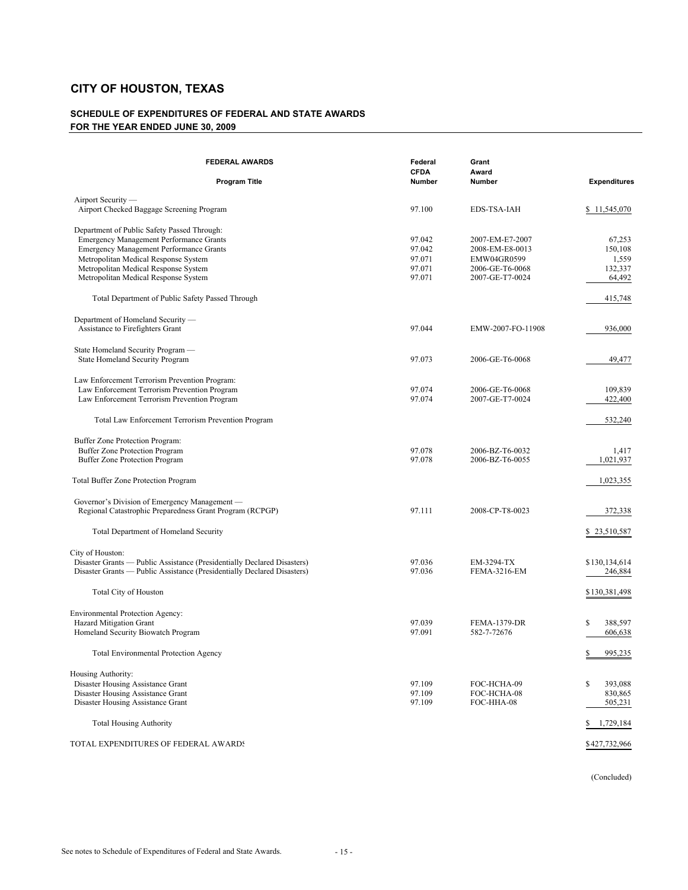# CITY OF HOUSTON, TEXAS

### SCHEDULE OF EXPENDITURES OF FEDERAL AND STATE AWARDS
### FOR THE YEAR ENDED JUNE 30, 2009

| FEDERAL AWARDS<br>Program Title | Federal CFDA Number | Grant Award Number | Expenditures |
|---|---|---|---|
| Airport Security — | | | |
| Airport Checked Baggage Screening Program | 97.100 | EDS-TSA-IAH | $ 11,545,070 |
| Department of Public Safety Passed Through: | | | |
| Emergency Management Performance Grants | 97.042 | 2007-EM-E7-2007 | 67,253 |
| Emergency Management Performance Grants | 97.042 | 2008-EM-E8-0013 | 150,108 |
| Metropolitan Medical Response System | 97.071 | EMW04GR0599 | 1,559 |
| Metropolitan Medical Response System | 97.071 | 2006-GE-T6-0068 | 132,337 |
| Metropolitan Medical Response System | 97.071 | 2007-GE-T7-0024 | 64,492 |
| Total Department of Public Safety Passed Through | | | 415,748 |
| Department of Homeland Security — | | | |
| Assistance to Firefighters Grant | 97.044 | EMW-2007-FO-11908 | 936,000 |
| State Homeland Security Program — | | | |
| State Homeland Security Program | 97.073 | 2006-GE-T6-0068 | 49,477 |
| Law Enforcement Terrorism Prevention Program: | | | |
| Law Enforcement Terrorism Prevention Program | 97.074 | 2006-GE-T6-0068 | 109,839 |
| Law Enforcement Terrorism Prevention Program | 97.074 | 2007-GE-T7-0024 | 422,400 |
| Total Law Enforcement Terrorism Prevention Program | | | 532,240 |
| Buffer Zone Protection Program: | | | |
| Buffer Zone Protection Program | 97.078 | 2006-BZ-T6-0032 | 1,417 |
| Buffer Zone Protection Program | 97.078 | 2006-BZ-T6-0055 | 1,021,937 |
| Total Buffer Zone Protection Program | | | 1,023,355 |
| Governor's Division of Emergency Management — | | | |
| Regional Catastrophic Preparedness Grant Program (RCPGP) | 97.111 | 2008-CP-T8-0023 | 372,338 |
| Total Department of Homeland Security | | | $ 23,510,587 |
| City of Houston: | | | |
| Disaster Grants — Public Assistance (Presidentially Declared Disasters) | 97.036 | EM-3294-TX | $130,134,614 |
| Disaster Grants — Public Assistance (Presidentially Declared Disasters) | 97.036 | FEMA-3216-EM | 246,884 |
| Total City of Houston | | | $130,381,498 |
| Environmental Protection Agency: | | | |
| Hazard Mitigation Grant | 97.039 | FEMA-1379-DR | $ 388,597 |
| Homeland Security Biowatch Program | 97.091 | 582-7-72676 | 606,638 |
| Total Environmental Protection Agency | | | $ 995,235 |
| Housing Authority: | | | |
| Disaster Housing Assistance Grant | 97.109 | FOC-HCHA-09 | $ 393,088 |
| Disaster Housing Assistance Grant | 97.109 | FOC-HCHA-08 | 830,865 |
| Disaster Housing Assistance Grant | 97.109 | FOC-HHA-08 | 505,231 |
| Total Housing Authority | | | $ 1,729,184 |
| TOTAL EXPENDITURES OF FEDERAL AWARDS | | | $427,732,966 |

(Concluded)

See notes to Schedule of Expenditures of Federal and State Awards.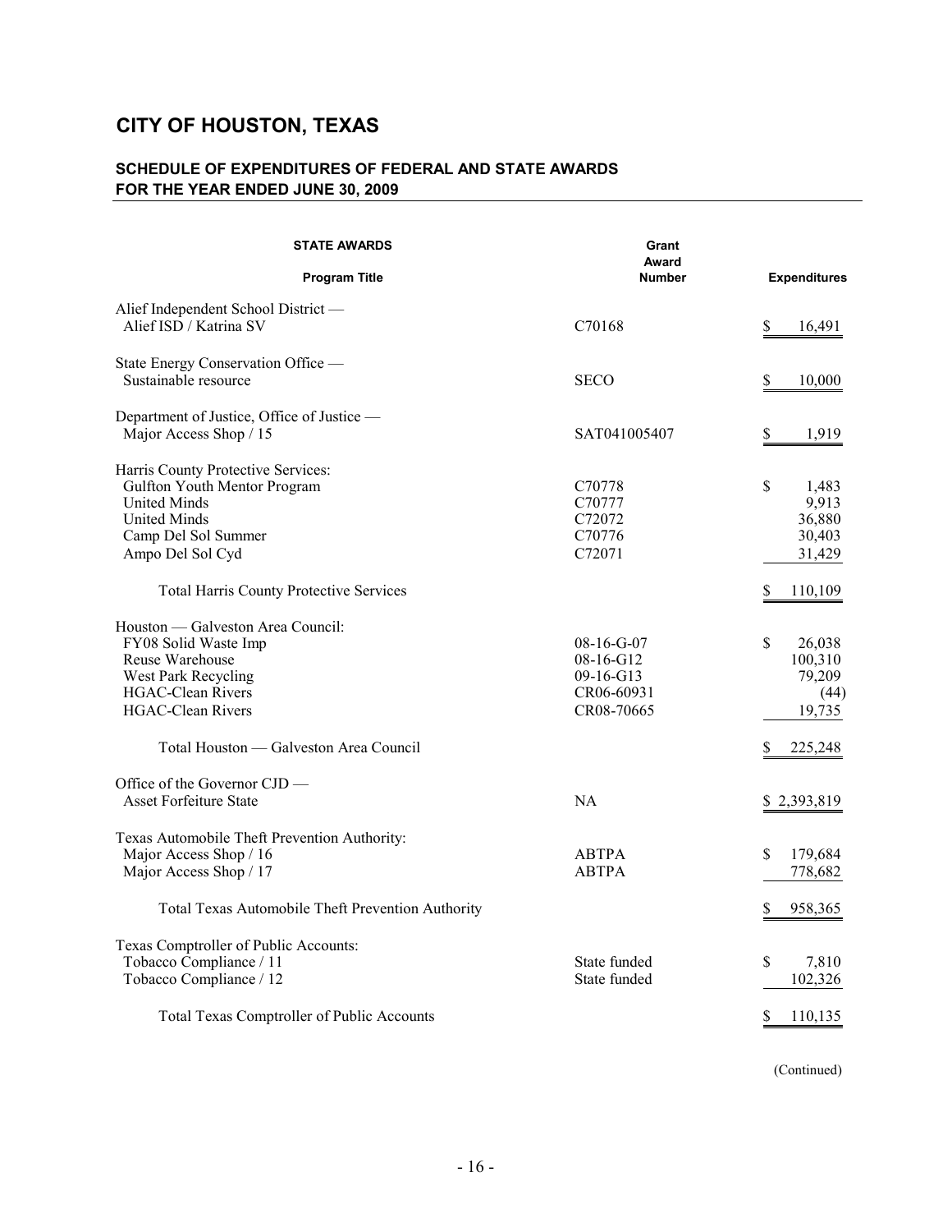# CITY OF HOUSTON, TEXAS

## SCHEDULE OF EXPENDITURES OF FEDERAL AND STATE AWARDS
## FOR THE YEAR ENDED JUNE 30, 2009

| STATE AWARDS<br>Program Title | Grant Award Number | Expenditures |
|---|---|---|
| Alief Independent School District — | | |
| Alief ISD / Katrina SV | C70168 | $ 16,491 |
| State Energy Conservation Office — | | |
| Sustainable resource | SECO | $ 10,000 |
| Department of Justice, Office of Justice — | | |
| Major Access Shop / 15 | SAT041005407 | $ 1,919 |
| Harris County Protective Services: | | |
| Gulfton Youth Mentor Program | C70778 | $ 1,483 |
| United Minds | C70777 | 9,913 |
| United Minds | C72072 | 36,880 |
| Camp Del Sol Summer | C70776 | 30,403 |
| Ampo Del Sol Cyd | C72071 | 31,429 |
| Total Harris County Protective Services | | $ 110,109 |
| Houston — Galveston Area Council: | | |
| FY08 Solid Waste Imp | 08-16-G-07 | $ 26,038 |
| Reuse Warehouse | 08-16-G12 | 100,310 |
| West Park Recycling | 09-16-G13 | 79,209 |
| HGAC-Clean Rivers | CR06-60931 | (44) |
| HGAC-Clean Rivers | CR08-70665 | 19,735 |
| Total Houston — Galveston Area Council | | $ 225,248 |
| Office of the Governor CJD — | | |
| Asset Forfeiture State | NA | $ 2,393,819 |
| Texas Automobile Theft Prevention Authority: | | |
| Major Access Shop / 16 | ABTPA | $ 179,684 |
| Major Access Shop / 17 | ABTPA | 778,682 |
| Total Texas Automobile Theft Prevention Authority | | $ 958,365 |
| Texas Comptroller of Public Accounts: | | |
| Tobacco Compliance / 11 | State funded | $ 7,810 |
| Tobacco Compliance / 12 | State funded | 102,326 |
| Total Texas Comptroller of Public Accounts | | $ 110,135 |

(Continued)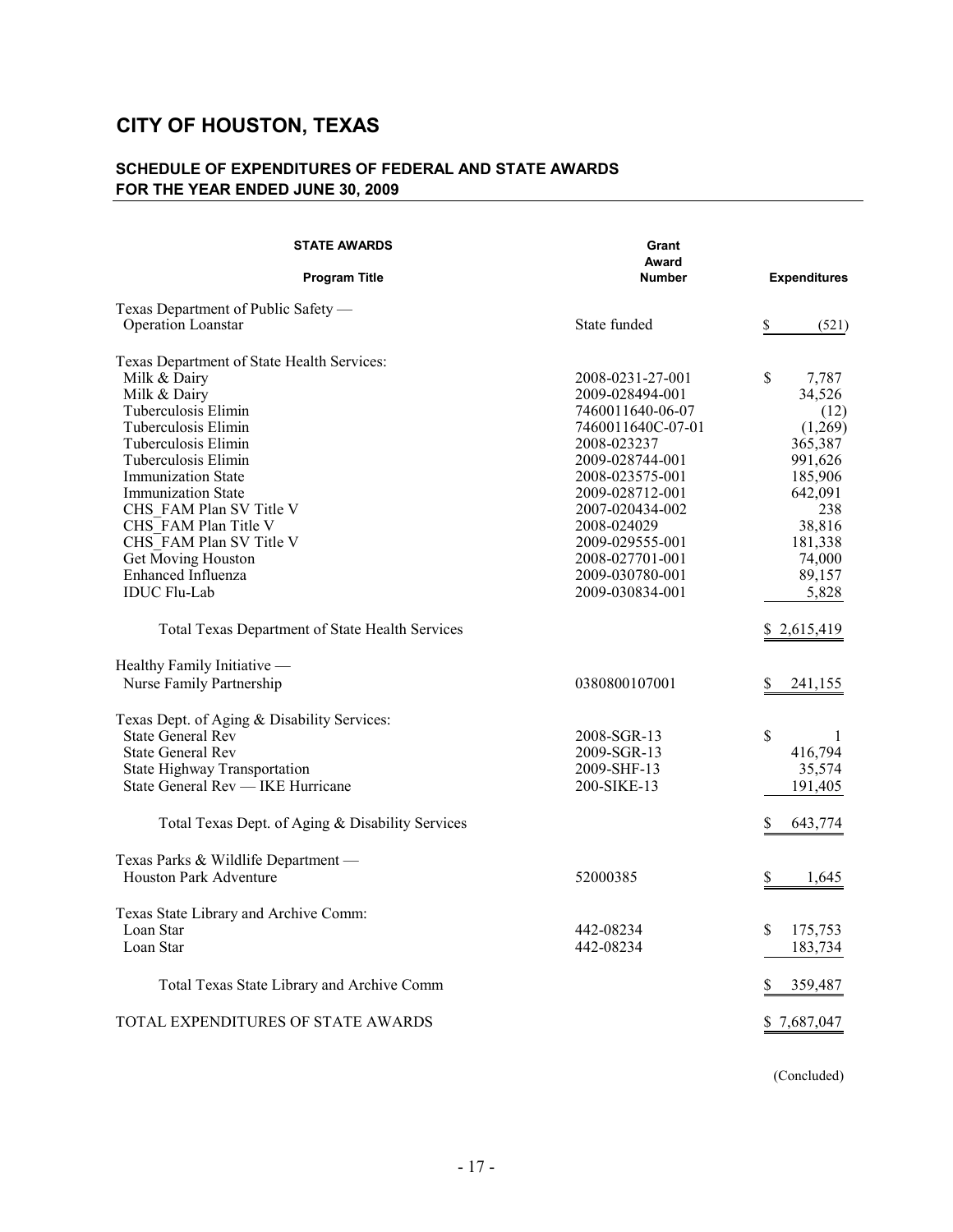# CITY OF HOUSTON, TEXAS

## SCHEDULE OF EXPENDITURES OF FEDERAL AND STATE AWARDS
## FOR THE YEAR ENDED JUNE 30, 2009

| **STATE AWARDS**<br>**Program Title** | **Grant Award Number** | **Expenditures** |
|---|---|---|
| Texas Department of Public Safety — | | |
| Operation Loanstar | State funded | $ (521) |
| | | |
| Texas Department of State Health Services: | | |
| Milk & Dairy | 2008-0231-27-001 | $ 7,787 |
| Milk & Dairy | 2009-028494-001 | 34,526 |
| Tuberculosis Elimin | 7460011640-06-07 | (12) |
| Tuberculosis Elimin | 7460011640C-07-01 | (1,269) |
| Tuberculosis Elimin | 2008-023237 | 365,387 |
| Tuberculosis Elimin | 2009-028744-001 | 991,626 |
| Immunization State | 2008-023575-001 | 185,906 |
| Immunization State | 2009-028712-001 | 642,091 |
| CHS_FAM Plan SV Title V | 2007-020434-002 | 238 |
| CHS_FAM Plan Title V | 2008-024029 | 38,816 |
| CHS_FAM Plan SV Title V | 2009-029555-001 | 181,338 |
| Get Moving Houston | 2008-027701-001 | 74,000 |
| Enhanced Influenza | 2009-030780-001 | 89,157 |
| IDUC Flu-Lab | 2009-030834-001 | 5,828 |
| | | |
| Total Texas Department of State Health Services | | $ 2,615,419 |
| | | |
| Healthy Family Initiative — | | |
| Nurse Family Partnership | 0380800107001 | $ 241,155 |
| | | |
| Texas Dept. of Aging & Disability Services: | | |
| State General Rev | 2008-SGR-13 | $ 1 |
| State General Rev | 2009-SGR-13 | 416,794 |
| State Highway Transportation | 2009-SHF-13 | 35,574 |
| State General Rev — IKE Hurricane | 200-SIKE-13 | 191,405 |
| | | |
| Total Texas Dept. of Aging & Disability Services | | $ 643,774 |
| | | |
| Texas Parks & Wildlife Department — | | |
| Houston Park Adventure | 52000385 | $ 1,645 |
| | | |
| Texas State Library and Archive Comm: | | |
| Loan Star | 442-08234 | $ 175,753 |
| Loan Star | 442-08234 | 183,734 |
| | | |
| Total Texas State Library and Archive Comm | | $ 359,487 |
| | | |
| TOTAL EXPENDITURES OF STATE AWARDS | | $ 7,687,047 |

(Concluded)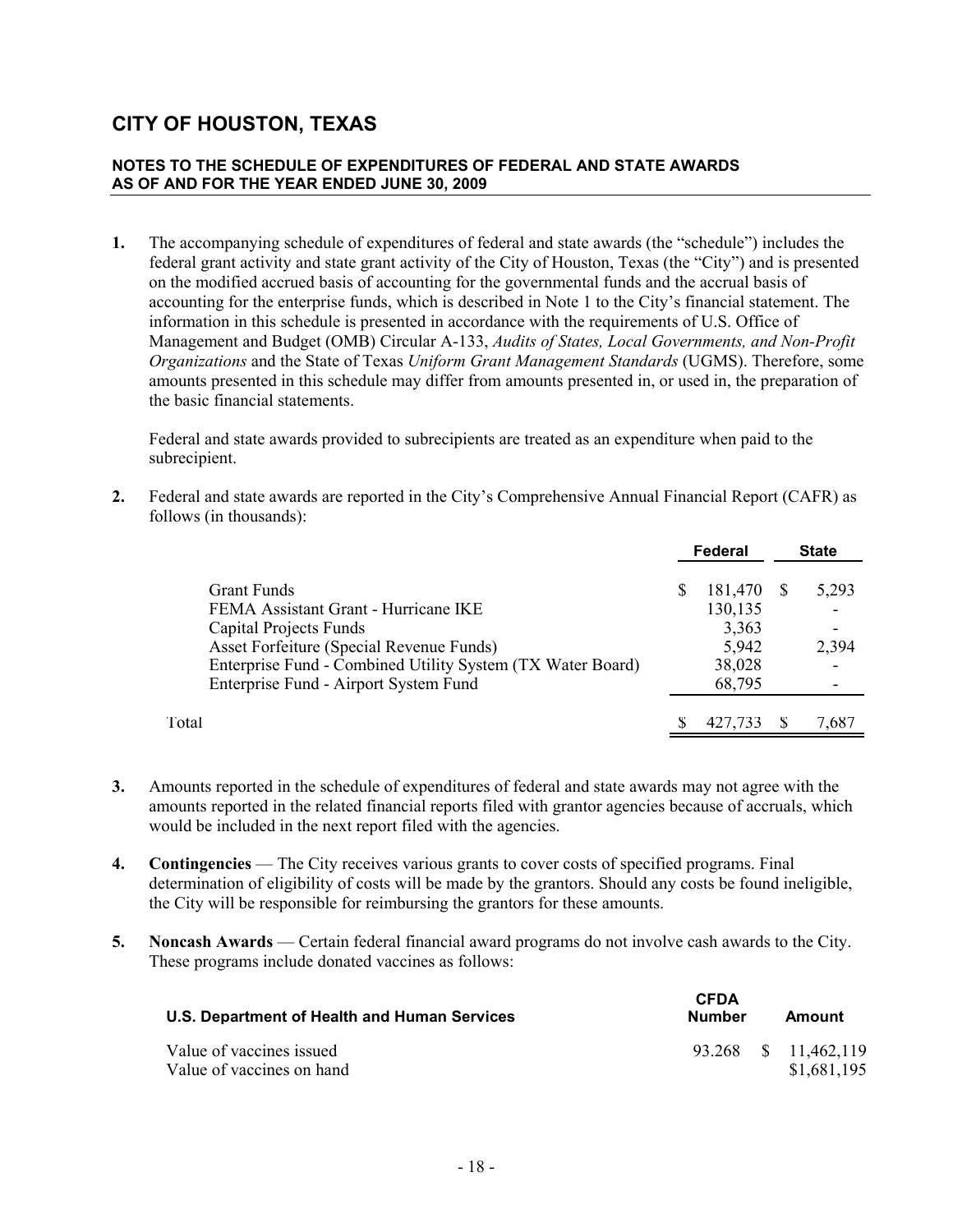# CITY OF HOUSTON, TEXAS

## NOTES TO THE SCHEDULE OF EXPENDITURES OF FEDERAL AND STATE AWARDS AS OF AND FOR THE YEAR ENDED JUNE 30, 2009

**1.** The accompanying schedule of expenditures of federal and state awards (the "schedule") includes the federal grant activity and state grant activity of the City of Houston, Texas (the "City") and is presented on the modified accrued basis of accounting for the governmental funds and the accrual basis of accounting for the enterprise funds, which is described in Note 1 to the City's financial statement. The information in this schedule is presented in accordance with the requirements of U.S. Office of Management and Budget (OMB) Circular A-133, *Audits of States, Local Governments, and Non-Profit Organizations* and the State of Texas *Uniform Grant Management Standards* (UGMS). Therefore, some amounts presented in this schedule may differ from amounts presented in, or used in, the preparation of the basic financial statements.

Federal and state awards provided to subrecipients are treated as an expenditure when paid to the subrecipient.

**2.** Federal and state awards are reported in the City's Comprehensive Annual Financial Report (CAFR) as follows (in thousands):

| | Federal | State |
|---|---|---|
| Grant Funds | $ 181,470 | $ 5,293 |
| FEMA Assistant Grant - Hurricane IKE | 130,135 | - |
| Capital Projects Funds | 3,363 | - |
| Asset Forfeiture (Special Revenue Funds) | 5,942 | 2,394 |
| Enterprise Fund - Combined Utility System (TX Water Board) | 38,028 | - |
| Enterprise Fund - Airport System Fund | 68,795 | - |
| Total | $ 427,733 | $ 7,687 |

**3.** Amounts reported in the schedule of expenditures of federal and state awards may not agree with the amounts reported in the related financial reports filed with grantor agencies because of accruals, which would be included in the next report filed with the agencies.

**4.** **Contingencies** — The City receives various grants to cover costs of specified programs. Final determination of eligibility of costs will be made by the grantors. Should any costs be found ineligible, the City will be responsible for reimbursing the grantors for these amounts.

**5.** **Noncash Awards** — Certain federal financial award programs do not involve cash awards to the City. These programs include donated vaccines as follows:

| U.S. Department of Health and Human Services | CFDA Number | Amount |
|---|---|---|
| Value of vaccines issued | 93.268 | $ 11,462,119 |
| Value of vaccines on hand | | $1,681,195 |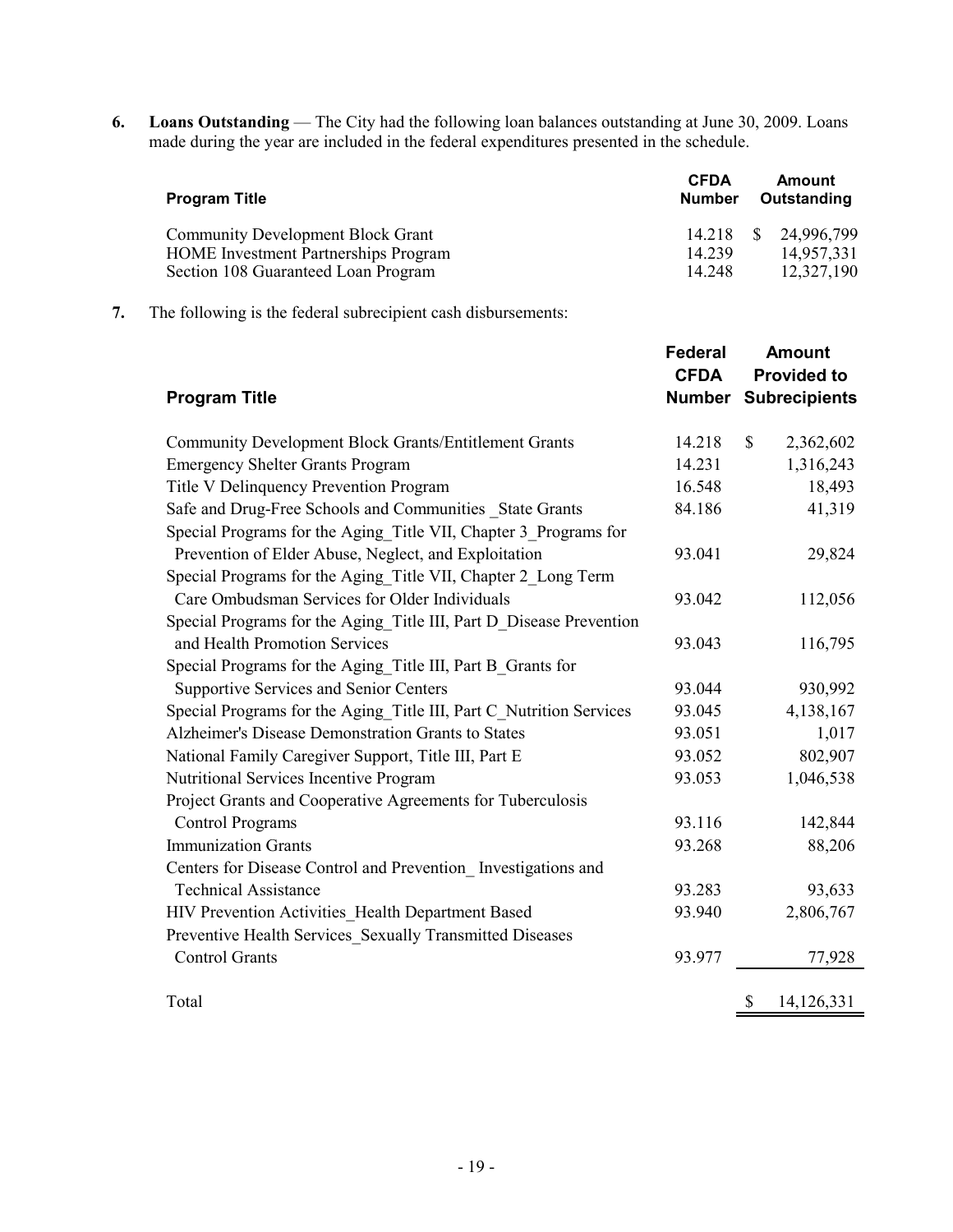**6.** **Loans Outstanding** — The City had the following loan balances outstanding at June 30, 2009. Loans made during the year are included in the federal expenditures presented in the schedule.

| Program Title | CFDA Number | Amount Outstanding |
|---|---|---|
| Community Development Block Grant | 14.218 | $ 24,996,799 |
| HOME Investment Partnerships Program | 14.239 | 14,957,331 |
| Section 108 Guaranteed Loan Program | 14.248 | 12,327,190 |

**7.** The following is the federal subrecipient cash disbursements:

| Program Title | Federal CFDA Number | Amount Provided to Subrecipients |
|---|---|---|
| Community Development Block Grants/Entitlement Grants | 14.218 | $ 2,362,602 |
| Emergency Shelter Grants Program | 14.231 | 1,316,243 |
| Title V Delinquency Prevention Program | 16.548 | 18,493 |
| Safe and Drug-Free Schools and Communities _State Grants | 84.186 | 41,319 |
| Special Programs for the Aging_Title VII, Chapter 3_Programs for Prevention of Elder Abuse, Neglect, and Exploitation | 93.041 | 29,824 |
| Special Programs for the Aging_Title VII, Chapter 2_Long Term Care Ombudsman Services for Older Individuals | 93.042 | 112,056 |
| Special Programs for the Aging_Title III, Part D_Disease Prevention and Health Promotion Services | 93.043 | 116,795 |
| Special Programs for the Aging_Title III, Part B_Grants for Supportive Services and Senior Centers | 93.044 | 930,992 |
| Special Programs for the Aging_Title III, Part C_Nutrition Services | 93.045 | 4,138,167 |
| Alzheimer's Disease Demonstration Grants to States | 93.051 | 1,017 |
| National Family Caregiver Support, Title III, Part E | 93.052 | 802,907 |
| Nutritional Services Incentive Program | 93.053 | 1,046,538 |
| Project Grants and Cooperative Agreements for Tuberculosis Control Programs | 93.116 | 142,844 |
| Immunization Grants | 93.268 | 88,206 |
| Centers for Disease Control and Prevention_ Investigations and Technical Assistance | 93.283 | 93,633 |
| HIV Prevention Activities_Health Department Based | 93.940 | 2,806,767 |
| Preventive Health Services_Sexually Transmitted Diseases Control Grants | 93.977 | 77,928 |
| Total | | $ 14,126,331 |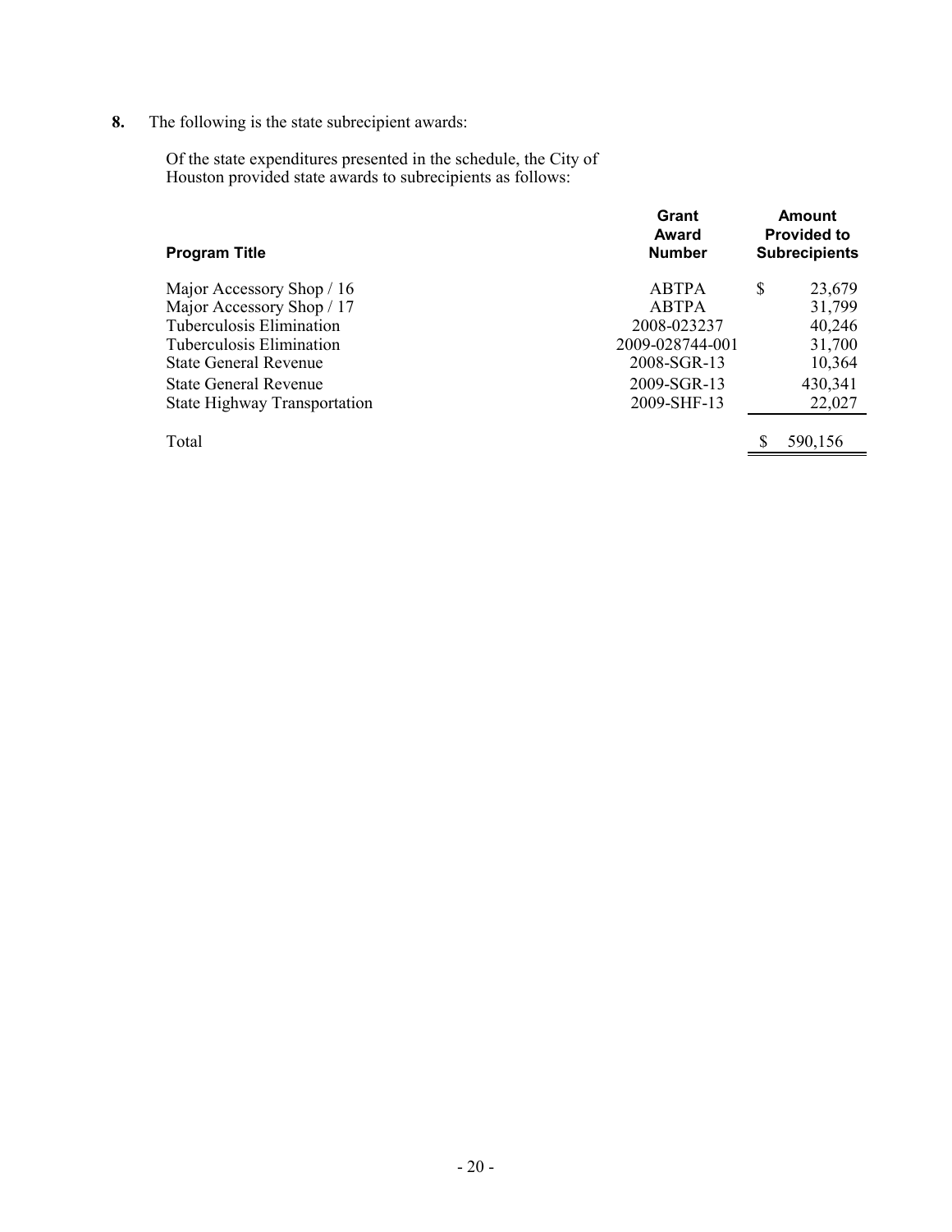**8.** The following is the state subrecipient awards:

Of the state expenditures presented in the schedule, the City of Houston provided state awards to subrecipients as follows:

| Program Title | Grant Award Number | Amount Provided to Subrecipients |
|---|---|---|
| Major Accessory Shop / 16 | ABTPA | $ 23,679 |
| Major Accessory Shop / 17 | ABTPA | 31,799 |
| Tuberculosis Elimination | 2008-023237 | 40,246 |
| Tuberculosis Elimination | 2009-028744-001 | 31,700 |
| State General Revenue | 2008-SGR-13 | 10,364 |
| State General Revenue | 2009-SGR-13 | 430,341 |
| State Highway Transportation | 2009-SHF-13 | 22,027 |
| Total | | $ 590,156 |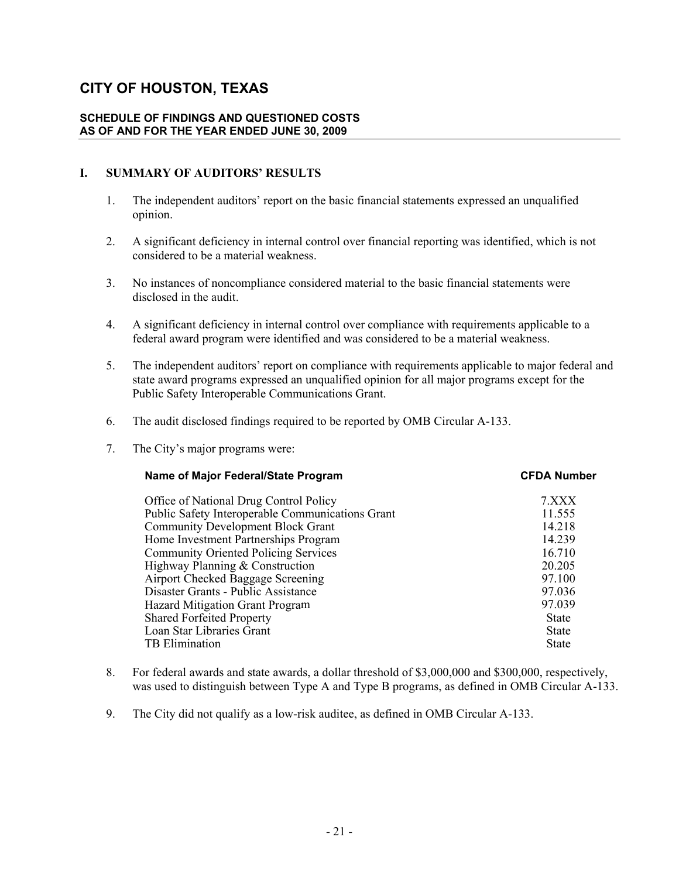# CITY OF HOUSTON, TEXAS

## SCHEDULE OF FINDINGS AND QUESTIONED COSTS AS OF AND FOR THE YEAR ENDED JUNE 30, 2009

### I. SUMMARY OF AUDITORS' RESULTS

1. The independent auditors' report on the basic financial statements expressed an unqualified opinion.

2. A significant deficiency in internal control over financial reporting was identified, which is not considered to be a material weakness.

3. No instances of noncompliance considered material to the basic financial statements were disclosed in the audit.

4. A significant deficiency in internal control over compliance with requirements applicable to a federal award program were identified and was considered to be a material weakness.

5. The independent auditors' report on compliance with requirements applicable to major federal and state award programs expressed an unqualified opinion for all major programs except for the Public Safety Interoperable Communications Grant.

6. The audit disclosed findings required to be reported by OMB Circular A-133.

7. The City's major programs were:

| Name of Major Federal/State Program | CFDA Number |
|---|---|
| Office of National Drug Control Policy | 7.XXX |
| Public Safety Interoperable Communications Grant | 11.555 |
| Community Development Block Grant | 14.218 |
| Home Investment Partnerships Program | 14.239 |
| Community Oriented Policing Services | 16.710 |
| Highway Planning & Construction | 20.205 |
| Airport Checked Baggage Screening | 97.100 |
| Disaster Grants - Public Assistance | 97.036 |
| Hazard Mitigation Grant Program | 97.039 |
| Shared Forfeited Property | State |
| Loan Star Libraries Grant | State |
| TB Elimination | State |

8. For federal awards and state awards, a dollar threshold of $3,000,000 and $300,000, respectively, was used to distinguish between Type A and Type B programs, as defined in OMB Circular A-133.

9. The City did not qualify as a low-risk auditee, as defined in OMB Circular A-133.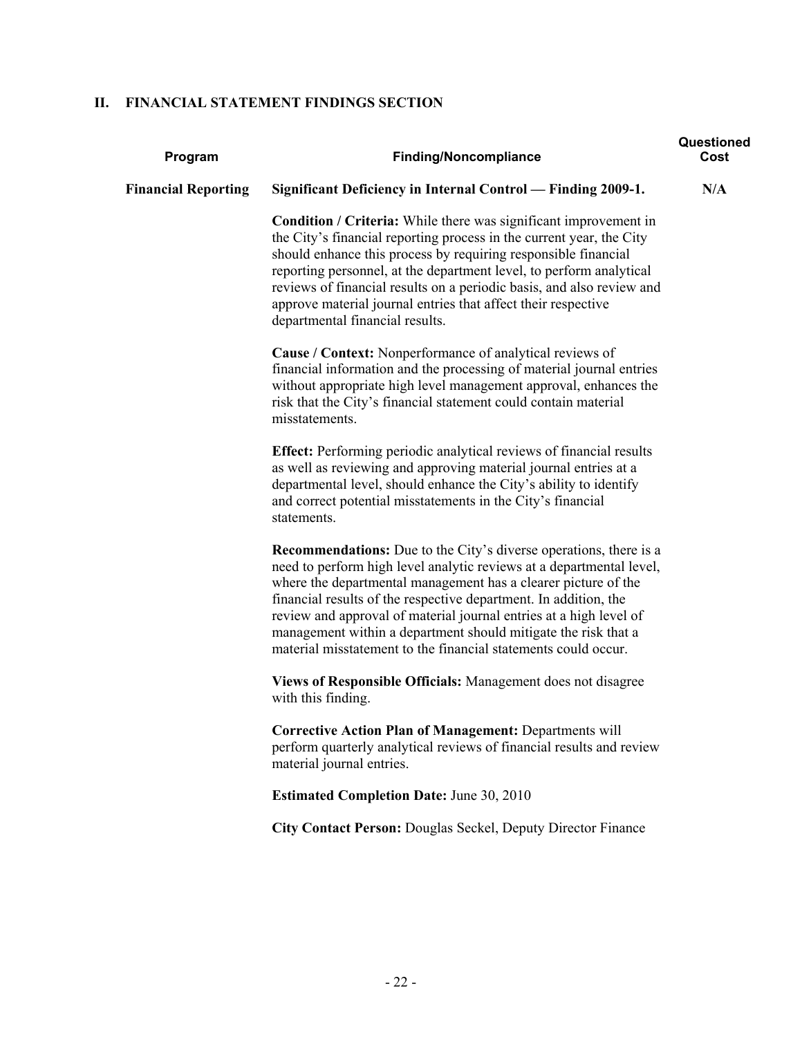## II. FINANCIAL STATEMENT FINDINGS SECTION

| Program | Finding/Noncompliance | Questioned Cost |
|---|---|---|
| **Financial Reporting** | **Significant Deficiency in Internal Control — Finding 2009-1.** | **N/A** |

**Condition / Criteria:** While there was significant improvement in the City's financial reporting process in the current year, the City should enhance this process by requiring responsible financial reporting personnel, at the department level, to perform analytical reviews of financial results on a periodic basis, and also review and approve material journal entries that affect their respective departmental financial results.

**Cause / Context:** Nonperformance of analytical reviews of financial information and the processing of material journal entries without appropriate high level management approval, enhances the risk that the City's financial statement could contain material misstatements.

**Effect:** Performing periodic analytical reviews of financial results as well as reviewing and approving material journal entries at a departmental level, should enhance the City's ability to identify and correct potential misstatements in the City's financial statements.

**Recommendations:** Due to the City's diverse operations, there is a need to perform high level analytic reviews at a departmental level, where the departmental management has a clearer picture of the financial results of the respective department. In addition, the review and approval of material journal entries at a high level of management within a department should mitigate the risk that a material misstatement to the financial statements could occur.

**Views of Responsible Officials:** Management does not disagree with this finding.

**Corrective Action Plan of Management:** Departments will perform quarterly analytical reviews of financial results and review material journal entries.

**Estimated Completion Date:** June 30, 2010

**City Contact Person:** Douglas Seckel, Deputy Director Finance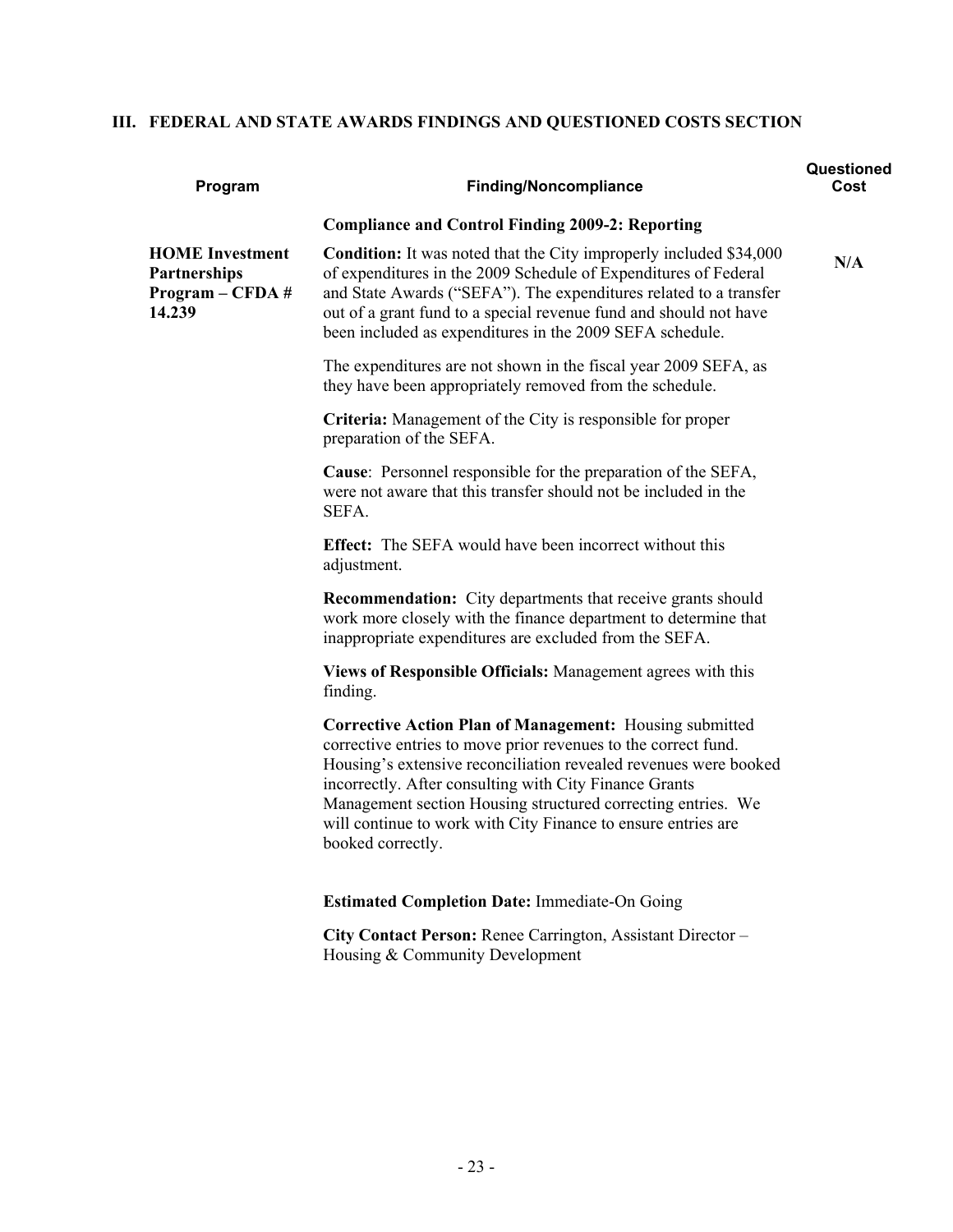## III. FEDERAL AND STATE AWARDS FINDINGS AND QUESTIONED COSTS SECTION

| Program | Finding/Noncompliance | Questioned Cost |
| --- | --- | --- |
| | **Compliance and Control Finding 2009-2: Reporting** | |
| **HOME Investment Partnerships Program – CFDA # 14.239** | **Condition:** It was noted that the City improperly included $34,000 of expenditures in the 2009 Schedule of Expenditures of Federal and State Awards ("SEFA"). The expenditures related to a transfer out of a grant fund to a special revenue fund and should not have been included as expenditures in the 2009 SEFA schedule. | **N/A** |

The expenditures are not shown in the fiscal year 2009 SEFA, as they have been appropriately removed from the schedule.

**Criteria:** Management of the City is responsible for proper preparation of the SEFA.

**Cause**: Personnel responsible for the preparation of the SEFA, were not aware that this transfer should not be included in the SEFA.

**Effect:** The SEFA would have been incorrect without this adjustment.

**Recommendation:** City departments that receive grants should work more closely with the finance department to determine that inappropriate expenditures are excluded from the SEFA.

**Views of Responsible Officials:** Management agrees with this finding.

**Corrective Action Plan of Management:** Housing submitted corrective entries to move prior revenues to the correct fund. Housing's extensive reconciliation revealed revenues were booked incorrectly. After consulting with City Finance Grants Management section Housing structured correcting entries. We will continue to work with City Finance to ensure entries are booked correctly.

**Estimated Completion Date:** Immediate-On Going

**City Contact Person:** Renee Carrington, Assistant Director – Housing & Community Development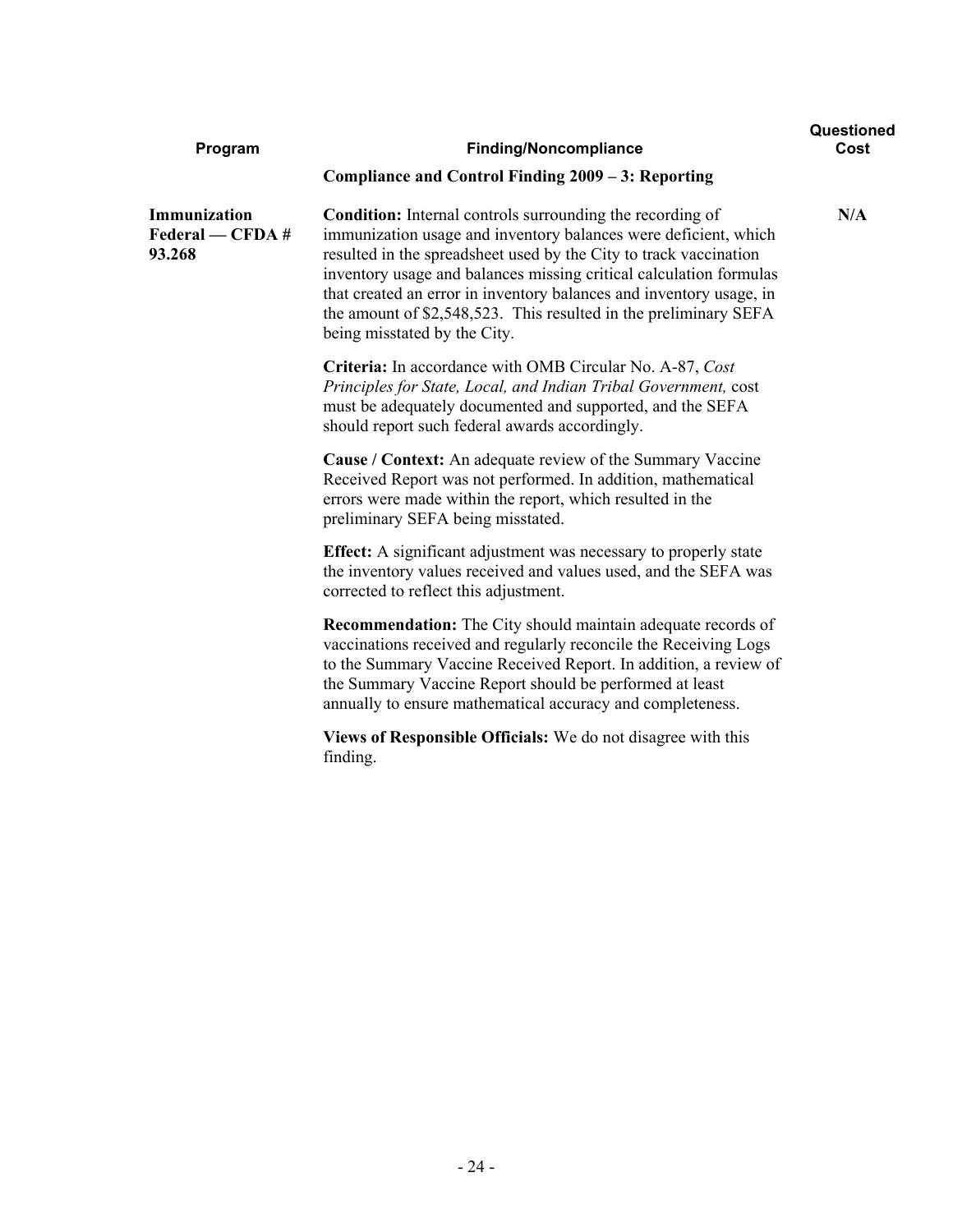| Program | Finding/Noncompliance | Questioned Cost |
|---|---|---|
| | **Compliance and Control Finding 2009 – 3: Reporting** | |
| **Immunization Federal — CFDA # 93.268** | **Condition:** Internal controls surrounding the recording of immunization usage and inventory balances were deficient, which resulted in the spreadsheet used by the City to track vaccination inventory usage and balances missing critical calculation formulas that created an error in inventory balances and inventory usage, in the amount of $2,548,523. This resulted in the preliminary SEFA being misstated by the City. | **N/A** |
| | **Criteria:** In accordance with OMB Circular No. A-87, *Cost Principles for State, Local, and Indian Tribal Government,* cost must be adequately documented and supported, and the SEFA should report such federal awards accordingly. | |
| | **Cause / Context:** An adequate review of the Summary Vaccine Received Report was not performed. In addition, mathematical errors were made within the report, which resulted in the preliminary SEFA being misstated. | |
| | **Effect:** A significant adjustment was necessary to properly state the inventory values received and values used, and the SEFA was corrected to reflect this adjustment. | |
| | **Recommendation:** The City should maintain adequate records of vaccinations received and regularly reconcile the Receiving Logs to the Summary Vaccine Received Report. In addition, a review of the Summary Vaccine Report should be performed at least annually to ensure mathematical accuracy and completeness. | |
| | **Views of Responsible Officials:** We do not disagree with this finding. | |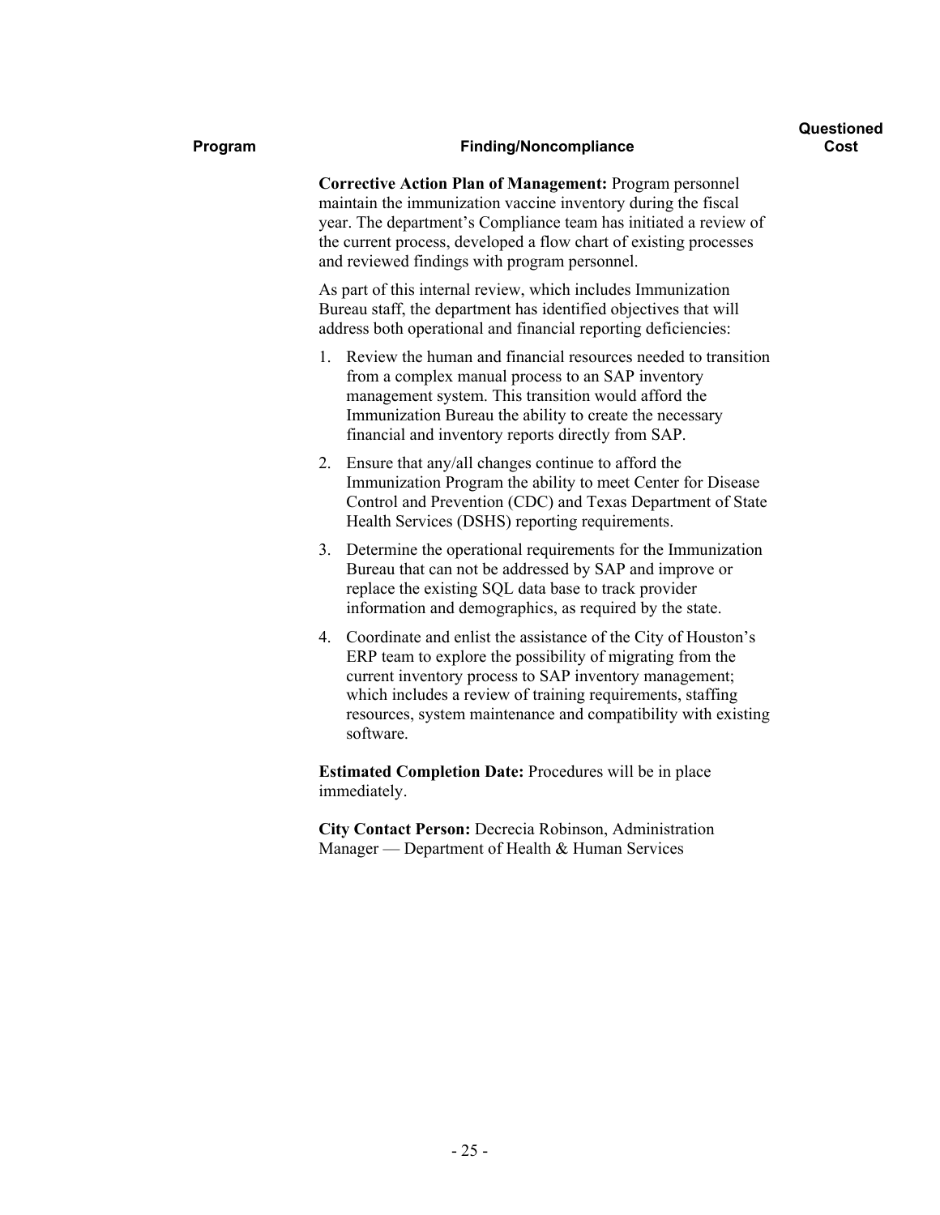| Program | Finding/Noncompliance | Questioned Cost |
|---|---|---|

**Corrective Action Plan of Management:** Program personnel maintain the immunization vaccine inventory during the fiscal year. The department's Compliance team has initiated a review of the current process, developed a flow chart of existing processes and reviewed findings with program personnel.

As part of this internal review, which includes Immunization Bureau staff, the department has identified objectives that will address both operational and financial reporting deficiencies:

1. Review the human and financial resources needed to transition from a complex manual process to an SAP inventory management system. This transition would afford the Immunization Bureau the ability to create the necessary financial and inventory reports directly from SAP.
2. Ensure that any/all changes continue to afford the Immunization Program the ability to meet Center for Disease Control and Prevention (CDC) and Texas Department of State Health Services (DSHS) reporting requirements.
3. Determine the operational requirements for the Immunization Bureau that can not be addressed by SAP and improve or replace the existing SQL data base to track provider information and demographics, as required by the state.
4. Coordinate and enlist the assistance of the City of Houston's ERP team to explore the possibility of migrating from the current inventory process to SAP inventory management; which includes a review of training requirements, staffing resources, system maintenance and compatibility with existing software.

**Estimated Completion Date:** Procedures will be in place immediately.

**City Contact Person:** Decrecia Robinson, Administration Manager — Department of Health & Human Services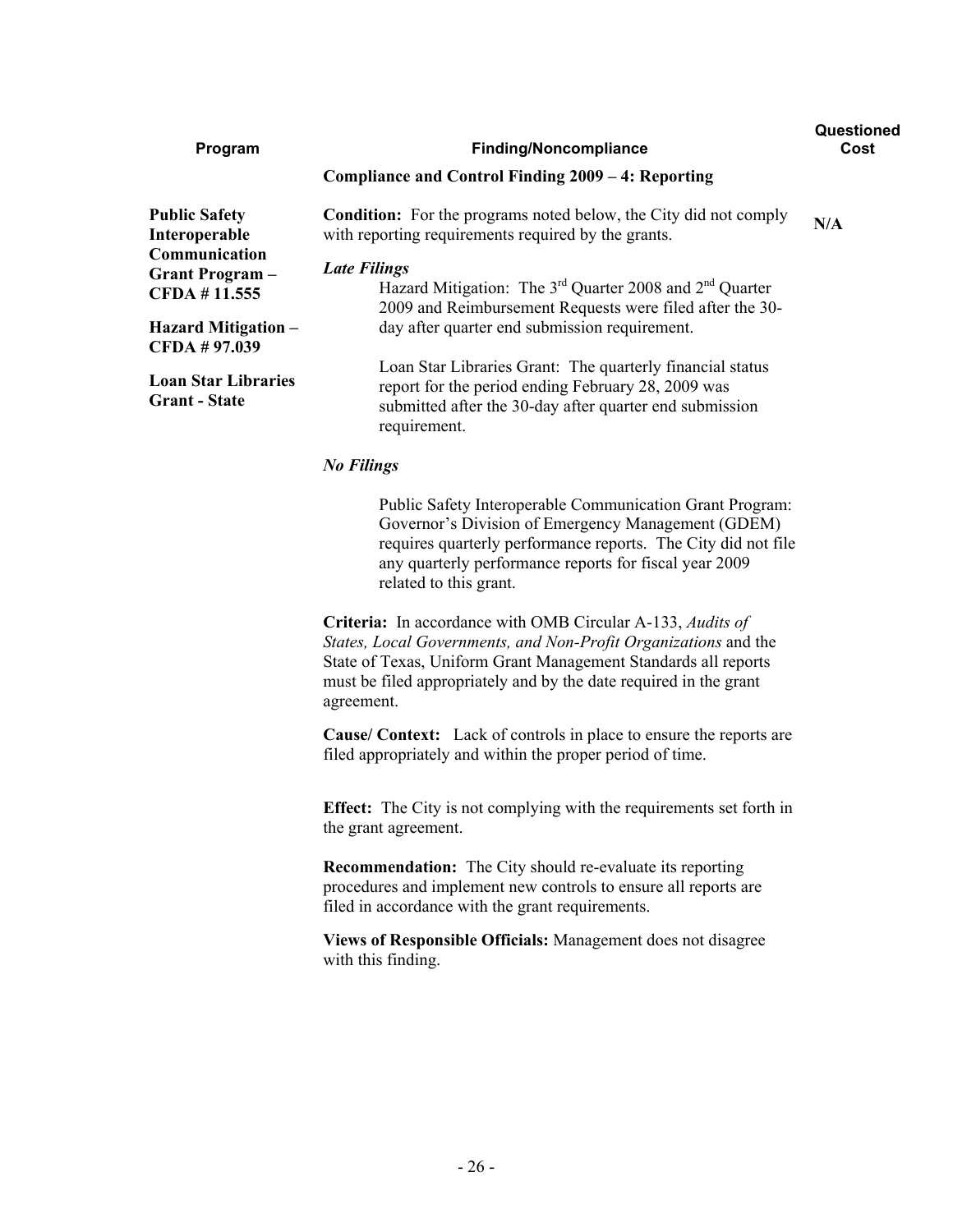| Program | Finding/Noncompliance | Questioned Cost |
|---|---|---|
| | **Compliance and Control Finding 2009 – 4: Reporting** | |
| **Public Safety Interoperable Communication Grant Program – CFDA # 11.555**<br><br>**Hazard Mitigation – CFDA # 97.039**<br><br>**Loan Star Libraries Grant - State** | **Condition:** For the programs noted below, the City did not comply with reporting requirements required by the grants. | **N/A** |

***Late Filings***

Hazard Mitigation: The 3rd Quarter 2008 and 2nd Quarter 2009 and Reimbursement Requests were filed after the 30-day after quarter end submission requirement.

Loan Star Libraries Grant: The quarterly financial status report for the period ending February 28, 2009 was submitted after the 30-day after quarter end submission requirement.

***No Filings***

Public Safety Interoperable Communication Grant Program: Governor's Division of Emergency Management (GDEM) requires quarterly performance reports. The City did not file any quarterly performance reports for fiscal year 2009 related to this grant.

**Criteria:** In accordance with OMB Circular A-133, *Audits of States, Local Governments, and Non-Profit Organizations* and the State of Texas, Uniform Grant Management Standards all reports must be filed appropriately and by the date required in the grant agreement.

**Cause/ Context:** Lack of controls in place to ensure the reports are filed appropriately and within the proper period of time.

**Effect:** The City is not complying with the requirements set forth in the grant agreement.

**Recommendation:** The City should re-evaluate its reporting procedures and implement new controls to ensure all reports are filed in accordance with the grant requirements.

**Views of Responsible Officials:** Management does not disagree with this finding.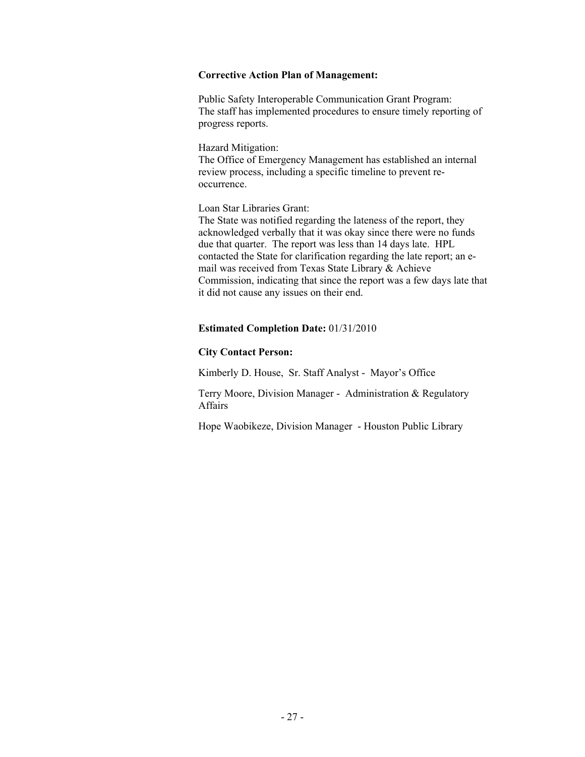**Corrective Action Plan of Management:**

Public Safety Interoperable Communication Grant Program:
The staff has implemented procedures to ensure timely reporting of progress reports.

Hazard Mitigation:
The Office of Emergency Management has established an internal review process, including a specific timeline to prevent re-occurrence.

Loan Star Libraries Grant:
The State was notified regarding the lateness of the report, they acknowledged verbally that it was okay since there were no funds due that quarter. The report was less than 14 days late. HPL contacted the State for clarification regarding the late report; an e-mail was received from Texas State Library & Achieve Commission, indicating that since the report was a few days late that it did not cause any issues on their end.

**Estimated Completion Date:** 01/31/2010

**City Contact Person:**

Kimberly D. House, Sr. Staff Analyst - Mayor's Office

Terry Moore, Division Manager - Administration & Regulatory Affairs

Hope Waobikeze, Division Manager - Houston Public Library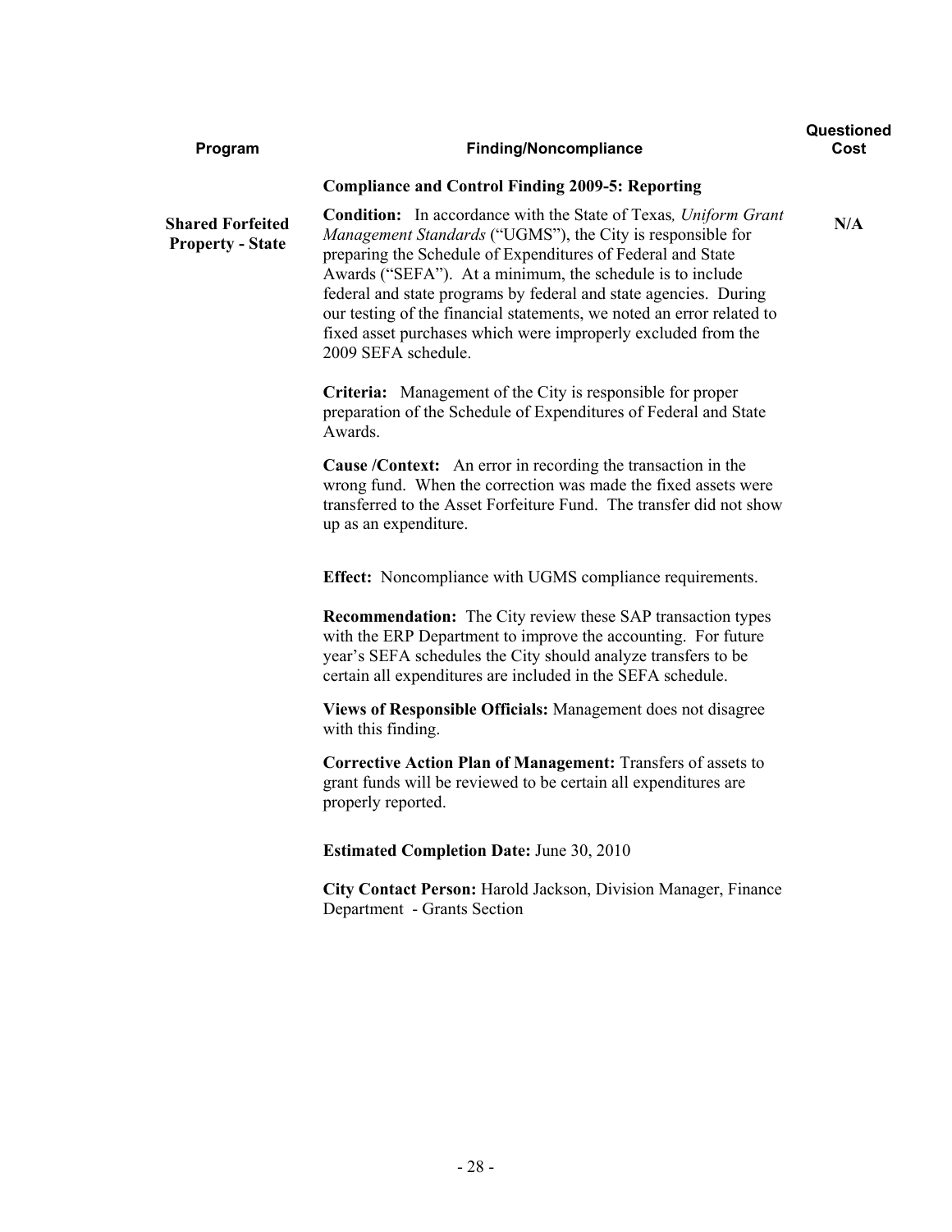| Program | Finding/Noncompliance | Questioned Cost |
|---|---|---|
| | **Compliance and Control Finding 2009-5: Reporting** | |
| **Shared Forfeited Property - State** | **Condition:** In accordance with the State of Texas*, Uniform Grant Management Standards* ("UGMS"), the City is responsible for preparing the Schedule of Expenditures of Federal and State Awards ("SEFA"). At a minimum, the schedule is to include federal and state programs by federal and state agencies. During our testing of the financial statements, we noted an error related to fixed asset purchases which were improperly excluded from the 2009 SEFA schedule. | **N/A** |
| | **Criteria:** Management of the City is responsible for proper preparation of the Schedule of Expenditures of Federal and State Awards. | |
| | **Cause /Context:** An error in recording the transaction in the wrong fund. When the correction was made the fixed assets were transferred to the Asset Forfeiture Fund. The transfer did not show up as an expenditure. | |
| | **Effect:** Noncompliance with UGMS compliance requirements. | |
| | **Recommendation:** The City review these SAP transaction types with the ERP Department to improve the accounting. For future year's SEFA schedules the City should analyze transfers to be certain all expenditures are included in the SEFA schedule. | |
| | **Views of Responsible Officials:** Management does not disagree with this finding. | |
| | **Corrective Action Plan of Management:** Transfers of assets to grant funds will be reviewed to be certain all expenditures are properly reported. | |
| | **Estimated Completion Date:** June 30, 2010 | |
| | **City Contact Person:** Harold Jackson, Division Manager, Finance Department - Grants Section | |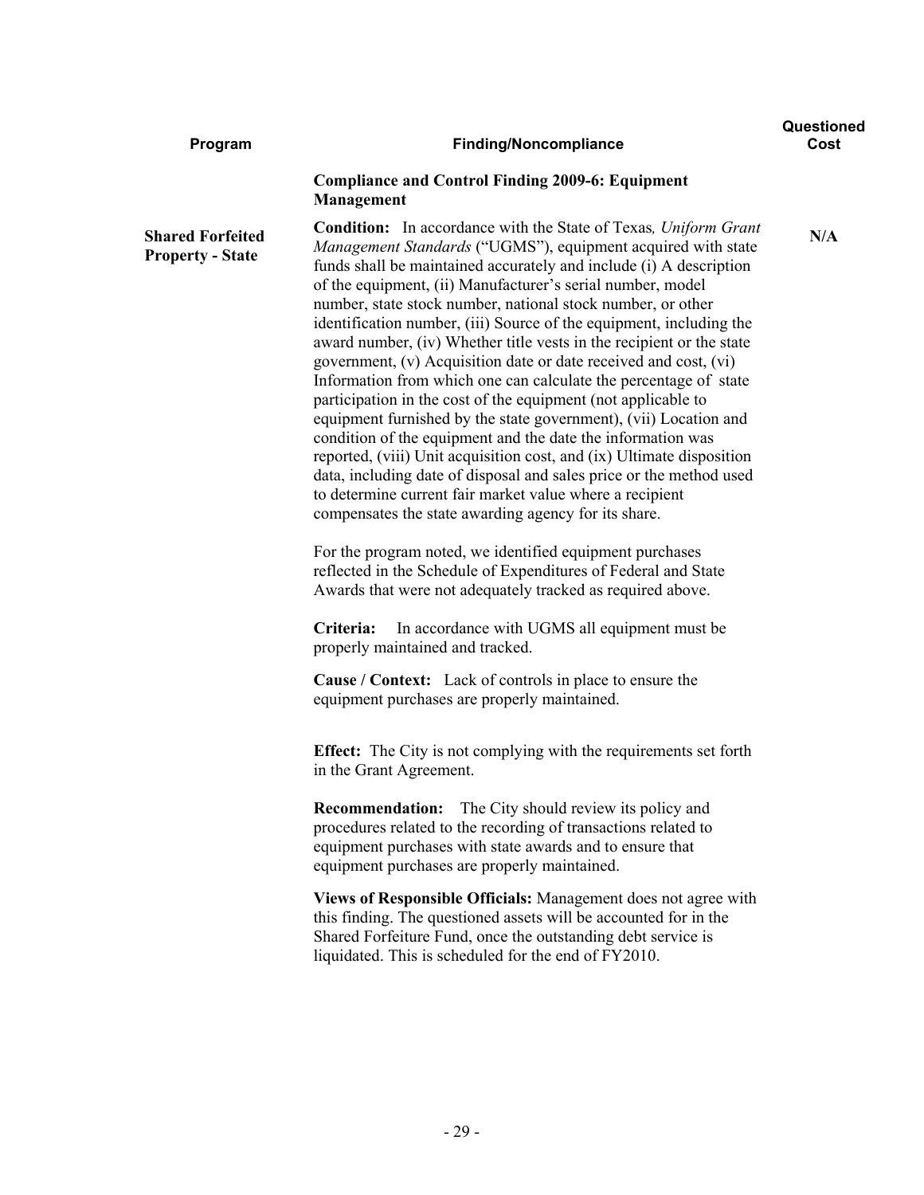| Program | Finding/Noncompliance | Questioned Cost |
|---|---|---|
| | **Compliance and Control Finding 2009-6: Equipment Management** | |
| **Shared Forfeited Property - State** | **Condition:** In accordance with the State of Texas*, Uniform Grant Management Standards* ("UGMS"), equipment acquired with state funds shall be maintained accurately and include (i) A description of the equipment, (ii) Manufacturer's serial number, model number, state stock number, national stock number, or other identification number, (iii) Source of the equipment, including the award number, (iv) Whether title vests in the recipient or the state government, (v) Acquisition date or date received and cost, (vi) Information from which one can calculate the percentage of state participation in the cost of the equipment (not applicable to equipment furnished by the state government), (vii) Location and condition of the equipment and the date the information was reported, (viii) Unit acquisition cost, and (ix) Ultimate disposition data, including date of disposal and sales price or the method used to determine current fair market value where a recipient compensates the state awarding agency for its share.<br><br>For the program noted, we identified equipment purchases reflected in the Schedule of Expenditures of Federal and State Awards that were not adequately tracked as required above.<br><br>**Criteria:** In accordance with UGMS all equipment must be properly maintained and tracked.<br><br>**Cause / Context:** Lack of controls in place to ensure the equipment purchases are properly maintained.<br><br>**Effect:** The City is not complying with the requirements set forth in the Grant Agreement.<br><br>**Recommendation:** The City should review its policy and procedures related to the recording of transactions related to equipment purchases with state awards and to ensure that equipment purchases are properly maintained.<br><br>**Views of Responsible Officials:** Management does not agree with this finding. The questioned assets will be accounted for in the Shared Forfeiture Fund, once the outstanding debt service is liquidated. This is scheduled for the end of FY2010. | **N/A** |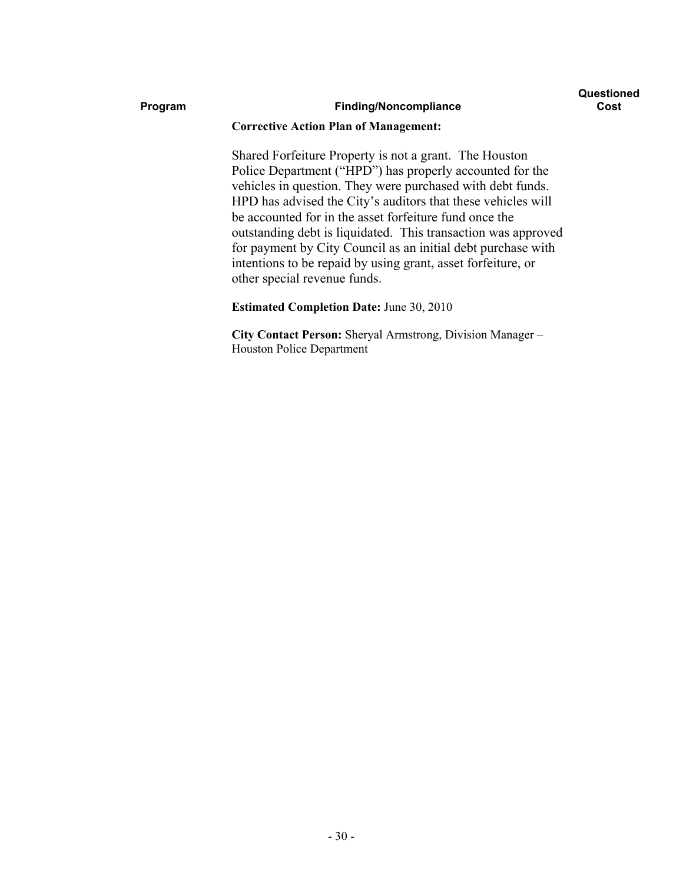| Program | Finding/Noncompliance | Questioned Cost |
|---|---|---|

**Corrective Action Plan of Management:**

Shared Forfeiture Property is not a grant. The Houston Police Department ("HPD") has properly accounted for the vehicles in question. They were purchased with debt funds. HPD has advised the City's auditors that these vehicles will be accounted for in the asset forfeiture fund once the outstanding debt is liquidated. This transaction was approved for payment by City Council as an initial debt purchase with intentions to be repaid by using grant, asset forfeiture, or other special revenue funds.

**Estimated Completion Date:** June 30, 2010

**City Contact Person:** Sheryal Armstrong, Division Manager – Houston Police Department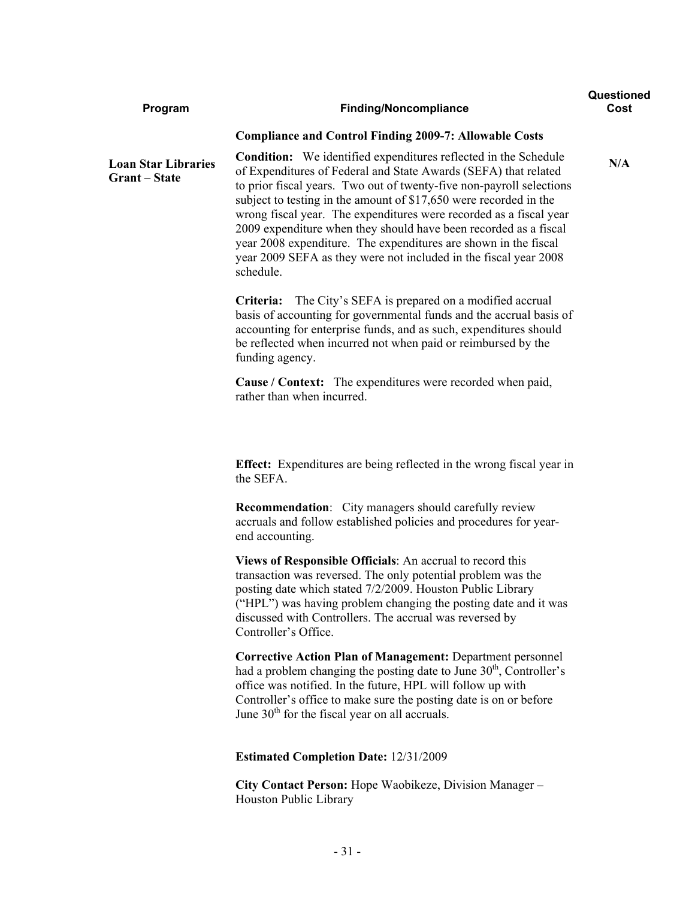| Program | Finding/Noncompliance | Questioned Cost |
|---|---|---|
| | **Compliance and Control Finding 2009-7: Allowable Costs** | |
| **Loan Star Libraries Grant – State** | **Condition:** We identified expenditures reflected in the Schedule of Expenditures of Federal and State Awards (SEFA) that related to prior fiscal years. Two out of twenty-five non-payroll selections subject to testing in the amount of $17,650 were recorded in the wrong fiscal year. The expenditures were recorded as a fiscal year 2009 expenditure when they should have been recorded as a fiscal year 2008 expenditure. The expenditures are shown in the fiscal year 2009 SEFA as they were not included in the fiscal year 2008 schedule. | **N/A** |

**Criteria:** The City's SEFA is prepared on a modified accrual basis of accounting for governmental funds and the accrual basis of accounting for enterprise funds, and as such, expenditures should be reflected when incurred not when paid or reimbursed by the funding agency.

**Cause / Context:** The expenditures were recorded when paid, rather than when incurred.

**Effect:** Expenditures are being reflected in the wrong fiscal year in the SEFA.

**Recommendation**: City managers should carefully review accruals and follow established policies and procedures for year-end accounting.

**Views of Responsible Officials**: An accrual to record this transaction was reversed. The only potential problem was the posting date which stated 7/2/2009. Houston Public Library ("HPL") was having problem changing the posting date and it was discussed with Controllers. The accrual was reversed by Controller's Office.

**Corrective Action Plan of Management:** Department personnel had a problem changing the posting date to June 30th, Controller's office was notified. In the future, HPL will follow up with Controller's office to make sure the posting date is on or before June 30th for the fiscal year on all accruals.

**Estimated Completion Date:** 12/31/2009

**City Contact Person:** Hope Waobikeze, Division Manager – Houston Public Library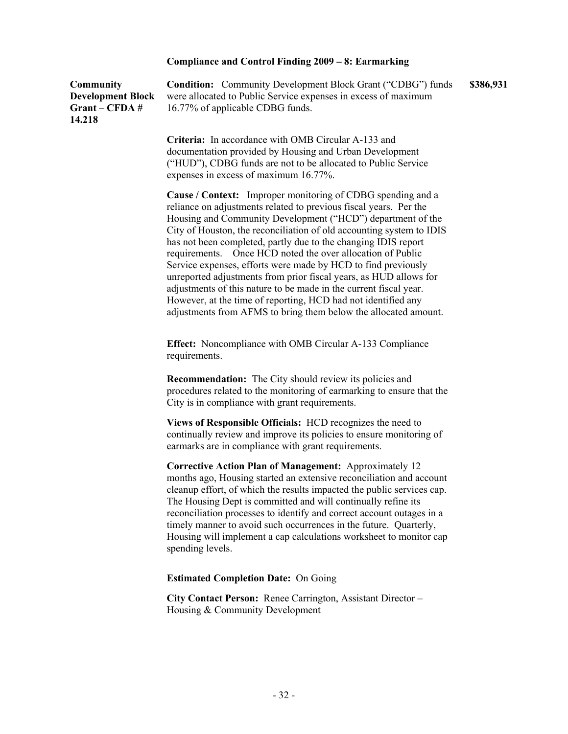### Compliance and Control Finding 2009 – 8: Earmarking

**Community Development Block Grant – CFDA # 14.218**

**Condition:** Community Development Block Grant ("CDBG") funds were allocated to Public Service expenses in excess of maximum 16.77% of applicable CDBG funds. **$386,931**

**Criteria:** In accordance with OMB Circular A-133 and documentation provided by Housing and Urban Development ("HUD"), CDBG funds are not to be allocated to Public Service expenses in excess of maximum 16.77%.

**Cause / Context:** Improper monitoring of CDBG spending and a reliance on adjustments related to previous fiscal years. Per the Housing and Community Development ("HCD") department of the City of Houston, the reconciliation of old accounting system to IDIS has not been completed, partly due to the changing IDIS report requirements. Once HCD noted the over allocation of Public Service expenses, efforts were made by HCD to find previously unreported adjustments from prior fiscal years, as HUD allows for adjustments of this nature to be made in the current fiscal year. However, at the time of reporting, HCD had not identified any adjustments from AFMS to bring them below the allocated amount.

**Effect:** Noncompliance with OMB Circular A-133 Compliance requirements.

**Recommendation:** The City should review its policies and procedures related to the monitoring of earmarking to ensure that the City is in compliance with grant requirements.

**Views of Responsible Officials:** HCD recognizes the need to continually review and improve its policies to ensure monitoring of earmarks are in compliance with grant requirements.

**Corrective Action Plan of Management:** Approximately 12 months ago, Housing started an extensive reconciliation and account cleanup effort, of which the results impacted the public services cap. The Housing Dept is committed and will continually refine its reconciliation processes to identify and correct account outages in a timely manner to avoid such occurrences in the future. Quarterly, Housing will implement a cap calculations worksheet to monitor cap spending levels.

**Estimated Completion Date:** On Going

**City Contact Person:** Renee Carrington, Assistant Director – Housing & Community Development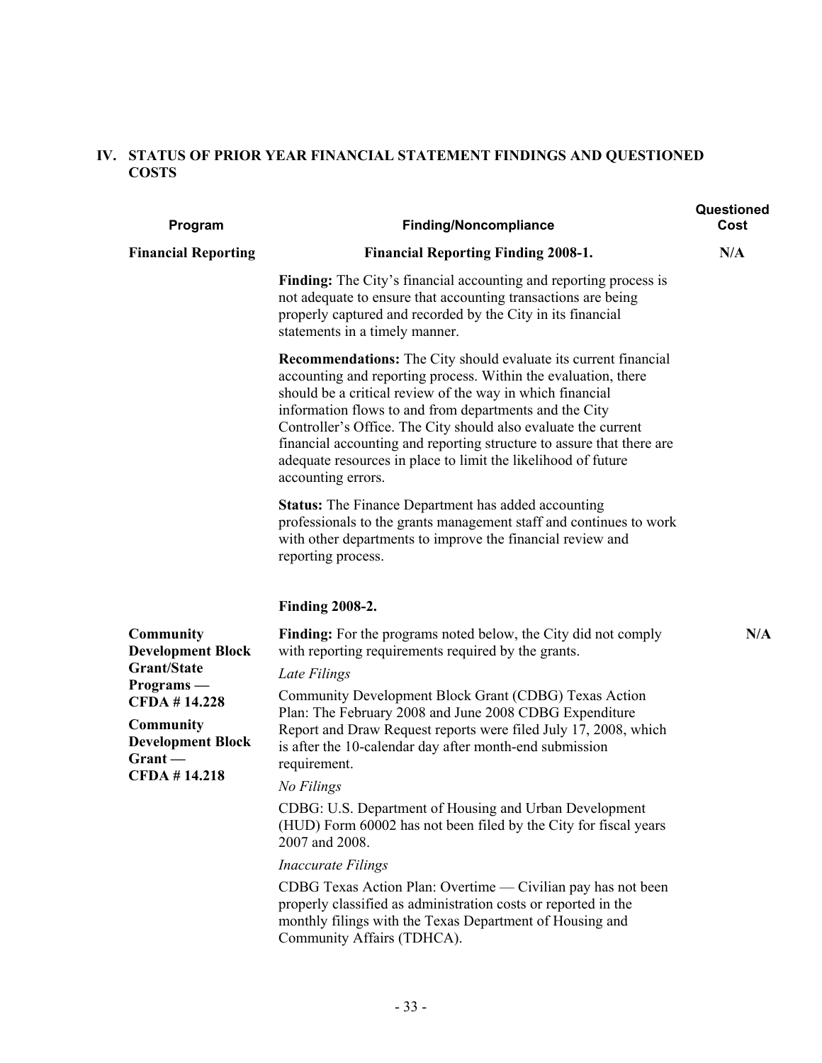## IV. STATUS OF PRIOR YEAR FINANCIAL STATEMENT FINDINGS AND QUESTIONED COSTS

| Program | Finding/Noncompliance | Questioned Cost |
|---|---|---|
| **Financial Reporting** | **Financial Reporting Finding 2008-1.** | **N/A** |
| | **Finding:** The City's financial accounting and reporting process is not adequate to ensure that accounting transactions are being properly captured and recorded by the City in its financial statements in a timely manner. | |
| | **Recommendations:** The City should evaluate its current financial accounting and reporting process. Within the evaluation, there should be a critical review of the way in which financial information flows to and from departments and the City Controller's Office. The City should also evaluate the current financial accounting and reporting structure to assure that there are adequate resources in place to limit the likelihood of future accounting errors. | |
| | **Status:** The Finance Department has added accounting professionals to the grants management staff and continues to work with other departments to improve the financial review and reporting process. | |
| | **Finding 2008-2.** | |
| **Community Development Block Grant/State Programs — CFDA # 14.228**<br><br>**Community Development Block Grant — CFDA # 14.218** | **Finding:** For the programs noted below, the City did not comply with reporting requirements required by the grants.<br><br>*Late Filings*<br><br>Community Development Block Grant (CDBG) Texas Action Plan: The February 2008 and June 2008 CDBG Expenditure Report and Draw Request reports were filed July 17, 2008, which is after the 10-calendar day after month-end submission requirement.<br><br>*No Filings*<br><br>CDBG: U.S. Department of Housing and Urban Development (HUD) Form 60002 has not been filed by the City for fiscal years 2007 and 2008.<br><br>*Inaccurate Filings*<br><br>CDBG Texas Action Plan: Overtime — Civilian pay has not been properly classified as administration costs or reported in the monthly filings with the Texas Department of Housing and Community Affairs (TDHCA). | **N/A** |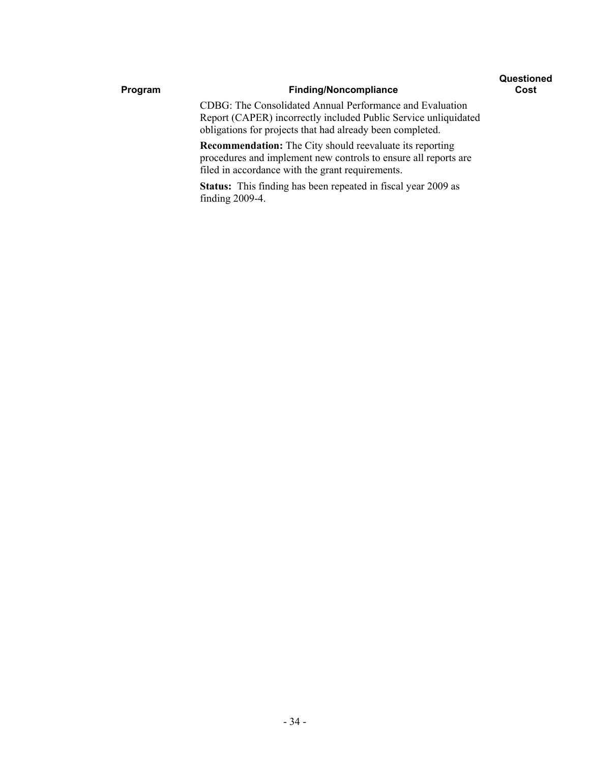| Program | Finding/Noncompliance | Questioned Cost |
|---|---|---|
| | CDBG: The Consolidated Annual Performance and Evaluation Report (CAPER) incorrectly included Public Service unliquidated obligations for projects that had already been completed.<br><br>**Recommendation:** The City should reevaluate its reporting procedures and implement new controls to ensure all reports are filed in accordance with the grant requirements.<br><br>**Status:** This finding has been repeated in fiscal year 2009 as finding 2009-4. | |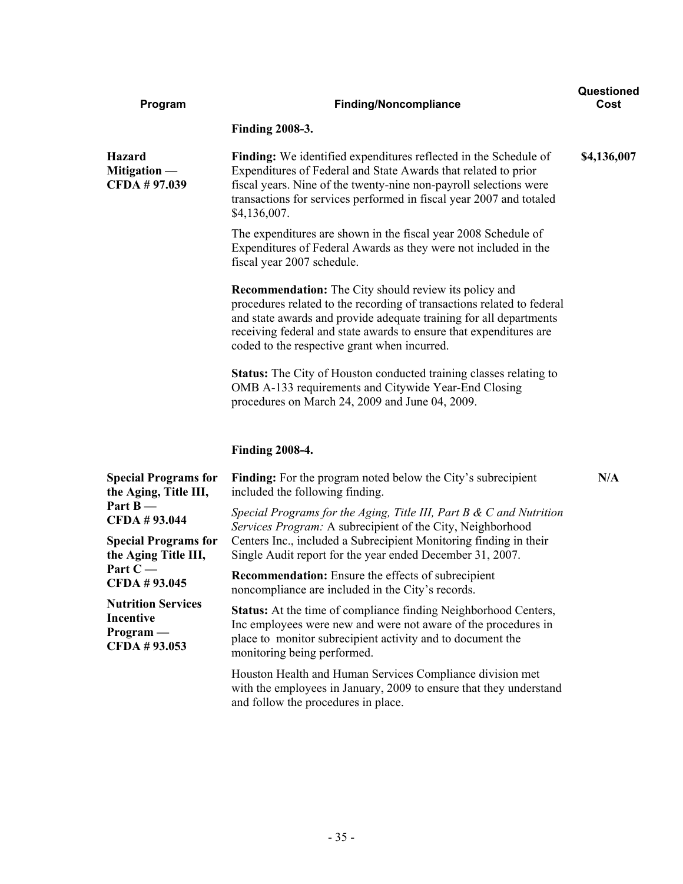| Program | Finding/Noncompliance | Questioned Cost |
|---|---|---|
| | **Finding 2008-3.** | |
| **Hazard Mitigation — CFDA # 97.039** | **Finding:** We identified expenditures reflected in the Schedule of Expenditures of Federal and State Awards that related to prior fiscal years. Nine of the twenty-nine non-payroll selections were transactions for services performed in fiscal year 2007 and totaled $4,136,007.<br><br>The expenditures are shown in the fiscal year 2008 Schedule of Expenditures of Federal Awards as they were not included in the fiscal year 2007 schedule.<br><br>**Recommendation:** The City should review its policy and procedures related to the recording of transactions related to federal and state awards and provide adequate training for all departments receiving federal and state awards to ensure that expenditures are coded to the respective grant when incurred.<br><br>**Status:** The City of Houston conducted training classes relating to OMB A-133 requirements and Citywide Year-End Closing procedures on March 24, 2009 and June 04, 2009. | **$4,136,007** |
| | **Finding 2008-4.** | |
| **Special Programs for the Aging, Title III, Part B — CFDA # 93.044**<br><br>**Special Programs for the Aging Title III, Part C — CFDA # 93.045**<br><br>**Nutrition Services Incentive Program — CFDA # 93.053** | **Finding:** For the program noted below the City's subrecipient included the following finding.<br><br>*Special Programs for the Aging, Title III, Part B & C and Nutrition Services Program:* A subrecipient of the City, Neighborhood Centers Inc., included a Subrecipient Monitoring finding in their Single Audit report for the year ended December 31, 2007.<br><br>**Recommendation:** Ensure the effects of subrecipient noncompliance are included in the City's records.<br><br>**Status:** At the time of compliance finding Neighborhood Centers, Inc employees were new and were not aware of the procedures in place to monitor subrecipient activity and to document the monitoring being performed.<br><br>Houston Health and Human Services Compliance division met with the employees in January, 2009 to ensure that they understand and follow the procedures in place. | **N/A** |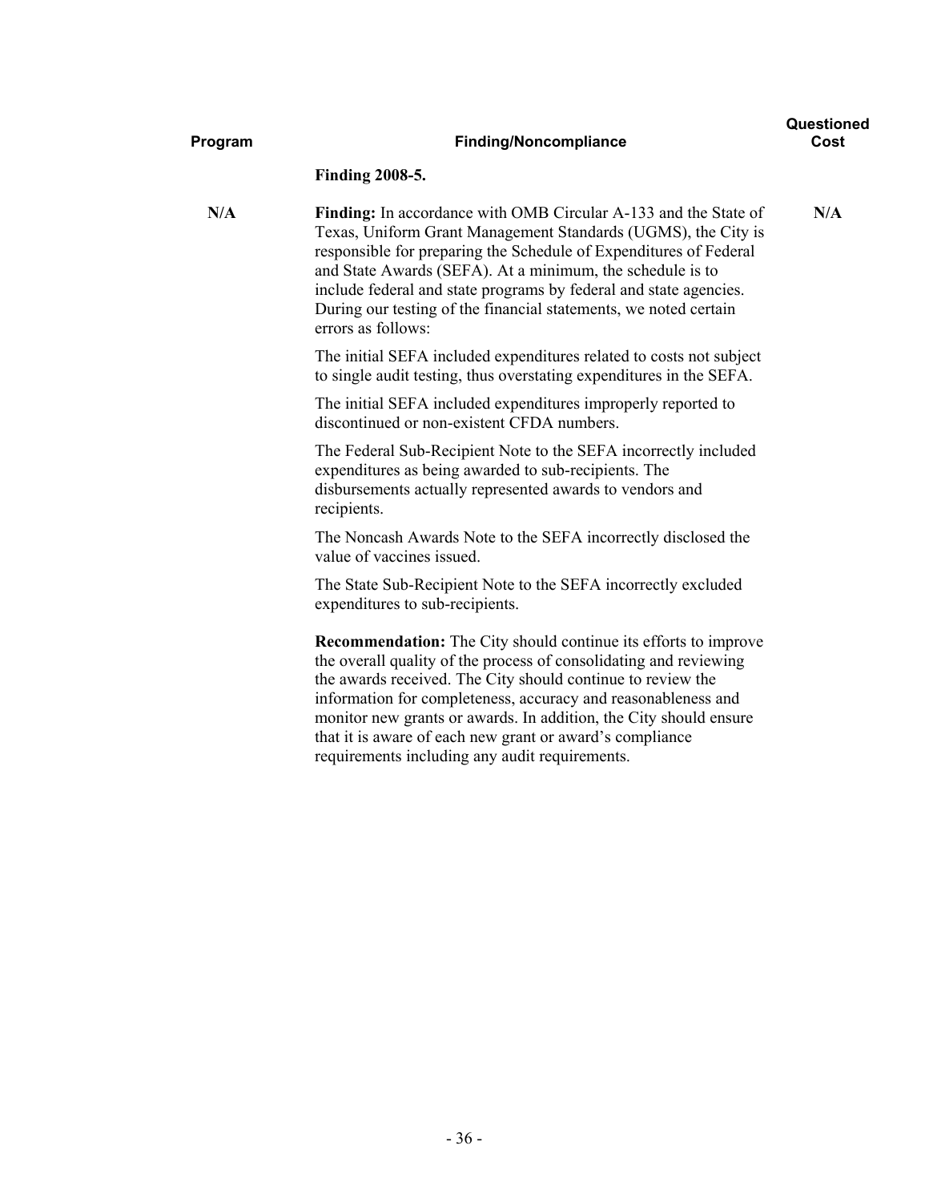| Program | Finding/Noncompliance | Questioned Cost |
|---|---|---|
| | **Finding 2008-5.** | |
| N/A | **Finding:** In accordance with OMB Circular A-133 and the State of Texas, Uniform Grant Management Standards (UGMS), the City is responsible for preparing the Schedule of Expenditures of Federal and State Awards (SEFA). At a minimum, the schedule is to include federal and state programs by federal and state agencies. During our testing of the financial statements, we noted certain errors as follows: | N/A |

The initial SEFA included expenditures related to costs not subject to single audit testing, thus overstating expenditures in the SEFA.

The initial SEFA included expenditures improperly reported to discontinued or non-existent CFDA numbers.

The Federal Sub-Recipient Note to the SEFA incorrectly included expenditures as being awarded to sub-recipients. The disbursements actually represented awards to vendors and recipients.

The Noncash Awards Note to the SEFA incorrectly disclosed the value of vaccines issued.

The State Sub-Recipient Note to the SEFA incorrectly excluded expenditures to sub-recipients.

**Recommendation:** The City should continue its efforts to improve the overall quality of the process of consolidating and reviewing the awards received. The City should continue to review the information for completeness, accuracy and reasonableness and monitor new grants or awards. In addition, the City should ensure that it is aware of each new grant or award's compliance requirements including any audit requirements.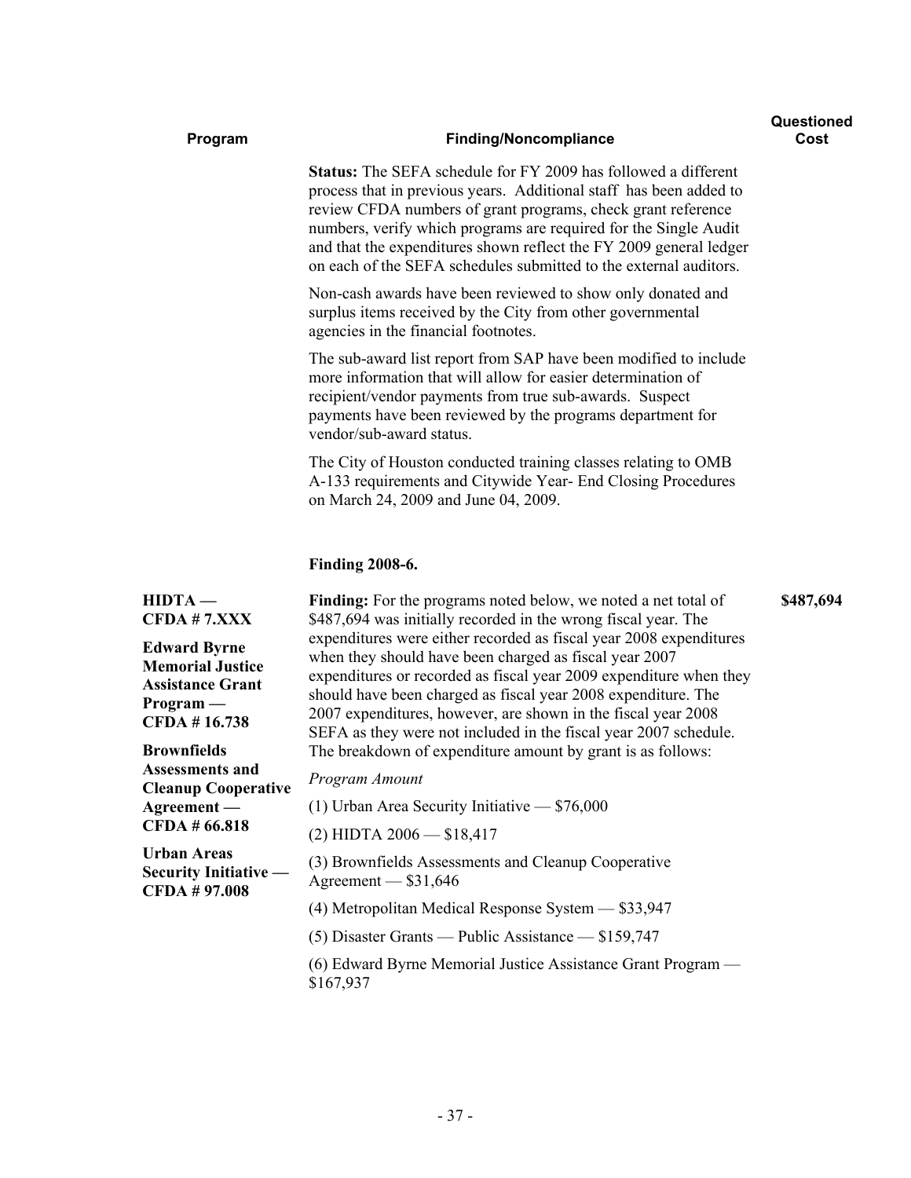| Program | Finding/Noncompliance | Questioned Cost |
|---|---|---|
| | **Status:** The SEFA schedule for FY 2009 has followed a different process that in previous years. Additional staff has been added to review CFDA numbers of grant programs, check grant reference numbers, verify which programs are required for the Single Audit and that the expenditures shown reflect the FY 2009 general ledger on each of the SEFA schedules submitted to the external auditors.<br><br>Non-cash awards have been reviewed to show only donated and surplus items received by the City from other governmental agencies in the financial footnotes.<br><br>The sub-award list report from SAP have been modified to include more information that will allow for easier determination of recipient/vendor payments from true sub-awards. Suspect payments have been reviewed by the programs department for vendor/sub-award status.<br><br>The City of Houston conducted training classes relating to OMB A-133 requirements and Citywide Year- End Closing Procedures on March 24, 2009 and June 04, 2009. | |
| | **Finding 2008-6.** | |
| **HIDTA — CFDA # 7.XXX**<br><br>**Edward Byrne Memorial Justice Assistance Grant Program — CFDA # 16.738**<br><br>**Brownfields Assessments and Cleanup Cooperative Agreement — CFDA # 66.818**<br><br>**Urban Areas Security Initiative — CFDA # 97.008** | **Finding:** For the programs noted below, we noted a net total of $487,694 was initially recorded in the wrong fiscal year. The expenditures were either recorded as fiscal year 2008 expenditures when they should have been charged as fiscal year 2007 expenditures or recorded as fiscal year 2009 expenditure when they should have been charged as fiscal year 2008 expenditure. The 2007 expenditures, however, are shown in the fiscal year 2008 SEFA as they were not included in the fiscal year 2007 schedule. The breakdown of expenditure amount by grant is as follows:<br><br>*Program Amount*<br><br>(1) Urban Area Security Initiative — $76,000<br><br>(2) HIDTA 2006 — $18,417<br><br>(3) Brownfields Assessments and Cleanup Cooperative Agreement — $31,646<br><br>(4) Metropolitan Medical Response System — $33,947<br><br>(5) Disaster Grants — Public Assistance — $159,747<br><br>(6) Edward Byrne Memorial Justice Assistance Grant Program — $167,937 | **$487,694** |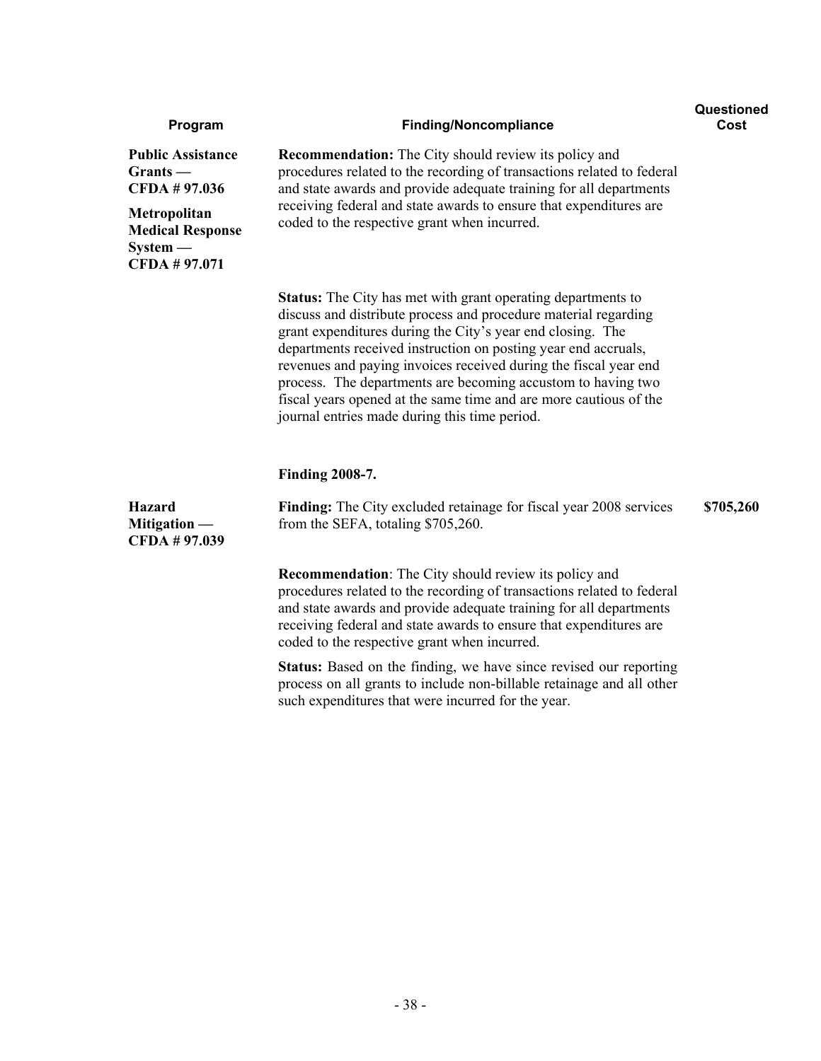| Program | Finding/Noncompliance | Questioned Cost |
|---|---|---|
| **Public Assistance Grants — CFDA # 97.036**<br><br>**Metropolitan Medical Response System — CFDA # 97.071** | **Recommendation:** The City should review its policy and procedures related to the recording of transactions related to federal and state awards and provide adequate training for all departments receiving federal and state awards to ensure that expenditures are coded to the respective grant when incurred. | |
| | **Status:** The City has met with grant operating departments to discuss and distribute process and procedure material regarding grant expenditures during the City's year end closing. The departments received instruction on posting year end accruals, revenues and paying invoices received during the fiscal year end process. The departments are becoming accustom to having two fiscal years opened at the same time and are more cautious of the journal entries made during this time period. | |
| | **Finding 2008-7.** | |
| **Hazard Mitigation — CFDA # 97.039** | **Finding:** The City excluded retainage for fiscal year 2008 services from the SEFA, totaling $705,260. | **$705,260** |
| | **Recommendation**: The City should review its policy and procedures related to the recording of transactions related to federal and state awards and provide adequate training for all departments receiving federal and state awards to ensure that expenditures are coded to the respective grant when incurred. | |
| | **Status:** Based on the finding, we have since revised our reporting process on all grants to include non-billable retainage and all other such expenditures that were incurred for the year. | |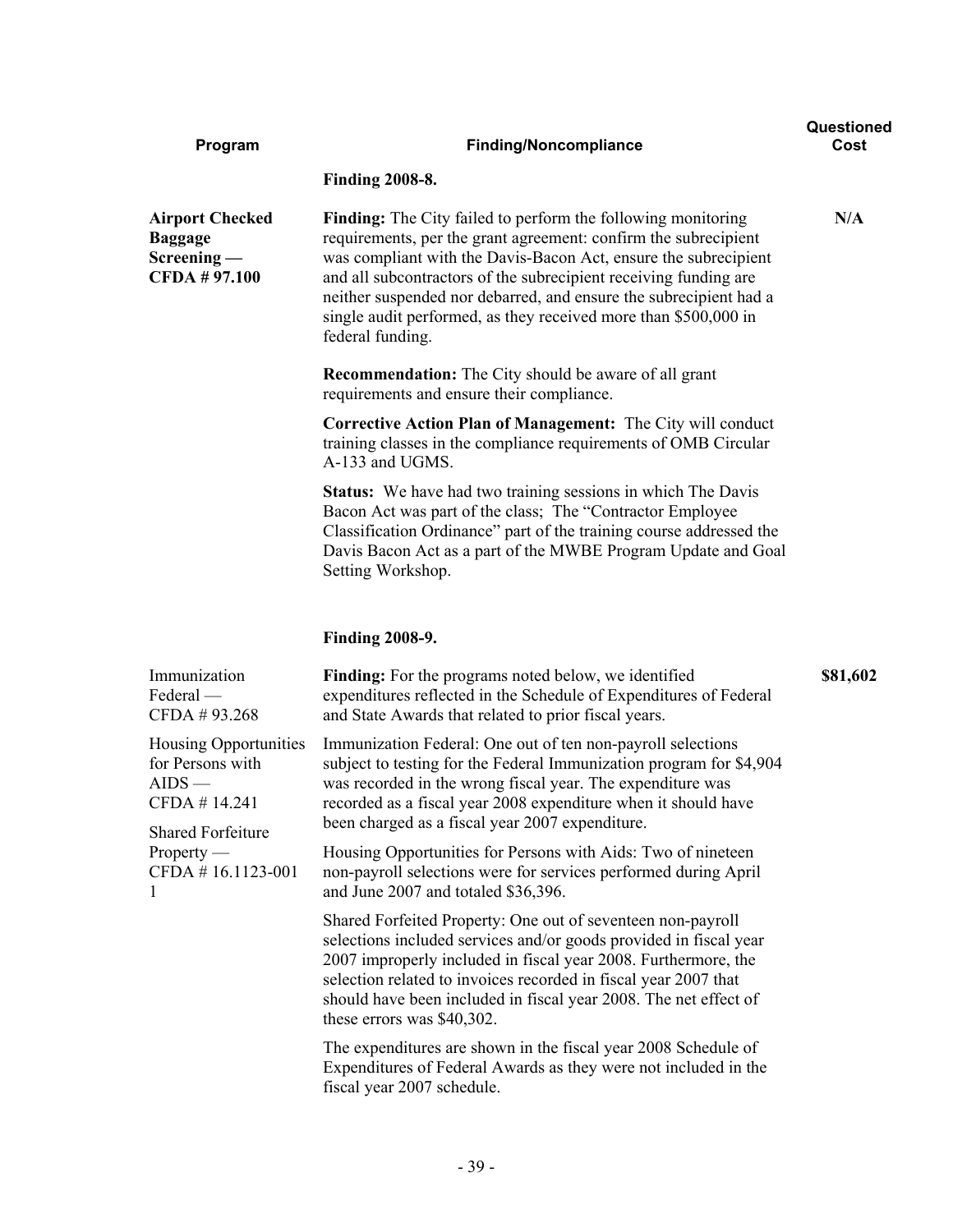| Program | Finding/Noncompliance | Questioned Cost |
|---|---|---|
| | **Finding 2008-8.** | |
| **Airport Checked Baggage Screening — CFDA # 97.100** | **Finding:** The City failed to perform the following monitoring requirements, per the grant agreement: confirm the subrecipient was compliant with the Davis-Bacon Act, ensure the subrecipient and all subcontractors of the subrecipient receiving funding are neither suspended nor debarred, and ensure the subrecipient had a single audit performed, as they received more than $500,000 in federal funding.<br><br>**Recommendation:** The City should be aware of all grant requirements and ensure their compliance.<br><br>**Corrective Action Plan of Management:** The City will conduct training classes in the compliance requirements of OMB Circular A-133 and UGMS.<br><br>**Status:** We have had two training sessions in which The Davis Bacon Act was part of the class; The "Contractor Employee Classification Ordinance" part of the training course addressed the Davis Bacon Act as a part of the MWBE Program Update and Goal Setting Workshop. | **N/A** |
| | **Finding 2008-9.** | |
| Immunization Federal — CFDA # 93.268<br><br>Housing Opportunities for Persons with AIDS — CFDA # 14.241<br><br>Shared Forfeiture Property — CFDA # 16.1123-001 1 | **Finding:** For the programs noted below, we identified expenditures reflected in the Schedule of Expenditures of Federal and State Awards that related to prior fiscal years.<br><br>Immunization Federal: One out of ten non-payroll selections subject to testing for the Federal Immunization program for $4,904 was recorded in the wrong fiscal year. The expenditure was recorded as a fiscal year 2008 expenditure when it should have been charged as a fiscal year 2007 expenditure.<br><br>Housing Opportunities for Persons with Aids: Two of nineteen non-payroll selections were for services performed during April and June 2007 and totaled $36,396.<br><br>Shared Forfeited Property: One out of seventeen non-payroll selections included services and/or goods provided in fiscal year 2007 improperly included in fiscal year 2008. Furthermore, the selection related to invoices recorded in fiscal year 2007 that should have been included in fiscal year 2008. The net effect of these errors was $40,302.<br><br>The expenditures are shown in the fiscal year 2008 Schedule of Expenditures of Federal Awards as they were not included in the fiscal year 2007 schedule. | **$81,602** |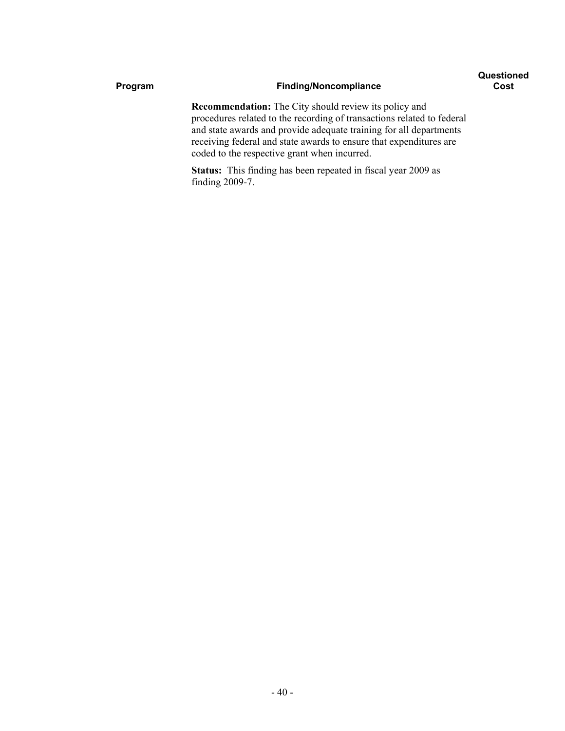| Program | Finding/Noncompliance | Questioned Cost |
|---|---|---|
| | **Recommendation:** The City should review its policy and procedures related to the recording of transactions related to federal and state awards and provide adequate training for all departments receiving federal and state awards to ensure that expenditures are coded to the respective grant when incurred.<br><br>**Status:** This finding has been repeated in fiscal year 2009 as finding 2009-7. | |